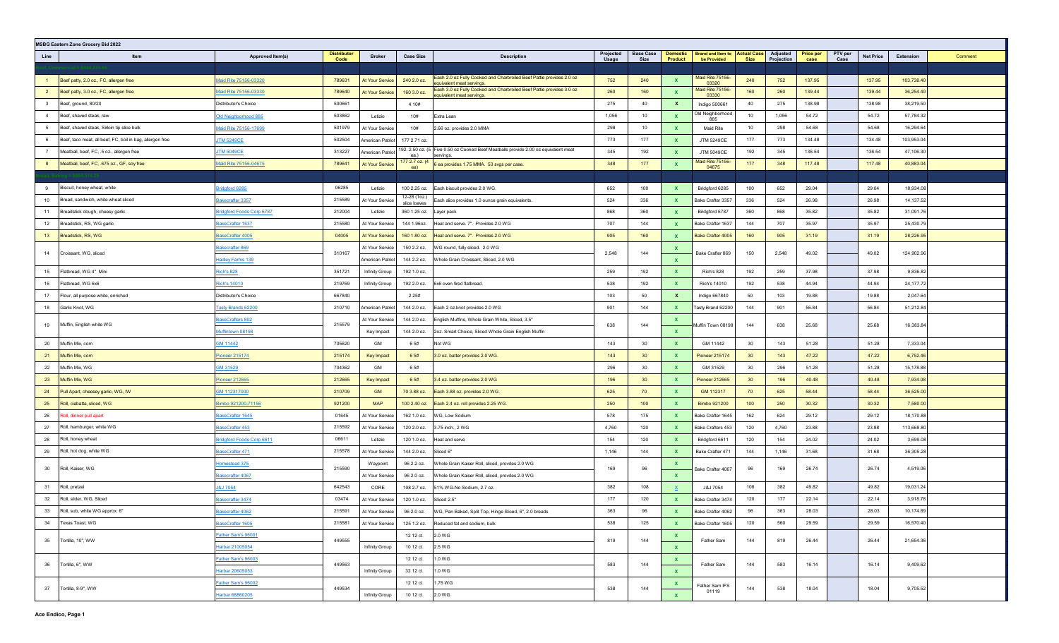**MSBG Eastern Zone Grocery Bid 2022**

| Line | Item | Approved Item(s) | Distributor Code | Broker | Case Size | Description | Projected Usage | Base Case Size | Domestic Product | Brand and Item to be Provided | Actual Case Size | Adjusted Projection | Price per case | PTV per Case | Net Price | Extension | Comment |
|---|---|---|---|---|---|---|---|---|---|---|---|---|---|---|---|---|---|
| | | | | | | | | | | | | | | | | | |
| 1 | Beef patty, 2.0 oz., FC, allergen free | Maid Rite 75156-03320 | 789631 | At Your Service | 240 2.0 oz. | Each 2.0 oz Fully Cooked and Charbroiled Beef Pattie provides 2.0 oz equivalent meat servings. | 752 | 240 | X | Maid Rite 75156-03320 | 240 | 752 | 137.95 | | 137.95 | 103,738.40 | |
| 2 | Beef patty, 3.0 oz., FC, allergen free | Maid Rite 75156-03330 | 789640 | At Your Service | 160 3.0 oz. | Each 3.0 oz Fully Cooked and Charbroiled Beef Pattie provides 3.0 oz equivalent meat servings. | 260 | 160 | X | Maid Rite 75156-03330 | 160 | 260 | 139.44 | | 139.44 | 36,254.40 | |
| 3 | Beef, ground, 80/20 | Distributor's Choice | 500661 | | 4 10# | | 275 | 40 | X | Indigo 500661 | 40 | 275 | 138.98 | | 138.98 | 38,219.50 | |
| 4 | Beef, shaved steak, raw | Old Neighborhood 885 | 503862 | Letizio | 10# | Extra Lean | 1,056 | 10 | X | Old Neighborhood 885 | 10 | 1,056 | 54.72 | | 54.72 | 57,784.32 | |
| 5 | Beef, shaved steak, Sirloin tip slice bulk | Maid Rite 75156-17899 | 501979 | At Your Service | 10# | 2.66 oz. provides 2.0 MMA | 298 | 10 | X | Maid Rite | 10 | 298 | 54.68 | | 54.68 | 16,294.64 | |
| 6 | Beef, taco meat, all beef, FC, boil in bag, allergen free | JTM 5249CE | 502504 | American Patriot | 177 2.71 oz. | | 773 | 177 | X | JTM 5249CE | 177 | 773 | 134.48 | | 134.48 | 103,953.04 | |
| 7 | Meatball, beef, FC, .5 oz., allergen free | JTM 5049CE | 313227 | American Patriot | 192 2.50 oz. (5 ea.) | Five 0.50 oz Cooked Beef Meatballs provide 2.00 oz equivalent meat servings. | 345 | 192 | X | JTM 5049CE | 192 | 345 | 136.54 | | 136.54 | 47,106.30 | |
| 8 | Meatball, beef, FC, .675 oz., GF, soy free | Maid Rite 75156-04675 | 789641 | At Your Service | 177 2.7 oz. (4 ea) | 6 ea provides 1.75 MMA. 53 svgs per case. | 348 | 177 | X | Maid Rite 75156-04675 | 177 | 348 | 117.48 | | 117.48 | 40,883.04 | |
| | | | | | | | | | | | | | | | | | |
| 9 | Biscuit, honey wheat, white | Bridgford 6285 | 06285 | Letizio | 100 2.25 oz. | Each biscuit provides 2.0 WG. | 652 | 100 | X | Bridgford 6285 | 100 | 652 | 29.04 | | 29.04 | 18,934.08 | |
| 10 | Bread, sandwich, white wheat sliced | Bakecrafter 3357 | 215589 | At Your Service | 12-28 (1oz.) slice loaves | Each slice provides 1.0 ounce grain equivalents. | 524 | 336 | X | Bake Crafter 3357 | 336 | 524 | 26.98 | | 26.98 | 14,137.52 | |
| 11 | Breadstick dough, cheesy garlic | Bridgford Foods Corp 6787 | 212004 | Letizio | 360 1.25 oz. | Layer pack | 868 | 360 | X | Bridgford 6787 | 360 | 868 | 35.82 | | 35.82 | 31,091.76 | |
| 12 | Breadstick, RS, WG garlic | BakeCrafter 1637 | 215580 | At Your Service | 144 1.96oz. | Heat and serve. 7". Provides 2.0 WG | 707 | 144 | X | Bake Crafter 1637 | 144 | 707 | 35.97 | | 35.97 | 25,430.79 | |
| 13 | Breadstick, RS, WG | BakeCrafter 4005 | 04005 | At Your Service | 160 1.80 oz. | Heat and serve. 7". Provides 2.0 WG | 905 | 160 | X | Bake Crafter 4005 | 160 | 905 | 31.19 | | 31.19 | 28,226.95 | |
| 14 | Croissant, WG, sliced | Bakecrafter 869 | 310167 | At Your Service | 150 2.2 oz. | WG round, fully sliced. 2.0 WG | 2,548 | 144 | X | Bake Crafter 869 | 150 | 2,548 | 49.02 | | 49.02 | 124,902.96 | |
| | | Hadley Farms 139 | | American Patriot | 144 2.2 oz. | Whole Grain Croissant, Sliced, 2.0 WG | | | X | | | | | | | | |
| 15 | Flatbread, WG 4" Mini | Rich's 828 | 351721 | Infinity Group | 192 1.0 oz. | | 259 | 192 | X | Rich's 828 | 192 | 259 | 37.98 | | 37.98 | 9,836.82 | |
| 16 | Flatbread, WG 6x6 | Rich's 14010 | 219769 | Infinity Group | 192 2.0 oz. | 6x6 oven fired flatbread. | 538 | 192 | X | Rich's 14010 | 192 | 538 | 44.94 | | 44.94 | 24,177.72 | |
| 17 | Flour, all purpose white, enriched | Distributor's Choice | 667840 | | 2 25# | | 103 | 50 | X | Indigo 667840 | 50 | 103 | 19.88 | | 19.88 | 2,047.64 | |
| 18 | Garlic Knot, WG | Tasty Brands 62200 | 210710 | American Patriot | 144 2.0 oz. | Each 2 oz.knot provides 2.0 WG | 901 | 144 | X | Tasty Brand 62200 | 144 | 901 | 56.84 | | 56.84 | 51,212.84 | |
| 19 | Muffin, English white WG | BakeCrafters 802 | 215579 | At Your Service | 144 2.0 oz. | English Muffins, Whole Grain White, Sliced, 3.5" | 638 | 144 | X | Muffin Town 08198 | 144 | 638 | 25.68 | | 25.68 | 16,383.84 | |
| | | Muffintown 08198 | | Key Impact | 144 2.0 oz. | 2oz. Smart Choice, Sliced Whole Grain English Muffin | | | X | | | | | | | | |
| 20 | Muffin Mix, corn | GM 11442 | 705620 | GM | 6 5# | Not WG | 143 | 30 | X | GM 11442 | 30 | 143 | 51.28 | | 51.28 | 7,333.04 | |
| 21 | Muffin Mix, corn | Pioneer 215174 | 215174 | Key Impact | 6 5# | 3.0 oz. batter provides 2.0 WG. | 143 | 30 | X | Pioneer 215174 | 30 | 143 | 47.22 | | 47.22 | 6,752.46 | |
| 22 | Muffin Mix, WG | GM 31529 | 704362 | GM | 6 5# | | 296 | 30 | X | GM 31529 | 30 | 296 | 51.28 | | 51.28 | 15,178.88 | |
| 23 | Muffin Mix, WG | Pioneer 212665 | 212665 | Key Impact | 6 5# | 3.4 oz. batter provides 2.0 WG | 196 | 30 | X | Pioneer 212665 | 30 | 196 | 40.48 | | 40.48 | 7,934.08 | |
| 24 | Pull Apart, cheesey garlic, WG, IW | GM 112317000 | 210709 | GM | 70 3.88 oz. | Each 3.88 oz. provides 2.0 WG. | 625 | 70 | X | GM 112317 | 70 | 625 | 58.44 | | 58.44 | 36,525.00 | |
| 25 | Roll, ciabatta, sliced, WG | Bimbo 921200-71156 | 921200 | MAP | 100 2.40 oz. | Each 2.4 oz. roll provides 2.25 WG. | 250 | 100 | X | Bimbo 921200 | 100 | 250 | 30.32 | | 30.32 | 7,580.00 | |
| 26 | Roll, dinner pull apart | BakeCrafter 1645 | 01645 | At Your Service | 162 1.0 oz. | WG, Low Sodium | 578 | 175 | X | Bake Crafter 1645 | 162 | 624 | 29.12 | | 29.12 | 18,170.88 | |
| 27 | Roll, hamburger, white WG | BakeCrafter 453 | 215592 | At Your Service | 120 2.0 oz. | 3.75 inch., 2 WG | 4,760 | 120 | X | Bake Crafters 453 | 120 | 4,760 | 23.88 | | 23.88 | 113,668.80 | |
| 28 | Roll, honey wheat | Bridgford Foods Corp 6611 | 06611 | Letizio | 120 1.0 oz. | Heat and serve | 154 | 120 | X | Bridgford 6611 | 120 | 154 | 24.02 | | 24.02 | 3,699.08 | |
| 29 | Roll, hot dog, white WG | BakeCrafter 471 | 215578 | At Your Service | 144 2.0 oz. | Sliced 6" | 1,146 | 144 | X | Bake Crafter 471 | 144 | 1,146 | 31.68 | | 31.68 | 36,305.28 | |
| 30 | Roll, Kaiser, WG | Homestead 375 | 215590 | Waypoint | 96 2.2 oz. | Whole Grain Kaiser Roll, sliced, provdes 2.0 WG | 169 | 96 | X | Bake Crafter 4067 | 96 | 169 | 26.74 | | 26.74 | 4,519.06 | |
| | | Bakecrafter 4067 | | At Your Service | 96 2.0 oz. | Whole Grain Kaiser Roll, sliced, provdes 2.0 WG | | | X | | | | | | | | |
| 31 | Roll, pretzel | J&J 7054 | 642543 | CORE | 108 2.7 oz. | 51% WG-No Sodium, 2.7 oz. | 382 | 108 | X | J&J 7054 | 108 | 382 | 49.82 | | 49.82 | 19,031.24 | |
| 32 | Roll, slider, WG, Sliced | Bakecrafter 3474 | 03474 | At Your Service | 120 1.0 oz. | Sliced 2.5" | 177 | 120 | X | Bake Crafter 3474 | 120 | 177 | 22.14 | | 22.14 | 3,918.78 | |
| 33 | Roll, sub, white WG approx. 6" | Bakecrafter 4062 | 215591 | At Your Service | 96 2.0 oz. | WG, Pan Baked, Split Top, Hinge Sliced, 6", 2.0 breads | 363 | 96 | X | Bake Crafter 4062 | 96 | 363 | 28.03 | | 28.03 | 10,174.89 | |
| 34 | Texas Toast, WG | BakeCrafter 1605 | 215581 | At Your Service | 125 1.2 oz. | Reduced fat and sodium, bulk | 538 | 125 | X | Bake Crafter 1605 | 120 | 560 | 29.59 | | 29.59 | 16,570.40 | |
| 35 | Tortilla, 10", WW | Father Sam's 96001 | 449555 | | 12 12 ct. | 2.0 WG | 819 | 144 | X | Father Sam | 144 | 819 | 26.44 | | 26.44 | 21,654.36 | |
| | | Harbar 21005054 | | Infinity Group | 10 12 ct. | 2.5 WG | | | X | | | | | | | | |
| 36 | Tortilla, 6", WW | Father Sam's 96003 | 449563 | | 12 12 ct. | 1.0 WG | 583 | 144 | X | Father Sam | 144 | 583 | 16.14 | | 16.14 | 9,409.62 | |
| | | Harbar 20605053 | | Infinity Group | 32 12 ct. | 1.0 WG | | | X | | | | | | | | |
| 37 | Tortilla, 8-9", WW | Father Sam's 96002 | 449534 | | 12 12 ct. | 1.75 WG | 538 | 144 | X | Father Sam IFS 01119 | 144 | 538 | 18.04 | | 18.04 | 9,705.52 | |
| | | Harbar 68860205 | | Infinity Group | 10 12 ct. | 2.0 WG | | | X | | | | | | | | |

Ace Endico, Page 1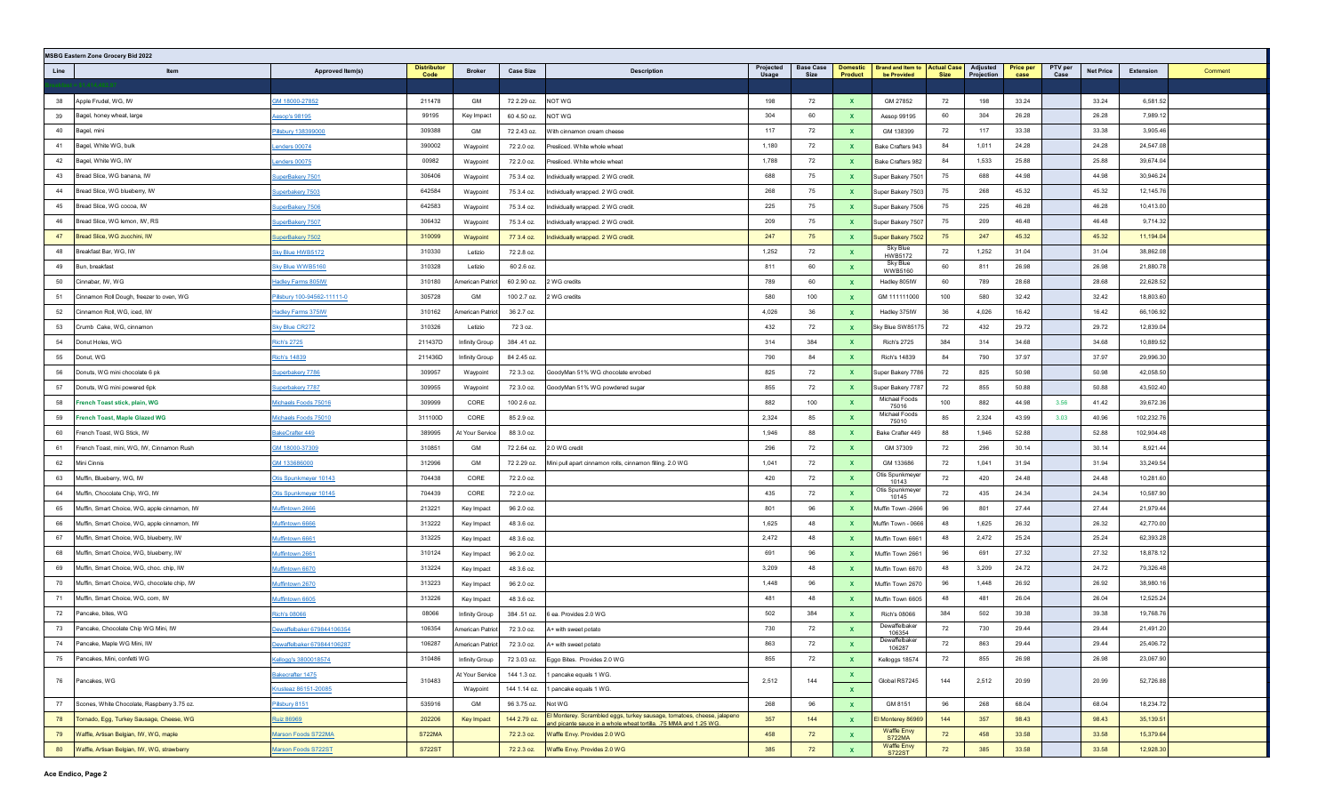## MSBG Eastern Zone Grocery Bid 2022

| Line | Item | Approved Item(s) | Distributor Code | Broker | Case Size | Description | Projected Usage | Base Case Size | Domestic Product | Brand and Item to be Provided | Actual Case Size | Adjusted Projection | Price per case | PTV per Case | Net Price | Extension | Comment |
|---|---|---|---|---|---|---|---|---|---|---|---|---|---|---|---|---|---|
| 38 | Apple Frudel, WG, IW | GM 18000-27852 | 211478 | GM | 72 2.29 oz. | NOT WG | 198 | 72 | X | GM 27852 | 72 | 198 | 33.24 | | 33.24 | 6,581.52 | |
| 39 | Bagel, honey wheat, large | Aesop's 98195 | 99195 | Key Impact | 60 4.50 oz. | NOT WG | 304 | 60 | X | Aesop 99195 | 60 | 304 | 26.28 | | 26.28 | 7,989.12 | |
| 40 | Bagel, mini | Pillsbury 138399000 | 309388 | GM | 72 2.43 oz. | With cinnamon cream cheese | 117 | 72 | X | GM 138399 | 72 | 117 | 33.38 | | 33.38 | 3,905.46 | |
| 41 | Bagel, White WG, bulk | Lenders 00074 | 390002 | Waypoint | 72 2.0 oz. | Presliced. White whole wheat | 1,180 | 72 | X | Bake Crafters 943 | 84 | 1,011 | 24.28 | | 24.28 | 24,547.08 | |
| 42 | Bagel, White WG, IW | Lenders 00075 | 00982 | Waypoint | 72 2.0 oz. | Presliced. White whole wheat | 1,788 | 72 | X | Bake Crafters 982 | 84 | 1,533 | 25.88 | | 25.88 | 39,674.04 | |
| 43 | Bread Slice, WG banana, IW | SuperBakery 7501 | 306406 | Waypoint | 75 3.4 oz. | Individually wrapped. 2 WG credit. | 688 | 75 | X | Super Bakery 7501 | 75 | 688 | 44.98 | | 44.98 | 30,946.24 | |
| 44 | Bread Slice, WG blueberry, IW | Superbakery 7503 | 642584 | Waypoint | 75 3.4 oz. | Individually wrapped. 2 WG credit. | 268 | 75 | X | Super Bakery 7503 | 75 | 268 | 45.32 | | 45.32 | 12,145.76 | |
| 45 | Bread Slice, WG cocoa, IW | SuperBakery 7506 | 642583 | Waypoint | 75 3.4 oz. | Individually wrapped. 2 WG credit. | 225 | 75 | X | Super Bakery 7506 | 75 | 225 | 46.28 | | 46.28 | 10,413.00 | |
| 46 | Bread Slice, WG lemon, IW, RS | SuperBakery 7507 | 306432 | Waypoint | 75 3.4 oz. | Individually wrapped. 2 WG credit. | 209 | 75 | X | Super Bakery 7507 | 75 | 209 | 46.48 | | 46.48 | 9,714.32 | |
| 47 | Bread Slice, WG zucchini, IW | SuperBakery 7502 | 310099 | Waypoint | 77 3.4 oz. | Individually wrapped. 2 WG credit. | 247 | 75 | X | Super Bakery 7502 | 75 | 247 | 45.32 | | 45.32 | 11,194.04 | |
| 48 | Breakfast Bar, WG, IW | Sky Blue HWB5172 | 310330 | Letizio | 72 2.8 oz. | | 1,252 | 72 | X | Sky Blue HWB5172 | 72 | 1,252 | 31.04 | | 31.04 | 38,862.08 | |
| 49 | Bun, breakfast | Sky Blue WWB5160 | 310328 | Letizio | 60 2.6 oz. | | 811 | 60 | X | Sky Blue WWB5160 | 60 | 811 | 26.98 | | 26.98 | 21,880.78 | |
| 50 | Cinnabar, IW, WG | Hadley Farms 805IW | 310180 | American Patriot | 60 2.90 oz. | 2 WG credits | 789 | 60 | X | Hadley 805IW | 60 | 789 | 28.68 | | 28.68 | 22,628.52 | |
| 51 | Cinnamon Roll Dough, freezer to oven, WG | Pillsbury 100-94562-11111-0 | 305728 | GM | 100 2.7 oz. | 2 WG credits | 580 | 100 | X | GM 111111000 | 100 | 580 | 32.42 | | 32.42 | 18,803.60 | |
| 52 | Cinnamon Roll, WG, iced, IW | Hadley Farms 375IW | 310162 | American Patriot | 36 2.7 oz. | | 4,026 | 36 | X | Hadley 375IW | 36 | 4,026 | 16.42 | | 16.42 | 66,106.92 | |
| 53 | Crumb Cake, WG, cinnamon | Sky Blue CR272 | 310326 | Letizio | 72 3 oz. | | 432 | 72 | X | Sky Blue SW85175 | 72 | 432 | 29.72 | | 29.72 | 12,839.04 | |
| 54 | Donut Holes, WG | Rich's 2725 | 211437D | Infinity Group | 384 .41 oz. | | 314 | 384 | X | Rich's 2725 | 384 | 314 | 34.68 | | 34.68 | 10,889.52 | |
| 55 | Donut, WG | Rich's 14839 | 211436D | Infinity Group | 84 2.45 oz. | | 790 | 84 | X | Rich's 14839 | 84 | 790 | 37.97 | | 37.97 | 29,996.30 | |
| 56 | Donuts, WG mini chocolate 6 pk | Superbakery 7786 | 309957 | Waypoint | 72 3.3 oz. | GoodyMan 51% WG chocolate enrobed | 825 | 72 | X | Super Bakery 7786 | 72 | 825 | 50.98 | | 50.98 | 42,058.50 | |
| 57 | Donuts, WG mini powered 6pk | Superbakery 7787 | 309955 | Waypoint | 72 3.0 oz. | GoodyMan 51% WG powdered sugar | 855 | 72 | X | Super Bakery 7787 | 72 | 855 | 50.88 | | 50.88 | 43,502.40 | |
| 58 | French Toast stick, plain, WG | Michaels Foods 75016 | 309999 | CORE | 100 2.8 oz. | | 882 | 100 | X | Michael Foods 75016 | 100 | 882 | 44.98 | 3.56 | 41.42 | 39,672.36 | |
| 59 | French Toast, Maple Glazed WG | Michaels Foods 75010 | 311100D | CORE | 85 2.9 oz. | | 2,324 | 85 | X | Michael Foods 75010 | 85 | 2,324 | 43.99 | 3.03 | 40.96 | 102,232.76 | |
| 60 | French Toast, WG Stick, IW | BakeCrafter 449 | 389995 | At Your Service | 88 3.0 oz. | | 1,946 | 88 | X | Bake Crafter 449 | 88 | 1,946 | 52.88 | | 52.88 | 102,904.48 | |
| 61 | French Toast, mini, WG, IW, Cinnamon Rush | GM 18000-37309 | 310851 | GM | 72 2.64 oz. | 2.0 WG credit | 296 | 72 | X | GM 37309 | 72 | 296 | 30.14 | | 30.14 | 8,921.44 | |
| 62 | Mini Cinnis | GM 133686000 | 312996 | GM | 72 2.29 oz. | Mini pull apart cinnamon rolls, cinnamon filling. 2.0 WG | 1,041 | 72 | X | GM 133686 | 72 | 1,041 | 31.94 | | 31.94 | 33,249.54 | |
| 63 | Muffin, Blueberry, WG, IW | Otis Spunkmeyer 10143 | 704438 | CORE | 72 2.0 oz. | | 420 | 72 | X | Otis Spunkmeyer 10143 | 72 | 420 | 24.48 | | 24.48 | 10,281.60 | |
| 64 | Muffin, Chocolate Chip, WG, IW | Otis Spunkmeyer 10145 | 704439 | CORE | 72 2.0 oz. | | 435 | 72 | X | Otis Spunkmeyer 10145 | 72 | 435 | 24.34 | | 24.34 | 10,587.90 | |
| 65 | Muffin, Smart Choice, WG, apple cinnamon, IW | Muffintown 2666 | 213221 | Key Impact | 96 2.0 oz. | | 801 | 96 | X | Muffin Town -2666 | 96 | 801 | 27.44 | | 27.44 | 21,979.44 | |
| 66 | Muffin, Smart Choice, WG, apple cinnamon, IW | Muffintown 6666 | 313222 | Key Impact | 48 3.6 oz. | | 1,625 | 48 | X | Muffin Town -0666 | 48 | 1,625 | 26.32 | | 26.32 | 42,770.00 | |
| 67 | Muffin, Smart Choice, WG, blueberry, IW | Muffintown 6661 | 313225 | Key Impact | 48 3.6 oz. | | 2,472 | 48 | X | Muffin Town 6661 | 48 | 2,472 | 25.24 | | 25.24 | 62,393.28 | |
| 68 | Muffin, Smart Choice, WG, blueberry, IW | Muffintown 2661 | 310124 | Key Impact | 96 2.0 oz. | | 691 | 96 | X | Muffin Town 2661 | 96 | 691 | 27.32 | | 27.32 | 18,878.12 | |
| 69 | Muffin, Smart Choice, WG, choc. chip, IW | Muffintown 6670 | 313224 | Key Impact | 48 3.6 oz. | | 3,209 | 48 | X | Muffin Town 6670 | 48 | 3,209 | 24.72 | | 24.72 | 79,326.48 | |
| 70 | Muffin, Smart Choice, WG, chocolate chip, IW | Muffintown 2670 | 313223 | Key Impact | 96 2.0 oz. | | 1,448 | 96 | X | Muffin Town 2670 | 96 | 1,448 | 26.92 | | 26.92 | 38,980.16 | |
| 71 | Muffin, Smart Choice, WG, corn, IW | Muffintown 6605 | 313226 | Key Impact | 48 3.6 oz. | | 481 | 48 | X | Muffin Town 6605 | 48 | 481 | 26.04 | | 26.04 | 12,525.24 | |
| 72 | Pancake, bites, WG | Rich's 08066 | 08066 | Infinity Group | 384 .51 oz. | 6 ea. Provides 2.0 WG | 502 | 384 | X | Rich's 08066 | 384 | 502 | 39.38 | | 39.38 | 19,768.76 | |
| 73 | Pancake, Chocolate Chip WG Mini, IW | Dewafflebaker 679844106354 | 106354 | American Patriot | 72 3.0 oz. | A+ with sweet potato | 730 | 72 | X | Dewafflebaker 106354 | 72 | 730 | 29.44 | | 29.44 | 21,491.20 | |
| 74 | Pancake, Maple WG Mini, IW | Dewafflebaker 679844106287 | 106287 | American Patriot | 72 3.0 oz. | A+ with sweet potato | 863 | 72 | X | Dewafflebaker 106287 | 72 | 863 | 29.44 | | 29.44 | 25,406.72 | |
| 75 | Pancakes, Mini, confetti WG | Kellogg's 3800018574 | 310486 | Infinity Group | 72 3.03 oz. | Eggo Bites. Provides 2.0 WG | 855 | 72 | X | Kelloggs 18574 | 72 | 855 | 26.98 | | 26.98 | 23,067.90 | |
| 76 | Pancakes, WG | Bakecrafter 1475 | 310483 | At Your Service | 144 1.3 oz. | 1 pancake equals 1 WG. | 2,512 | 144 | X | Global RS7245 | 144 | 2,512 | 20.99 | | 20.99 | 52,726.88 | |
| | | Krusteaz 86151-20085 | | Waypoint | 144 1.14 oz. | 1 pancake equals 1 WG. | | | X | | | | | | | | |
| 77 | Scones, White Chocolate, Raspberry 3.75 oz. | Pillsbury 8151 | 535916 | GM | 96 3.75 oz. | Not WG | 268 | 96 | X | GM 8151 | 96 | 268 | 68.04 | | 68.04 | 18,234.72 | |
| 78 | Tornado, Egg, Turkey Sausage, Cheese, WG | Ruiz 86969 | 202206 | Key Impact | 144 2.79 oz. | El Monterey. Scrambled eggs, turkey sausage, tomatoes, cheese, jalapeno and picante sauce in a whole wheat tortilla. .75 MMA and 1.25 WG. | 357 | 144 | X | El Monterey 86969 | 144 | 357 | 98.43 | | 98.43 | 35,139.51 | |
| 79 | Waffle, Artisan Belgian, IW, WG, maple | Marson Foods S722MA | S722MA | | 72 2.3 oz. | Waffle Envy. Provides 2.0 WG | 458 | 72 | X | Waffle Envy S722MA | 72 | 458 | 33.58 | | 33.58 | 15,379.64 | |
| 80 | Waffle, Artisan Belgian, IW, WG, strawberry | Marson Foods S722ST | S722ST | | 72 2.3 oz. | Waffle Envy. Provides 2.0 WG | 385 | 72 | X | Waffle Envy S722ST | 72 | 385 | 33.58 | | 33.58 | 12,928.30 | |

Ace Endico, Page 2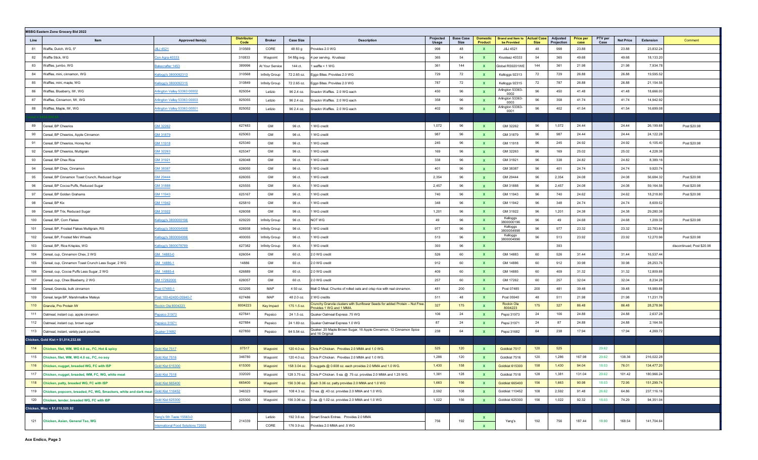**MSBG Eastern Zone Grocery Bid 2022**

| Line | Item | Approved Item(s) | Distributor Code | Broker | Case Size | Description | Projected Usage | Base Case Size | Domestic Product | Brand and Item to be Provided | Actual Case Size | Adjusted Projection | Price per case | PTV per Case | Net Price | Extension | Comment |
|---|---|---|---|---|---|---|---|---|---|---|---|---|---|---|---|---|---|
| 81 | Waffle, Dutch, WG, 5" | J&J 4521 | 310569 | CORE | 48 83 g | Provides 2.0 WG | 998 | 48 | X | J&J 4521 | 48 | 998 | 23.88 | | 23.88 | 23,832.24 | |
| 82 | Waffle Stick, WG | Con Agra 40333 | 310833 | Waypoint | 54 88g svg. | 4 per serving. Krusteaz | 365 | 54 | X | Krusteaz 40333 | 54 | 365 | 49.68 | | 49.68 | 18,133.20 | |
| 83 | Waffles, jumbo, WG | Bakecrafter 1453 | 389996 | At Your Service | 144 ct. | 1 waffle = 1 WG | 361 | 144 | X | Global RS9201WE | 144 | 361 | 21.98 | | 21.98 | 7,934.78 | |
| 84 | Waffles, mini, cinnamon, WG | Kellogg's 3800092313 | 310568 | Infinity Group | 72 2.65 oz. | Eggo Bites. Provides 2.0 WG | 729 | 72 | X | Kelloggs 92313 | 72 | 729 | 26.88 | | 26.88 | 19,595.52 | |
| 85 | Waffles, mini, maple, WG | Kellogg's 3800092315 | 310849 | Infinity Group | 72 2.65 oz. | Eggo Bites. Provides 2.0 WG | 787 | 72 | X | Kelloggs 92315 | 72 | 787 | 26.88 | | 26.88 | 21,154.56 | |
| 86 | Waffles, Blueberry, IW, WG | Arlington Valley 53363 00002 | 825054 | Lefizio | 96 2.4 oz. | Snackn Waffles. 2.0 WG each | 450 | 96 | X | Arlington 53363-0002 | 96 | 450 | 41.48 | | 41.48 | 18,666.00 | |
| 87 | Waffles, Cinnamon, IW, WG | Arlington Valley 53363 00003 | 825055 | Lefizio | 96 2.4 oz. | Snackn Waffles. 2.0 WG each | 358 | 96 | X | Arlington 53363-0003 | 96 | 358 | 41.74 | | 41.74 | 14,942.92 | |
| 88 | Waffles, Maple, IW, WG | Arlington Valley 53363 00001 | 825052 | Lefizio | 96 2.4 oz. | Snackn Waffles. 2.0 WG each | 402 | 96 | X | Arlington 53363-0001 | 96 | 402 | 41.54 | | 41.54 | 16,699.08 | |
| 89 | Cereal, BP Cheerios | GM 32262 | 627483 | GM | 96 ct. | 1 WG credit | 1,072 | 96 | X | GM 32262 | 96 | 1,072 | 24.44 | | 24.44 | 26,199.68 | Post $20.98 |
| 90 | Cereal, BP Cheerios, Apple Cinnamon | GM 31879 | 625063 | GM | 96 ct. | 1 WG credit | 987 | 96 | X | GM 31879 | 96 | 987 | 24.44 | | 24.44 | 24,122.28 | |
| 91 | Cereal, BP Cheerios, Honey Nut | GM 11918 | 625340 | GM | 96 ct. | 1 WG credit | 245 | 96 | X | GM 11918 | 96 | 245 | 24.92 | | 24.92 | 6,105.40 | Post $20.98 |
| 92 | Cereal, BP Cheerios, Multigrain | GM 32263 | 625347 | GM | 96 ct. | 1 WG credit | 169 | 96 | X | GM 32263 | 96 | 169 | 25.02 | | 25.02 | 4,228.38 | |
| 93 | Cereal, BP Chex Rice | GM 31921 | 626048 | GM | 96 ct. | 1 WG credit | 338 | 96 | X | GM 31921 | 96 | 338 | 24.82 | | 24.82 | 8,389.16 | |
| 94 | Cereal, BP Chex, Cinnamon | GM 38387 | 626050 | GM | 96 ct. | 1 WG credit | 401 | 96 | X | GM 38387 | 96 | 401 | 24.74 | | 24.74 | 9,920.74 | |
| 95 | Cereal, BP Cinnamon Toast Crunch, Reduced Sugar | GM 29444 | 626055 | GM | 96 ct. | 1 WG credit | 2,354 | 96 | X | GM 29444 | 96 | 2,354 | 24.08 | | 24.08 | 56,684.32 | Post $20.98 |
| 96 | Cereal, BP Cocoa Puffs, Reduced Sugar | GM 31888 | 625555 | GM | 96 ct. | 1 WG credit | 2,457 | 96 | X | GM 31888 | 96 | 2,457 | 24.08 | | 24.08 | 59,164.56 | Post $20.98 |
| 97 | Cereal, BP Golden Grahams | GM 11943 | 625167 | GM | 96 ct. | 1 WG credit | 740 | 96 | X | GM 11943 | 96 | 740 | 24.62 | | 24.62 | 18,218.80 | Post $20.98 |
| 98 | Cereal, BP Kix | GM 11942 | 625810 | GM | 96 ct. | 1 WG credit | 348 | 96 | X | GM 11942 | 96 | 348 | 24.74 | | 24.74 | 8,609.52 | |
| 99 | Cereal, BP Trix, Reduced Sugar | GM 31922 | 626058 | GM | 96 ct. | 1 WG credit | 1,201 | 96 | X | GM 31922 | 96 | 1,201 | 24.38 | | 24.38 | 29,280.38 | |
| 100 | Cereal, BP, Corn Flakes | Kellogg's 3800000196 | 629220 | Infinity Group | 96 ct. | NOT WG | 49 | 96 | X | Kelloggs 3800000196 | 96 | 49 | 24.68 | | 24.68 | 1,209.32 | Post $20.98 |
| 101 | Cereal, BP, Frosted Flakes Multigrain, RS | Kellogg's 3800054998 | 626938 | Infinity Group | 96 ct. | 1 WG credit | 977 | 96 | X | Kelloggs 3800054998 | 96 | 977 | 23.32 | | 23.32 | 22,783.64 | |
| 102 | Cereal, BP, Frosted Mini Wheats | Kellogg's 3800004996 | 400055 | Infinity Group | 96 ct. | 1 WG credit | 513 | 96 | X | Kelloggs 3800004996 | 96 | 513 | 23.92 | | 23.92 | 12,270.96 | Post $20.98 |
| 103 | Cereal, BP, Rice Krispies, WG | Kellogg's 3800078789 | 627382 | Infinity Group | 96 ct. | 1 WG credit | 393 | 96 | X | | | 393 | | | | | discontinued; Post $20.98 |
| 104 | Cereal, cup, Cinnamon Chex, 2 WG | GM 14883-0 | 626054 | GM | 60 ct. | 2.0 WG credit | 526 | 60 | X | GM 14883 | 60 | 526 | 31.44 | | 31.44 | 16,537.44 | |
| 105 | Cereal, cup, Cinnamon Toast Crunch Less Sugar, 2 WG | GM 14886-1 | 14886 | GM | 60 ct. | 2.0 WG credit | 912 | 60 | X | GM 14886 | 60 | 912 | 30.98 | | 30.98 | 28,253.76 | |
| 106 | Cereal, cup, Cocoa Puffs Less Sugar, 2 WG | GM 14885-4 | 626889 | GM | 60 ct. | 2.0 WG credit | 409 | 60 | X | GM 14885 | 60 | 409 | 31.32 | | 31.32 | 12,809.88 | |
| 107 | Cereal, cup, Chex Blueberry, 2 WG | GM 17262000 | 626057 | GM | 60 ct. | 2.0 WG credit | 257 | 60 | X | GM 17262 | 60 | 257 | 32.04 | | 32.04 | 8,234.28 | |
| 108 | Cereal, Granola, bulk cinnamon | Post 07485-1 | 623295 | MAP | 4 50 oz. | Malt O Meal. Chunks of rolled oats and crisp rice with real cinnamon. | 481 | 200 | X | Post 07485 | 200 | 481 | 39.48 | | 39.48 | 18,989.88 | |
| 109 | Cereal, large BP, Marshmallow Mateys | Post 100-42400-05940-7 | 627486 | MAP | 48 2.0 oz. | 2 WG credits | 511 | 48 | X | Post 05940 | 48 | 511 | 21.98 | | 21.98 | 11,231.78 | |
| 110 | Granola, Pro Protein IW | Rockin Ola 8004223 | 8004223 | Key Impact | 175 1.5 oz. | Crunchy Granola clusters with Sunflower Seeds for added Protein – Nut Free. Provides 1 WG and 1 MMA. | 327 | 175 | X | Rockin Ola 8004223 | 175 | 327 | 86.48 | | 86.48 | 28,278.96 | |
| 111 | Oatmeal, instant cup, apple cinnamon | Pepsico 31973 | 627841 | Pepsico | 24 1.5 oz. | Quaker Oatmeal Express .75 WG | 106 | 24 | X | Pepsi 31973 | 24 | 106 | 24.88 | | 24.88 | 2,637.28 | |
| 112 | Oatmeal, instant cup, brown sugar | Pepsico 31971 | 627884 | Pepsico | 24 1.69 oz. | Quaker Oatmeal Express 1.0 WG | 87 | 24 | X | Pepsi 31971 | 24 | 87 | 24.88 | | 24.88 | 2,164.56 | |
| 113 | Oatmeal, instant, variety pack pouches | Quaker 31682 | 627850 | Pepsico | 64 5.54 oz. | Quaker: 20 Maple Brown Sugar, 16 Apple Cinnamon, 12 Cinnamon Spice and 16 Original | 238 | 64 | X | Pepsi 31682 | 64 | 238 | 17.94 | | 17.94 | 4,269.72 | |
| **Chicken, Gold Kist = $1,014,232.66** | | | | | | | | | | | | | | | | | |
| 114 | Chicken, filet, WM, WG 4.0 oz., FC, Hot & spicy | Gold Kist 7517 | 07517 | Waypoint | 120 4.0 oz. | Chris P.Chicken. Provides 2.0 MMA and 1.0 WG. | 525 | 120 | X | Goldkist 7517 | 120 | 525 | | 29.62 | | | |
| 115 | Chicken, filet, WM, WG 4.0 oz., FC, no soy | Gold Kist 7516 | 346780 | Waypoint | 120 4.0 oz. | Chris P.Chicken. Provides 2.0 MMA and 1.0 WG. | 1,286 | 120 | X | Goldkist 7516 | 120 | 1,286 | 167.98 | 29.62 | 138.36 | 216,022.28 | |
| 116 | Chicken, nugget, breaded WG, FC with ISP | Gold Kist 615300 | 615300 | Waypoint | 158 3.04 oz. | 5 nuggets @ 0.608 oz. each provides 2.0 MMA and 1.0 WG. | 1,430 | 158 | X | Goldkist 615300 | 158 | 1,430 | 94.04 | 18.03 | 76.01 | 134,477.20 | |
| 117 | Chicken, nugget, breaded, WM, FC, WG, white meat | Gold Kist 7518 | 332020 | Waypoint | 128 3.75 oz. | Chris P Chicken. 5 ea. @ .75 oz. provides 2.0 MMA and 1.25 WG. | 1,381 | 128 | X | Goldkist 7518 | 128 | 1,381 | 131.04 | 29.62 | 101.42 | 180,966.24 | |
| 118 | Chicken, patty, breaded WG, FC with ISP | Gold Kist 665400 | 665400 | Waypoint | 156 3.06 oz. | Each 3.06 oz. patty provides 2.0 MMA and 1.0 WG | 1,663 | 156 | X | Goldkist 665400 | 156 | 1,663 | 90.98 | 18.03 | 72.95 | 151,299.74 | |
| 119 | Chicken, popcorn, breaded, FC, WG, Smackers, white and dark meat | Gold Kist 110452 | 346323 | Waypoint | 108 4.3 oz. | 10 ea. @ .43 oz. provides 2.0 MMA and 1.0 WG. | 2,592 | 108 | X | Goldkist 110452 | 108 | 2,592 | 91.48 | 26.62 | 64.86 | 237,116.16 | |
| 120 | Chicken, tender, breaded WG, FC with ISP | Gold Kist 625300 | 625300 | Waypoint | 156 3.06 oz. | 3 ea. @ 1.02 oz. provides 2.0 MMA and 1.0 WG | 1,022 | 156 | X | Goldkist 625300 | 156 | 1,022 | 92.32 | 18.03 | 74.29 | 94,351.04 | |
| **Chicken, Misc = $1,010,520.92** | | | | | | | | | | | | | | | | | |
| 121 | Chicken, Asian, General Tso, WG | Yang's 5th Taste 15563-0 | 214339 | Lefizio | 192 3.6 oz. | Smart Snack Entree. Provides 2.0 MMA | 756 | 192 | X | Yang's | 192 | 756 | 187.44 | 18.90 | 168.54 | 141,704.64 | |
| | | International Food Solutions 72003 | | CORE | 176 3.9 oz. | Provides 2.0 MMA and .5 WG | | | X | | | | | | | | |

Ace Endico, Page 3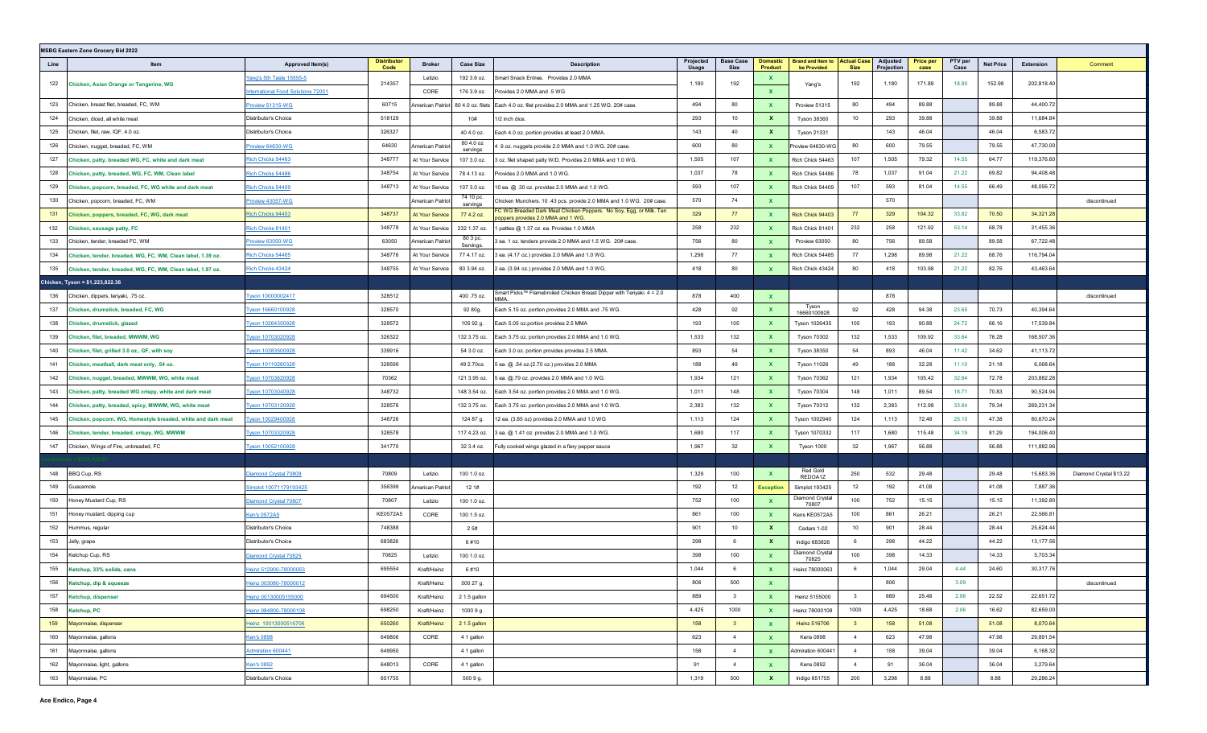## MSBG Eastern Zone Grocery Bid 2022

| Line | Item | Approved Item(s) | Distributor Code | Broker | Case Size | Description | Projected Usage | Base Case Size | Domestic Product | Brand and Item to be Provided | Actual Case Size | Adjusted Projection | Price per case | PTV per Case | Net Price | Extension | Comment |
|---|---|---|---|---|---|---|---|---|---|---|---|---|---|---|---|---|---|
| 122 | Chicken, Asian Orange or Tangerine, WG | Yang's 5th Taste 15555-5 | 214357 | Letizio | 192 3.6 oz. | Smart Snack Entree. Provides 2.0 MMA | 1,180 | 192 | X | Yang's | 192 | 1,180 | 171.88 | 18.90 | 152.98 | 202,818.40 | |
| | | International Food Solutions 72001 | | CORE | 176 3.9 oz. | Provides 2.0 MMA and .5 WG | | | X | | | | | | | | |
| 123 | Chicken, breast filet, breaded, FC, WM | Proview 51315-WG | 60715 | American Patriot | 80 4.0 oz. filets | Each 4.0 oz. filet provides 2.0 MMA and 1.25 WG. 20# case. | 494 | 80 | X | Proview 51315 | 80 | 494 | 89.88 | | 89.88 | 44,400.72 | |
| 124 | Chicken, diced, all white meat | Distributor's Choice | 518129 | | 10# | 1/2 inch dice. | 293 | 10 | X | Tyson 38360 | 10 | 293 | 39.88 | | 39.88 | 11,684.84 | |
| 125 | Chicken, filet, raw, IQF, 4.0 oz. | Distributor's Choice | 326327 | | 40 4.0 oz. | Each 4.0 oz. portion provides at least 2.0 MMA. | 143 | 40 | X | Tyson 21331 | | 143 | 46.04 | | 46.04 | 6,583.72 | |
| 126 | Chicken, nugget, breaded, FC, WM | Proview 64630-WG | 64630 | American Patriot | 80 4.0 oz servings | 4 .9 oz. nuggets provide 2.0 MMA and 1.0 WG. 20# case. | 600 | 80 | X | Proview 64630-WG | 80 | 600 | 79.55 | | 79.55 | 47,730.00 | |
| 127 | Chicken, patty, breaded WG, FC, white and dark meat | Rich Chicks 54463 | 348777 | At Your Service | 107 3.0 oz. | 3 oz. filet shaped patty W/D. Provides 2.0 MMA and 1.0 WG. | 1,505 | 107 | X | Rich Chick 54463 | 107 | 1,505 | 79.32 | 14.55 | 64.77 | 119,376.60 | |
| 128 | Chicken, patty, breaded, WG, FC, WM, Clean label | Rich Chicks 54486 | 348754 | At Your Service | 78 4.13 oz. | Provides 2.0 MMA and 1.0 WG. | 1,037 | 78 | X | Rich Chick 54486 | 78 | 1,037 | 91.04 | 21.22 | 69.82 | 94,408.48 | |
| 129 | Chicken, popcorn, breaded, FC, WG white and dark meat | Rich Chicks 54409 | 348713 | At Your Service | 107 3.0 oz. | 10 ea. @ .30 oz. provides 2.0 MMA and 1.0 WG. | 593 | 107 | X | Rich Chick 54409 | 107 | 593 | 81.04 | 14.55 | 66.49 | 48,056.72 | |
| 130 | Chicken, popcorn, breaded, FC, WM | Proview 43057-WG | | American Patriot | 74 10 pc. servings | Chicken Munchers. 10 .43 pcs. provide 2.0 MMA and 1.0 WG. 20# case. | 570 | 74 | X | | | 570 | | | | | discontinued |
| 131 | Chicken, poppers, breaded, FC, WG, dark meat | Rich Chicks 94403 | 348737 | At Your Service | 77 4.2 oz. | FC WG Breaded Dark Meat Chicken Poppers. No Soy, Egg, or Milk. Ten poppers provides 2.0 MMA and 1 WG. | 329 | 77 | X | Rich Chick 94403 | 77 | 329 | 104.32 | 33.82 | 70.50 | 34,321.28 | |
| 132 | Chicken, sausage patty, FC | Rich Chicks 81401 | 348778 | At Your Service | 232 1.37 oz. | 1 patties @ 1.37 oz. Provides 1.0 MMA | 258 | 232 | X | Rich Chick 81401 | 232 | 258 | 121.92 | 53.14 | 68.78 | 31,455.36 | |
| 133 | Chicken, tender, breaded FC, WM | Proview 63050-WG | 63050 | American Patriot | 80 3 pc. Servings. | 3 ea. 1 oz. tenders provide 2.0 MMA and 1.5 WG. 20# case. | 756 | 80 | X | Proview 63050 | 80 | 756 | 89.58 | | 89.58 | 67,722.48 | |
| 134 | Chicken, tender, breaded, WG, FC, WM, Clean label, 1.39 oz. | Rich Chicks 54485 | 348776 | At Your Service | 77 4.17 oz. | 3 ea. (4.17 oz.) provides 2.0 MMA and 1.0 WG. | 1,298 | 77 | X | Rich Chick 54485 | 77 | 1,298 | 89.98 | 21.22 | 68.76 | 116,794.04 | |
| 135 | Chicken, tender, breaded, WG, FC, WM, Clean label, 1.97 oz. | Rich Chicks 43424 | 348755 | At Your Service | 80 3.94 oz. | 2 ea. (3.94 oz.) provides 2.0 MMA and 1.0 WG. | 418 | 80 | X | Rich Chick 43424 | 80 | 418 | 103.98 | 21.22 | 82.76 | 43,463.64 | |
| **Chicken, Tyson = $1,223,822.36** | | | | | | | | | | | | | | | | | |
| 136 | Chicken, dippers, teriyaki, .75 oz. | Tyson 10000002417 | 328512 | | 400 .75 oz. | Smart Picks™ Flamebroiled Chicken Breast Dipper with Teriyaki. 4 = 2.0 MMA. | 878 | 400 | X | | | 878 | | | | | discontinued |
| 137 | Chicken, drumstick, breaded, FC, WG | Tyson 16660100928 | 328570 | | 92 80g. | Each 5.15 oz. portion provides 2.0 MMA and .75 WG. | 428 | 92 | X | Tyson 16660100928 | 92 | 428 | 94.38 | 23.65 | 70.73 | 40,394.64 | |
| 138 | Chicken, drumstick, glazed | Tyson 10264350928 | 328572 | | 105 92 g. | Each 5.05 oz.portion provides 2.5 MMA | 193 | 105 | X | Tyson 1026435 | 105 | 193 | 90.88 | 24.72 | 66.16 | 17,539.84 | |
| 139 | Chicken, filet, breaded, MWWM, WG | Tyson 10703020928 | 326322 | | 132 3.75 oz. | Each 3.75 oz. portion provides 2.0 MMA and 1.0 WG. | 1,533 | 132 | X | Tyson 70302 | 132 | 1,533 | 109.92 | 33.64 | 76.28 | 168,507.36 | |
| 140 | Chicken, filet, grilled 3.0 oz., GF, with soy | Tyson 10383500928 | 339916 | | 54 3.0 oz. | Each 3.0 oz. portion provides provides 2.5 MMA. | 893 | 54 | X | Tyson 38350 | 54 | 893 | 46.04 | 11.42 | 34.62 | 41,113.72 | |
| 141 | Chicken, meatball, dark meat only, .54 oz. | Tyson 10110260328 | 328599 | | 49 2.70oz. | 5 ea. @ .54 oz.(2.70 oz.) provides 2.0 MMA | 188 | 49 | X | Tyson 11026 | 49 | 188 | 32.28 | 11.10 | 21.18 | 6,068.64 | |
| 142 | Chicken, nugget, breaded, MWWM, WG, white meat | Tyson 10703620928 | 70362 | | 121 3.95 oz. | 5 ea. @.79 oz. provides 2.0 MMA and 1.0 WG. | 1,934 | 121 | X | Tyson 70362 | 121 | 1,934 | 105.42 | 32.64 | 72.78 | 203,882.28 | |
| 143 | Chicken, patty, breaded WG crispy, white and dark meat | Tyson 10703040928 | 348732 | | 148 3.54 oz. | Each 3.54 oz. portion provides 2.0 MMA and 1.0 WG. | 1,011 | 148 | X | Tyson 70304 | 148 | 1,011 | 89.54 | 18.71 | 70.83 | 90,524.94 | |
| 144 | Chicken, patty, breaded, spicy, MWWM, WG, white meat | Tyson 10703120928 | 328576 | | 132 3.75 oz. | Each 3.75 oz. portion provides 2.0 MMA and 1.0 WG. | 2,383 | 132 | X | Tyson 70312 | 132 | 2,383 | 112.98 | 33.64 | 79.34 | 269,231.34 | |
| 145 | Chicken, popcorn, WG, Homestyle breaded, white and dark meat | Tyson 10029400928 | 348726 | | 124 87 g. | 12 ea. (3.85 oz) provides 2.0 MMA and 1.0 WG | 1,113 | 124 | X | Tyson 1002940 | 124 | 1,113 | 72.48 | 25.10 | 47.38 | 80,670.24 | |
| 146 | Chicken, tender, breaded, crispy, WG, MWWM | Tyson 10703320928 | 328578 | | 117 4.23 oz. | 3 ea. @ 1.41 oz. provides 2.0 MMA and 1.0 WG. | 1,680 | 117 | X | Tyson 1070332 | 117 | 1,680 | 115.48 | 34.19 | 81.29 | 194,006.40 | |
| 147 | Chicken, Wings of Fire, unbreaded, FC | Tyson 10052100928 | 341770 | | 32 3.4 oz. | Fully cooked wings glazed in a fiery pepper sauce | 1,967 | 32 | X | Tyson 1000 | 32 | 1,967 | 56.88 | | 56.88 | 111,882.96 | |
| **Condiments = $385,439.37** | | | | | | | | | | | | | | | | | |
| 148 | BBQ Cup, RS | Diamond Crystal 70809 | 70809 | Letizio | 100 1.0 oz. | | 1,329 | 100 | X | Red Gold REDOA1Z | 250 | 532 | 29.48 | | 29.48 | 15,683.36 | Diamond Crystal $13.22 |
| 149 | Guacamole | Simplot 10071179193425 | 356399 | American Patriot | 12 1# | | 192 | 12 | Exception | Simplot 193425 | 12 | 192 | 41.08 | | 41.08 | 7,887.36 | |
| 150 | Honey Mustard Cup, RS | Diamond Crystal 70807 | 70807 | Letizio | 100 1.0 oz. | | 752 | 100 | X | Diamond Crystal 70807 | 100 | 752 | 15.15 | | 15.15 | 11,392.80 | |
| 151 | Honey mustard, dipping cup | Ken's 0572A5 | KE0572A5 | CORE | 100 1.5 oz. | | 861 | 100 | X | Kens KE0572A5 | 100 | 861 | 26.21 | | 26.21 | 22,566.81 | |
| 152 | Hummus, regular | Distributor's Choice | 748388 | | 2 5# | | 901 | 10 | X | Cedars 1-02 | 10 | 901 | 28.44 | | 28.44 | 25,624.44 | |
| 153 | Jelly, grape | Distributor's Choice | 683826 | | 6 #10 | | 298 | 6 | X | Indigo 683826 | 6 | 298 | 44.22 | | 44.22 | 13,177.56 | |
| 154 | Ketchup Cup, RS | Diamond Crystal 70825 | 70825 | Letizio | 100 1.0 oz. | | 398 | 100 | X | Diamond Crystal 70825 | 100 | 398 | 14.33 | | 14.33 | 5,703.34 | |
| 155 | Ketchup, 33% solids, cans | Heinz 512900-78000063 | 695554 | Kraft/Heinz | 6 #10 | | 1,044 | 6 | X | Heinz 78000063 | 6 | 1,044 | 29.04 | 4.44 | 24.60 | 30,317.76 | |
| 156 | Ketchup, dip & squeeze | Heinz 0013000-78000012 | | Kraft/Heinz | 500 27 g. | | 806 | 500 | X | | | 806 | | 3.09 | | | discontinued |
| 157 | Ketchup, dispenser | Heinz 00130005155000 | 694500 | Kraft/Heinz | 2 1.5 gallon | | 889 | 3 | X | Heinz 5155000 | 3 | 889 | 25.48 | 2.96 | 22.52 | 22,651.72 | |
| 158 | Ketchup, PC | Heinz 984800-78000108 | 698250 | Kraft/Heinz | 1000 9 g. | | 4,425 | 1000 | X | Heinz 78000108 | 1000 | 4,425 | 18.68 | 2.06 | 16.62 | 82,659.00 | |
| 159 | Mayonnaise, dispenser | Heinz 10013000516706 | 650260 | Kraft/Heinz | 2 1.5 gallon | | 158 | 3 | X | Heinz 516706 | 3 | 158 | 51.08 | | 51.08 | 8,070.64 | |
| 160 | Mayonnaise, gallons | Ken's 0898 | 649806 | CORE | 4 1 gallon | | 623 | 4 | X | Kens 0898 | 4 | 623 | 47.98 | | 47.98 | 29,891.54 | |
| 161 | Mayonnaise, gallons | Admiration 600441 | 649950 | | 4 1 gallon | | 158 | 4 | X | Admiration 600441 | 4 | 158 | 39.04 | | 39.04 | 6,168.32 | |
| 162 | Mayonnaise, light, gallons | Ken's 0892 | 648013 | CORE | 4 1 gallon | | 91 | 4 | X | Kens 0892 | 4 | 91 | 36.04 | | 36.04 | 3,279.64 | |
| 163 | Mayonnaise, PC | Distributor's Choice | 651755 | | 500 9 g. | | 1,319 | 500 | X | Indigo 651755 | 200 | 3,298 | 8.88 | | 8.88 | 29,286.24 | |

Ace Endico, Page 4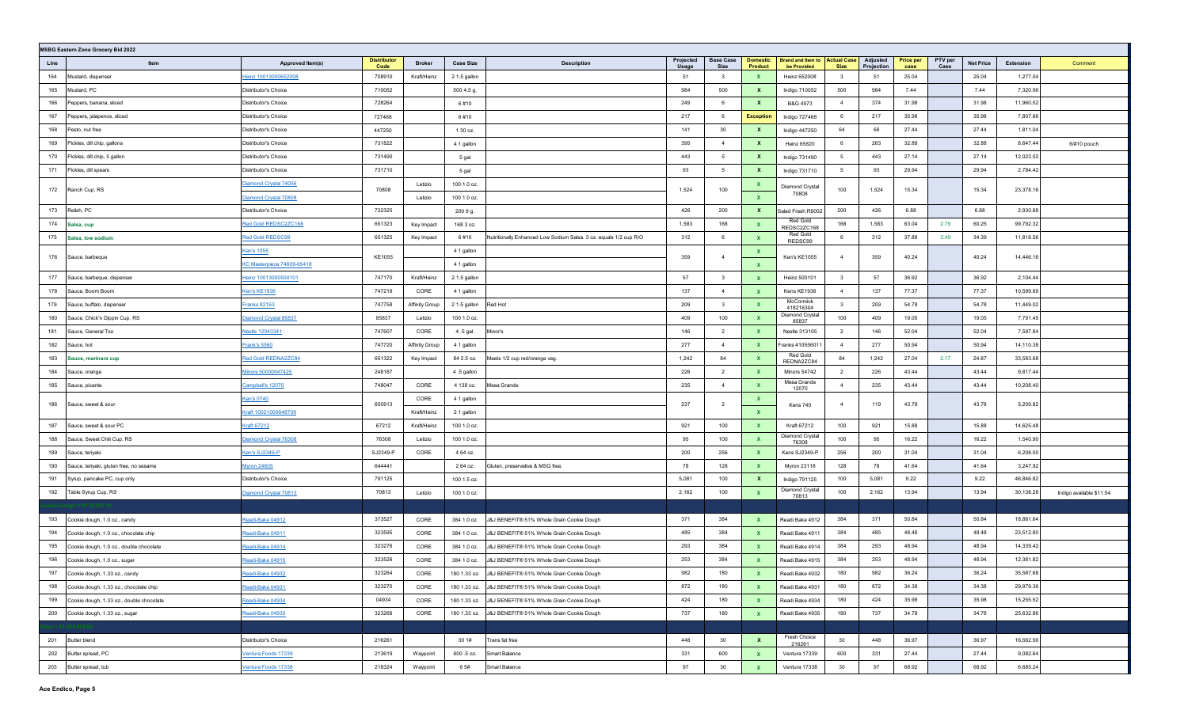**MSBG Eastern Zone Grocery Bid 2022**

| Line | Item | Approved Item(s) | Distributor Code | Broker | Case Size | Description | Projected Usage | Base Case Size | Domestic Product | Brand and Item to be Provided | Actual Case Size | Adjusted Projection | Price per case | PTV per Case | Net Price | Extension | Comment |
|---|---|---|---|---|---|---|---|---|---|---|---|---|---|---|---|---|---|
| 164 | Mustard, dispenser | Heinz 10013000652008 | 708910 | Kraft/Heinz | 2 1.5 gallon | | 51 | 3 | X | Heinz 652008 | 3 | 51 | 25.04 | | 25.04 | 1,277.04 | |
| 165 | Mustard, PC | Distributor's Choice | 710052 | | 500 4.5 g. | | 984 | 500 | X | Indigo 710052 | 500 | 984 | 7.44 | | 7.44 | 7,320.96 | |
| 166 | Peppers, banana, sliced | Distributor's Choice | 728264 | | 6 #10 | | 249 | 6 | X | B&G 4973 | 4 | 374 | 31.98 | | 31.98 | 11,960.52 | |
| 167 | Peppers, jalapenos, sliced | Distributor's Choice | 727468 | | 6 #10 | | 217 | 6 | Exception | Indigo 727468 | 6 | 217 | 35.98 | | 35.98 | 7,807.66 | |
| 168 | Pesto, nut free | Distributor's Choice | 447250 | | 1 30 oz. | | 141 | 30 | X | Indigo 447250 | 64 | 66 | 27.44 | | 27.44 | 1,811.04 | |
| 169 | Pickles, dill chip, gallons | Distributor's Choice | 731822 | | 4 1 gallon | | 395 | 4 | X | Heinz 65820 | 6 | 263 | 32.88 | | 32.88 | 8,647.44 | 6/#10 pouch |
| 170 | Pickles, dill chip, 5 gallon | Distributor's Choice | 731490 | | 5 gal | | 443 | 5 | X | Indigo 731490 | 5 | 443 | 27.14 | | 27.14 | 12,023.02 | |
| 171 | Pickles, dill spears | Distributor's Choice | 731710 | | 5 gal | | 93 | 5 | X | Indigo 731710 | 5 | 93 | 29.94 | | 29.94 | 2,784.42 | |
| 172 | Ranch Cup, RS | Diamond Crystal 74056 | 70808 | Letizio | 100 1.0 oz. | | 1,524 | 100 | X | Diamond Crystal 70808 | 100 | 1,524 | 15.34 | | 15.34 | 23,378.16 | |
| | | Diamond Crystal 70808 | | Letizio | 100 1.0 oz. | | | | X | | | | | | | | |
| 173 | Relish, PC | Distributor's Choice | 732325 | | 200 9 g. | | 426 | 200 | X | Salad Fresh R9002 | 200 | 426 | 6.88 | | 6.88 | 2,930.88 | |
| 174 | **Salsa, cup** | Red Gold REDSC2ZC168 | 651323 | Key Impact | 168 3 oz. | | 1,583 | 168 | X | Red Gold REDSC2ZC168 | 168 | 1,583 | 63.04 | 2.79 | 60.25 | 99,792.32 | |
| 175 | **Salsa, low sodium** | Red Gold REDSC99 | 651325 | Key Impact | 6 #10 | Nutritionally Enhanced Low Sodium Salsa. 3 oz. equals 1/2 cup R/O | 312 | 6 | X | Red Gold REDSC99 | 6 | 312 | 37.88 | 3.49 | 34.39 | 11,818.56 | |
| 176 | Sauce, barbeque | Ken's 1055 | KE1055 | | 4 1 gallon | | 359 | 4 | X | Ken's KE1055 | 4 | 359 | 40.24 | | 40.24 | 14,446.16 | |
| | | KC Masterpiece 74609-05418 | | | 4 1 gallon | | | | X | | | | | | | | |
| 177 | Sauce, barbeque, dispenser | Heinz 10013000500101 | 747170 | Kraft/Heinz | 2 1.5 gallon | | 57 | 3 | X | Heinz 500101 | 3 | 57 | 36.92 | | 36.92 | 2,104.44 | |
| 178 | Sauce, Boom Boom | Ken's KE1936 | 747219 | CORE | 4 1 gallon | | 137 | 4 | X | Kens KE1936 | 4 | 137 | 77.37 | | 77.37 | 10,599.69 | |
| 179 | Sauce, buffalo, dispenser | Franks 82163 | 747758 | Affinity Group | 2 1.5 gallon | Red Hot | 209 | 3 | X | McCormick 418216304 | 3 | 209 | 54.78 | | 54.78 | 11,449.02 | |
| 180 | Sauce, Chick'n Dippin Cup, RS | Diamond Crystal 85837 | 85837 | Letizio | 100 1.0 oz. | | 409 | 100 | X | Diamond Crystal 85837 | 100 | 409 | 19.05 | | 19.05 | 7,791.45 | |
| 181 | Sauce, General Tso | Nestle 12043341 | 747607 | CORE | 4 .5 gal. | Minor's | 146 | 2 | X | Nestle 313105 | 2 | 146 | 52.04 | | 52.04 | 7,597.84 | |
| 182 | Sauce, hot | Frank's 5560 | 747720 | Affinity Group | 4 1 gallon | | 277 | 4 | X | Franks 410556011 | 4 | 277 | 50.94 | | 50.94 | 14,110.38 | |
| 183 | **Sauce, marinara cup** | Red Gold REDNA2ZC84 | 651322 | Key Impact | 84 2.5 oz. | Meets 1/2 cup red/orange veg. | 1,242 | 84 | X | Red Gold REDNA2ZC84 | 84 | 1,242 | 27.04 | 2.17 | 24.87 | 33,583.68 | |
| 184 | Sauce, orange | Minors 50000547425 | 248187 | | 4 .5 gallon | | 226 | 2 | X | Minors 54742 | 2 | 226 | 43.44 | | 43.44 | 9,817.44 | |
| 185 | Sauce, picante | Campbell's 12070 | 748047 | CORE | 4 138 oz. | Mesa Grande | 235 | 4 | X | Mesa Grande 12070 | 4 | 235 | 43.44 | | 43.44 | 10,208.40 | |
| 186 | Sauce, sweet & sour | Ken's 0740 | 650913 | CORE | 4 1 gallon | | 237 | 2 | X | Kens 740 | 4 | 119 | 43.78 | | 43.78 | 5,209.82 | |
| | | Kraft 10021000648709 | | Kraft/Heinz | 2 1 gallon | | | | X | | | | | | | | |
| 187 | Sauce, sweet & sour PC | Kraft 67212 | 67212 | Kraft/Heinz | 100 1.0 oz. | | 921 | 100 | X | Kraft 67212 | 100 | 921 | 15.88 | | 15.88 | 14,625.48 | |
| 188 | Sauce, Sweet Chili Cup, RS | Diamond Crystal 76308 | 76308 | Letizio | 100 1.0 oz. | | 95 | 100 | X | Diamond Crystal 76308 | 100 | 95 | 16.22 | | 16.22 | 1,540.90 | |
| 189 | Sauce, teriyaki | Ken's SJ2349-P | SJ2349-P | CORE | 4 64 oz. | | 200 | 256 | X | Kens SJ2349-P | 256 | 200 | 31.04 | | 31.04 | 6,208.00 | |
| 190 | Sauce, teriyaki, gluten free, no sesame | Myron 24805 | 644441 | | 2 64 oz. | Gluten, preservative & MSG free. | 78 | 128 | X | Myron 23118 | 128 | 78 | 41.64 | | 41.64 | 3,247.92 | |
| 191 | Syrup, pancake PC, cup only | Distributor's Choice | 791125 | | 100 1.5 oz. | | 5,081 | 100 | X | Indigo 791125 | 100 | 5,081 | 9.22 | | 9.22 | 46,846.82 | |
| 192 | Table Syrup Cup, RS | Diamond Crystal 70813 | 70813 | Letizio | 100 1.0 oz. | | 2,162 | 100 | X | Diamond Crystal 70813 | 100 | 2,162 | 13.94 | | 13.94 | 30,138.28 | Indigo available $11.54 |
| | | | | | | | | | | | | | | | | | |
| 193 | Cookie dough, 1.0 oz., candy | Readi-Bake 04912 | 373527 | CORE | 384 1.0 oz. | J&J BENEFIT® 51% Whole Grain Cookie Dough | 371 | 384 | X | Readi Bake 4912 | 384 | 371 | 50.84 | | 50.84 | 18,861.64 | |
| 194 | Cookie dough, 1.0 oz., chocolate chip | Readi-Bake 04911 | 323595 | CORE | 384 1.0 oz. | J&J BENEFIT® 51% Whole Grain Cookie Dough | 485 | 384 | X | Readi Bake 4911 | 384 | 485 | 48.48 | | 48.48 | 23,512.80 | |
| 195 | Cookie dough, 1.0 oz., double chocolate | Readi-Bake 04914 | 323276 | CORE | 384 1.0 oz. | J&J BENEFIT® 51% Whole Grain Cookie Dough | 293 | 384 | X | Readi Bake 4914 | 384 | 293 | 48.94 | | 48.94 | 14,339.42 | |
| 196 | Cookie dough, 1.0 oz., sugar | Readi-Bake 04915 | 323526 | CORE | 384 1.0 oz. | J&J BENEFIT® 51% Whole Grain Cookie Dough | 253 | 384 | X | Readi Bake 4915 | 384 | 253 | 48.94 | | 48.94 | 12,381.82 | |
| 197 | Cookie dough, 1.33 oz., candy | Readi-Bake 04932 | 323264 | CORE | 180 1.33 oz. | J&J BENEFIT® 51% Whole Grain Cookie Dough | 982 | 180 | X | Readi Bake 4932 | 180 | 982 | 36.24 | | 36.24 | 35,587.68 | |
| 198 | Cookie dough, 1.33 oz., chocolate chip | Readi-Bake 04931 | 323270 | CORE | 180 1.33 oz. | J&J BENEFIT® 51% Whole Grain Cookie Dough | 872 | 180 | X | Readi Bake 4931 | 180 | 872 | 34.38 | | 34.38 | 29,979.36 | |
| 199 | Cookie dough, 1.33 oz., double chocolate | Readi-Bake 04934 | 04934 | CORE | 180 1.33 oz. | J&J BENEFIT® 51% Whole Grain Cookie Dough | 424 | 180 | X | Readi Bake 4934 | 180 | 424 | 35.98 | | 35.98 | 15,255.52 | |
| 200 | Cookie dough, 1.33 oz., sugar | Readi-Bake 04935 | 323266 | CORE | 180 1.33 oz. | J&J BENEFIT® 51% Whole Grain Cookie Dough | 737 | 180 | X | Readi Bake 4935 | 180 | 737 | 34.78 | | 34.78 | 25,632.86 | |
| | | | | | | | | | | | | | | | | | |
| 201 | Butter blend | Distributor's Choice | 216261 | | 30 1# | Trans fat free | 448 | 30 | X | Fresh Choice 216261 | 30 | 448 | 36.97 | | 36.97 | 16,562.56 | |
| 202 | Butter spread, PC | Ventura Foods 17339 | 213619 | Waypoint | 600 .5 oz. | Smart Balance | 331 | 600 | X | Ventura 17339 | 600 | 331 | 27.44 | | 27.44 | 9,082.64 | |
| 203 | Butter spread, tub | Ventura Foods 17338 | 218324 | Waypoint | 6 5# | Smart Balance | 97 | 30 | X | Ventura 17338 | 30 | 97 | 68.92 | | 68.92 | 6,685.24 | |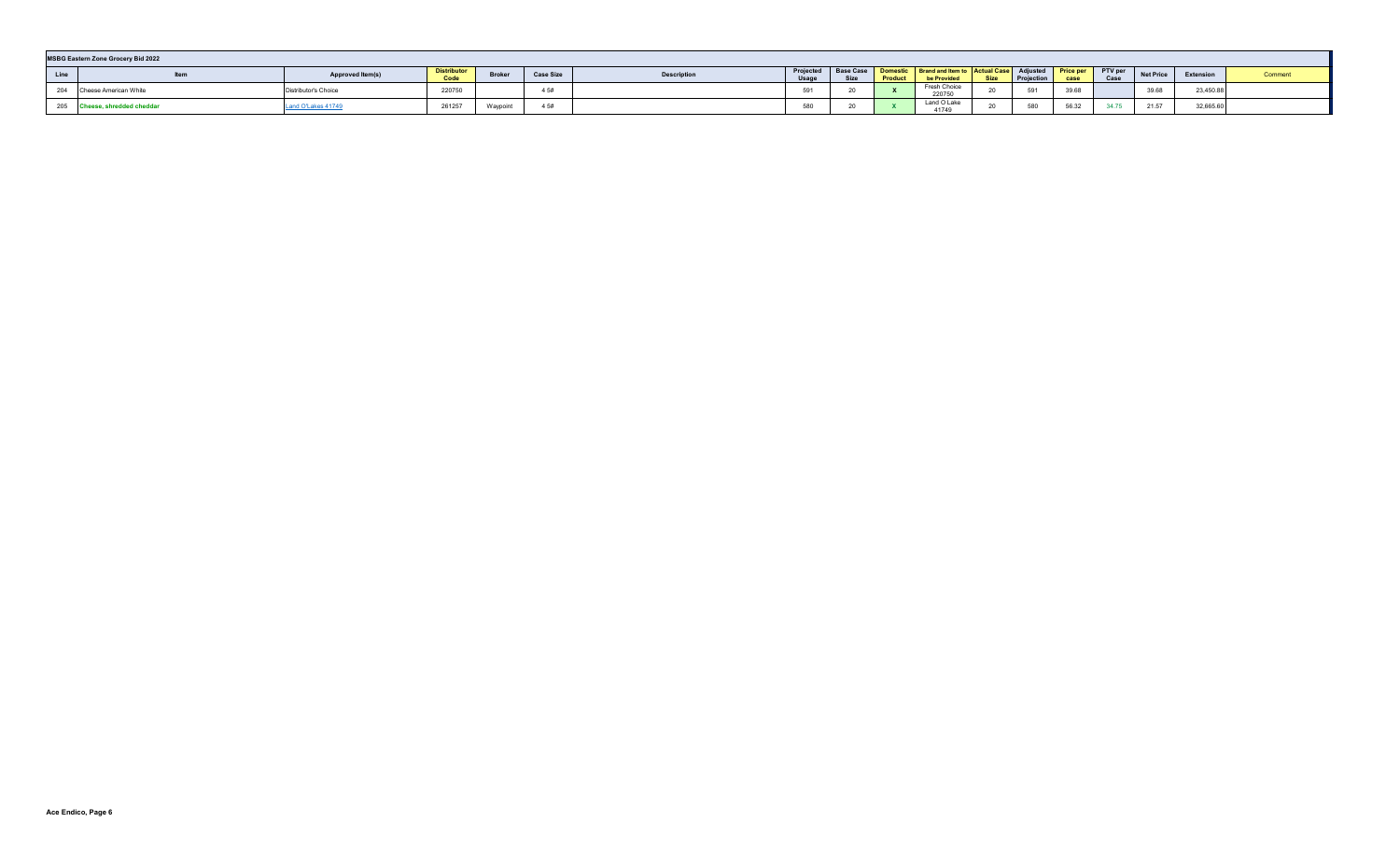| MSBG Eastern Zone Grocery Bid 2022 | | | | | | | | | | | | | | | | | | |
|---|---|---|---|---|---|---|---|---|---|---|---|---|---|---|---|---|---|---|
| Line | Item | Approved Item(s) | Distributor Code | Broker | Case Size | Description | Projected Usage | Base Case Size | Domestic Product | Brand and Item to be Provided | Actual Case Size | Adjusted Projection | Price per case | PTV per Case | Net Price | Extension | Comment |
| 204 | Cheese American White | Distributor's Choice | 220750 | | 4 5# | | 591 | 20 | X | Fresh Choice 220750 | 20 | 591 | 39.68 | | 39.68 | 23,450.88 | |
| 205 | Cheese, shredded cheddar | Land O'Lakes 41749 | 261257 | Waypoint | 4 5# | | 580 | 20 | X | Land O Lake 41749 | 20 | 580 | 56.32 | 34.75 | 21.57 | 32,665.60 | |

Ace Endico, Page 6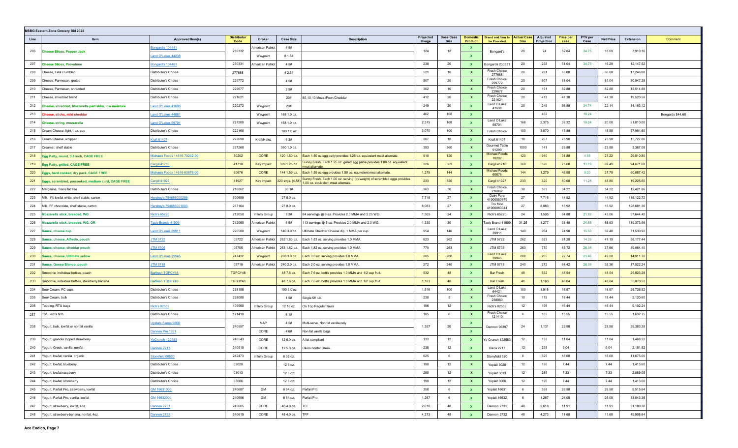**MSBG Eastern Zone Grocery Bid 2022**

| Line | Item | Approved Item(s) | Distributor Code | Broker | Case Size | Description | Projected Usage | Base Case Size | Domestic Product | Brand and Item to be Provided | Actual Case Size | Adjusted Projection | Price per case | PTV per Case | Net Price | Extension | Comment |
|---|---|---|---|---|---|---|---|---|---|---|---|---|---|---|---|---|---|
| 206 | Cheese Slices, Pepper Jack | Bongard's 104441 | 230332 | American Patriot | 4 5# | | 124 | 12 | X | Bongard's | 20 | 74 | 52.84 | 34.75 | 18.09 | 3,910.16 | |
| | | Land O'Lakes 44238 | | Waypoint | 8 1.5# | | | | X | | | | | | | | |
| 207 | Cheese Slices, Provolone | Bongard's 104461 | 230331 | American Patriot | 4 5# | | 238 | 20 | X | Bongards 230331 | 20 | 238 | 51.04 | 34.75 | 16.29 | 12,147.52 | |
| 208 | Cheese, Feta crumbled | Distributor's Choice | 277688 | | 4 2.5# | | 521 | 10 | X | Fresh Choice 277688 | 20 | 261 | 66.08 | | 66.08 | 17,246.88 | |
| 209 | Cheese, Parmesan, grated | Distributor's Choice | 229772 | | 4 5# | | 507 | 20 | X | Fresh Choice 229772 | 20 | 507 | 61.04 | | 61.04 | 30,947.28 | |
| 210 | Cheese, Parmesan, shredded | Distributor's Choice | 229677 | | 2 5# | | 302 | 10 | X | Fresh Choice 229677 | 20 | 151 | 82.88 | | 82.88 | 12,514.88 | |
| 211 | Cheese, shredded blend | Distributor's Choice | 221621 | | 20# | 80-10-10 Mozz./Prov./Cheddar | 412 | 20 | X | Fresh Choice 221621 | 20 | 412 | 47.38 | | 47.38 | 19,520.56 | |
| 212 | Cheese, shredded, Mozzarella part skim, low moisture | Land O'Lakes 41698 | 220272 | Waypoint | 20# | | 249 | 20 | X | Land O Lake 41698 | 20 | 249 | 56.88 | 34.74 | 22.14 | 14,163.12 | |
| 213 | Cheese, sticks, mild cheddar | Land O'Lakes 44881 | | Waypoint | 168 1.0 oz. | | 462 | 168 | X | | | 462 | | 18.24 | | | Bongards $44.68 |
| 214 | Cheese, string, mozzarella | Land O'Lakes 59701 | 227200 | Waypoint | 168 1.0 oz. | | 2,375 | 168 | X | Land O Lake 59701 | 168 | 2,375 | 38.32 | 18.24 | 20.08 | 91,010.00 | |
| 215 | Cream Cheese, light,1 oz. cup | Distributor's Choice | 222160 | | 100 1.0 oz. | | 3,070 | 100 | X | Fresh Choice | 100 | 3,070 | 18.88 | | 18.88 | 57,961.60 | |
| 216 | Cream Cheese, whipped | Kraft 61407 | 222690 | Kraft/Heinz | 6 3# | | 207 | 18 | X | Kraft 61407 | 18 | 207 | 75.98 | | 75.98 | 15,727.86 | |
| 217 | Creamer, shelf stable | Distributor's Choice | 237260 | | 360 1.0 oz. | | 393 | 360 | X | Gourmet Table 91299 | 1000 | 141 | 23.88 | | 23.88 | 3,367.08 | |
| 218 | Egg Patty, round, 3.5 inch, CAGE FREE | Michaels Foods 14616-70202-00 | 70202 | CORE | 120 1.50 oz. | Each 1.50 oz egg patty provides 1.25 oz. equivalent meat alternate. | 910 | 120 | X | Michael Foods 70202 | 120 | 910 | 31.88 | 4.66 | 27.22 | 29,010.80 | |
| 219 | Egg Patty, grilled, CAGE FREE | Cargill 41710 | 41710 | Key Impact | 369 1.25 oz. | Sunny Fresh. Each 1.25 oz. grilled egg pattie provides 1.00 oz. equivalent meat alternate. | 326 | 369 | X | Cargill 41710 | 369 | 326 | 75.68 | 13.19 | 62.49 | 24,671.68 | |
| 220 | Eggs, hard cooked, dry pack, CAGE FREE | Michaels Foods 14616-60676-00 | 60676 | CORE | 144 1.59 oz. | Each 1.59 oz egg provides 1.50 oz. equivalent meat alternate. | 1,279 | 144 | X | Michael Foods 60676 | 144 | 1,279 | 46.98 | 9.20 | 37.78 | 60,087.42 | |
| 221 | Eggs, scrambled, precooked, medium curd, CAGE FREE | Cargill 41927 | 41927 | Key Impact | 320 svgs. (4-5#) | Sunny Fresh. Each 1.00 oz. serving (by weight) of scrambled eggs provides 1.00 oz. equivalent meat alternate. | 233 | 320 | X | Cargill 41927 | 233 | 320 | 60.08 | 11.28 | 48.80 | 19,225.60 | |
| 222 | Margarine, Trans fat free | Distributor's Choice | 216862 | | 30 1# | | 363 | 30 | X | Fresh Choice 216862 | 30 | 363 | 34.22 | | 34.22 | 12,421.86 | |
| 223 | Milk, 1% lowfat white, shelf stable, carton | Hershey's 754686000259 | 600689 | | 27 8.0 oz. | | 7,716 | 27 | X | Dairy Pure 41900080679 | 27 | 7,716 | 14.92 | | 14.92 | 115,122.72 | |
| 224 | Milk, FF chocolate, shelf stable, carton | Hershey's 754686001003 | 237164 | | 27 8.0 oz. | | 8,083 | 27 | X | Tru Moo 41900080044 | 27 | 8,083 | 15.92 | | 15.92 | 128,681.36 | |
| 225 | Mozzarella stick, breaded, WG | Rich's 65220 | 212050 | Infinity Group | 8 3# | 84 servings @ 6 ea. Provides 2.0 MMA and 2.25 WG. | 1,505 | 24 | X | Rich's 65220 | 24 | 1,505 | 64.88 | 21.82 | 43.06 | 97,644.40 | |
| 226 | Mozzarella stick, breaded, WG, OR | Tasty Brands 41009 | 212060 | American Patriot | 6 5# | 113 servings @ 5 ea. Provides 2.0 MMA and 2.0 WG. | 1,330 | 30 | X | Tasty Brand 41009 | 31.25 | 1,277 | 93.48 | 24.55 | 68.93 | 119,373.96 | |
| 227 | Sauce, cheese cup | Land O'Lakes 39911 | 220500 | Waypoint | 140 3.0 oz. | Ultimate Cheddar Cheese dip. 1 MMA per cup. | 954 | 140 | X | Land O Lake 39911 | 140 | 954 | 74.98 | 15.50 | 59.48 | 71,530.92 | |
| 228 | Sauce, cheese, Alfredo, pouch | JTM 5722 | 05722 | American Patriot | 262 1.83 oz. | Each 1.83 oz. serving provides 1.0 MMA. | 623 | 262 | X | JTM 5722 | 262 | 623 | 61.28 | 14.09 | 47.19 | 38,177.44 | |
| 229 | Sauce, cheese, cheddar pouch | JTM 5705 | 05705 | American Patriot | 263 1.82 oz. | Each 1.82 oz. serving provides 1.0 MMA. | 770 | 263 | X | JTM 5705 | 263 | 770 | 63.72 | 26.06 | 37.66 | 49,064.40 | |
| 230 | Sauce, cheese, Ultimate yellow | Land O'Lakes 39945 | 747432 | Waypoint | 288 3.0 oz. | Each 3.0 oz. serving provides 1.0 MMA. | 205 | 288 | X | Land O Lake 39945 | 288 | 205 | 72.74 | 23.46 | 49.28 | 14,911.70 | |
| 231 | Sauce, Queso Blanco, pouch | JTM 5718 | 05718 | American Patriot | 240 2.0 oz. | Each 2.0 oz. serving provides 1.0 MMA. | 272 | 240 | X | JTM 5718 | 240 | 272 | 64.42 | 26.06 | 38.36 | 17,522.24 | |
| 232 | Smoothie, individual bottles, peach | Barfresh TGPCY48 | TGPCY48 | | 48 7.6 oz. | Each 7.6 oz. bottle provides 1.0 MMA and 1/2 cup fruit. | 532 | 48 | X | Bar Fresh | 48 | 532 | 48.54 | | 48.54 | 25,823.28 | |
| 233 | Smoothie, individual bottles, stwarberry banana | Barfresh TGSBY48 | TGSBY48 | | 48 7.6 oz. | Each 7.6 oz. bottle provides 1.0 MMA and 1/2 cup fruit. | 1,163 | 48 | X | Bar Fresh | 48 | 1,163 | 48.04 | | 48.04 | 55,870.52 | |
| 234 | Sour Cream, PC cups | Distributor's Choice | 238158 | | 100 1.0 oz | | 1,516 | 100 | X | Land O Lake 64421 | 100 | 1,516 | 16.97 | | 16.97 | 25,726.52 | |
| 235 | Sour Cream, bulk | Distributor's Choice | 238080 | | 1 5# | Single 5# tub. | 230 | 5 | X | Fresh Choice 238080 | 10 | 115 | 18.44 | | 18.44 | 2,120.60 | |
| 236 | Topping, RTU bags | Rich's 02559 | 409560 | Infinity Group | 12 16 oz. | On Top Regular flavor | 196 | 12 | X | Rich's 02559 | 12 | 196 | 46.44 | | 46.44 | 9,102.24 | |
| 237 | Tofu, extra firm | Distributor's Choice | 121410 | | 6 1# | | 105 | 6 | X | Fresh Choice 121410 | 6 | 105 | 15.55 | | 15.55 | 1,632.75 | |
| 238 | Yogurt, bulk, lowfat or nonfat vanilla | Upstate Farms 9866 | 240557 | MAP | 4 5# | Multi-serve, Non fat vanilla only | 1,357 | 20 | X | Dannon 96397 | 24 | 1,131 | 25.98 | | 25.98 | 29,383.38 | |
| | | Dannon Pro 1931 | | CORE | 4 6# | Non fat vanilla bags | | | X | | | | | | | | |
| 239 | Yogurt, granola topped strawberry | YoCrunch 122583 | 240543 | CORE | 12 6.0 oz. | A list compliant | 133 | 12 | X | Yo Crunch 122583 | 12 | 133 | 11.04 | | 11.04 | 1,468.32 | |
| 240 | Yogurt, Greek, vanilla, nonfat | Dannon 2717 | 240510 | CORE | 12 5.3 oz. | Oikos nonfat Greek. | 238 | 12 | X | Oikos 2717 | 12 | 238 | 9.04 | | 9.04 | 2,151.52 | |
| 241 | Yogurt, lowfat, vanilla organic | Stonyfield 00520 | 242473 | Infinity Group | 6 32 oz. | | 625 | 6 | X | Stonyfield 520 | 6 | 625 | 18.68 | | 18.68 | 11,675.00 | |
| 242 | Yogurt, lowfat, blueberry | Distributor's Choice | 03020 | | 12 6 oz. | | 190 | 12 | X | Yoplait 3020 | 12 | 190 | 7.44 | | 7.44 | 1,413.60 | |
| 243 | Yogurt, lowfat raspberry | Distributor's Choice | 03013 | | 12 6 oz. | | 285 | 12 | X | Yoplait 3013 | 12 | 285 | 7.33 | | 7.33 | 2,089.05 | |
| 244 | Yogurt, lowfat, strawberry | Distributor's Choice | 03006 | | 12 6 oz. | | 190 | 12 | X | Yoplait 3006 | 12 | 190 | 7.44 | | 7.44 | 1,413.60 | |
| 245 | Yogurt, Parfait Pro, strawberry, lowfat | GM 16631000 | 240687 | GM | 6 64 oz. | Parfait Pro | 358 | 6 | X | Yoplait 16631 | 6 | 358 | 26.58 | | 26.58 | 9,515.64 | |
| 246 | Yogurt, Parfait Pro, vanilla, lowfat | GM 16632000 | 240696 | GM | 6 64 oz. | Parfait Pro | 1,267 | 6 | X | Yoplait 16632 | 6 | 1,267 | 26.08 | | 26.08 | 33,043.36 | |
| 247 | Yogurt, strawberry, lowfat, 4oz. | Dannon 2731 | 240605 | CORE | 48 4.0 oz. | TFF | 2,618 | 48 | X | Dannon 2731 | 48 | 2,618 | 11.91 | | 11.91 | 31,180.38 | |
| 248 | Yogurt, strawberry-banana, nonfat, 4oz. | Dannon 2732 | 240619 | CORE | 48 4.0 oz. | TFF | 4,273 | 48 | X | Dannon 2732 | 48 | 4,273 | 11.68 | | 11.68 | 49,908.64 | |

**Ace Endico, Page 7**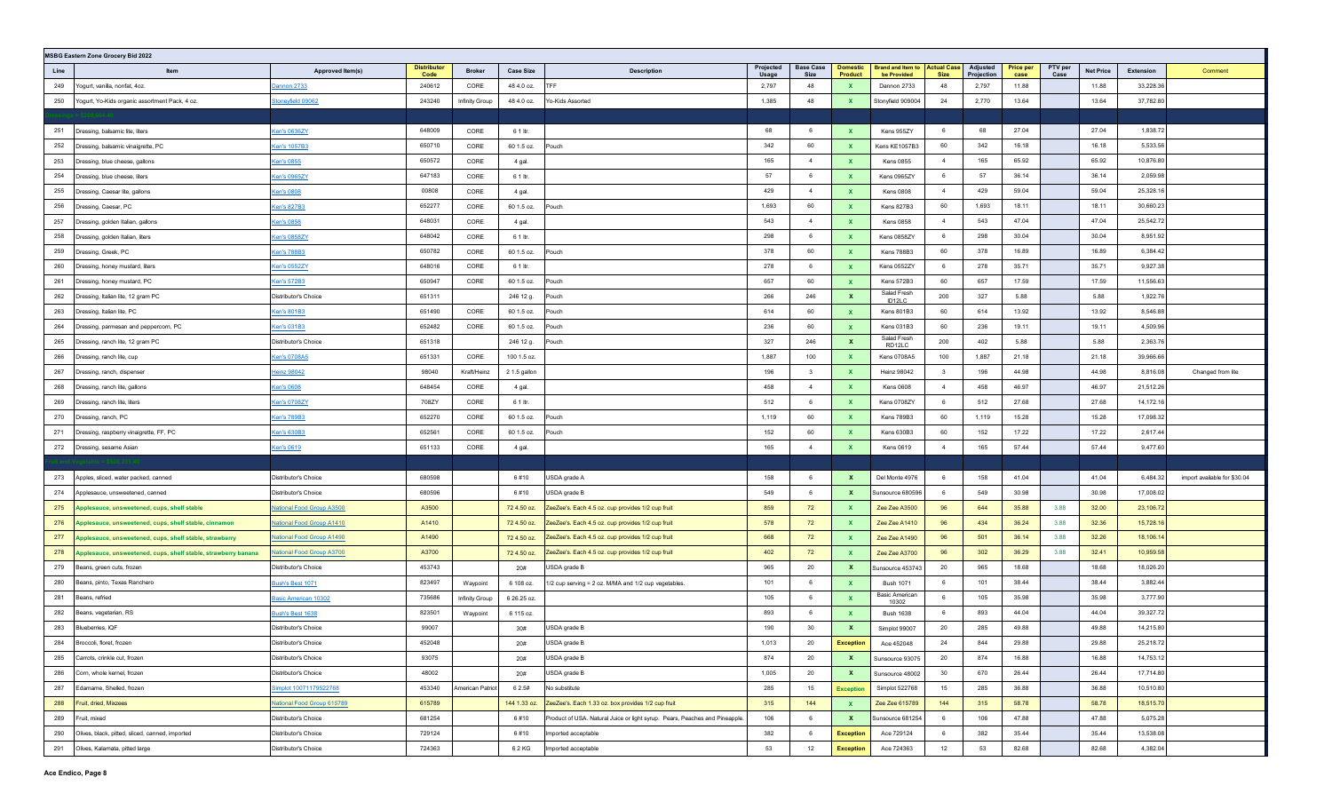**MSBG Eastern Zone Grocery Bid 2022**

| Line | Item | Approved Item(s) | Distributor Code | Broker | Case Size | Description | Projected Usage | Base Case Size | Domestic Product | Brand and Item to be Provided | Actual Case Size | Adjusted Projection | Price per case | PTV per Case | Net Price | Extension | Comment |
|---|---|---|---|---|---|---|---|---|---|---|---|---|---|---|---|---|---|
| 249 | Yogurt, vanilla, nonfat, 4oz. | Dannon 2733 | 240612 | CORE | 48 4.0 oz. | TFF | 2,797 | 48 | X | Dannon 2733 | 48 | 2,797 | 11.88 | | 11.88 | 33,228.36 | |
| 250 | Yogurt, Yo-Kids organic assortment Pack, 4 oz. | Stoneyfield 09062 | 243240 | Infinity Group | 48 4.0 oz. | Yo-Kids Assorted | 1,385 | 48 | X | Stonyfield 909004 | 24 | 2,770 | 13.64 | | 13.64 | 37,782.80 | |
| | Dressings = $399,604.66 | | | | | | | | | | | | | | | | |
| 251 | Dressing, balsamic lite, liters | Ken's 0636ZY | 648009 | CORE | 6 1 ltr. | | 68 | 6 | X | Kens 955ZY | 6 | 68 | 27.04 | | 27.04 | 1,838.72 | |
| 252 | Dressing, balsamic vinaigrette, PC | Ken's 1057B3 | 650710 | CORE | 60 1.5 oz. | Pouch | 342 | 60 | X | Kens KE1057B3 | 60 | 342 | 16.18 | | 16.18 | 5,533.56 | |
| 253 | Dressing, blue cheese, gallons | Ken's 0855 | 650572 | CORE | 4 gal. | | 165 | 4 | X | Kens 0855 | 4 | 165 | 65.92 | | 65.92 | 10,876.80 | |
| 254 | Dressing, blue cheese, liters | Ken's 0965ZY | 647183 | CORE | 6 1 ltr. | | 57 | 6 | X | Kens 0965ZY | 6 | 57 | 36.14 | | 36.14 | 2,059.98 | |
| 255 | Dressing, Caesar lite, gallons | Ken's 0808 | 00808 | CORE | 4 gal. | | 429 | 4 | X | Kens 0808 | 4 | 429 | 59.04 | | 59.04 | 25,328.16 | |
| 256 | Dressing, Caesar, PC | Ken's 827B3 | 652277 | CORE | 60 1.5 oz. | Pouch | 1,693 | 60 | X | Kens 827B3 | 60 | 1,693 | 18.11 | | 18.11 | 30,660.23 | |
| 257 | Dressing, golden Italian, gallons | Ken's 0858 | 648031 | CORE | 4 gal. | | 543 | 4 | X | Kens 0858 | 4 | 543 | 47.04 | | 47.04 | 25,542.72 | |
| 258 | Dressing, golden Italian, liters | Ken's 0858ZY | 648042 | CORE | 6 1 ltr. | | 298 | 6 | X | Kens 0858ZY | 6 | 298 | 30.04 | | 30.04 | 8,951.92 | |
| 259 | Dressing, Greek, PC | Ken's 788B3 | 650782 | CORE | 60 1.5 oz. | Pouch | 378 | 60 | X | Kens 788B3 | 60 | 378 | 16.89 | | 16.89 | 6,384.42 | |
| 260 | Dressing, honey mustard, liters | Ken's 0552ZY | 648016 | CORE | 6 1 ltr. | | 278 | 6 | X | Kens 0552ZY | 6 | 278 | 35.71 | | 35.71 | 9,927.38 | |
| 261 | Dressing, honey mustard, PC | Ken's 572B3 | 650947 | CORE | 60 1.5 oz. | Pouch | 657 | 60 | X | Kens 572B3 | 60 | 657 | 17.59 | | 17.59 | 11,556.63 | |
| 262 | Dressing, Italian lite, 12 gram PC | Distributor's Choice | 651311 | | 246 12 g. | Pouch | 266 | 246 | X | Salad Fresh ID12LC | 200 | 327 | 5.88 | | 5.88 | 1,922.76 | |
| 263 | Dressing, Italian lite, PC | Ken's 801B3 | 651490 | CORE | 60 1.5 oz. | Pouch | 614 | 60 | X | Kens 801B3 | 60 | 614 | 13.92 | | 13.92 | 8,546.88 | |
| 264 | Dressing, parmesan and peppercorn, PC | Ken's 031B3 | 652482 | CORE | 60 1.5 oz. | Pouch | 236 | 60 | X | Kens 031B3 | 60 | 236 | 19.11 | | 19.11 | 4,509.96 | |
| 265 | Dressing, ranch lite, 12 gram PC | Distributor's Choice | 651318 | | 246 12 g. | Pouch | 327 | 246 | X | Salad Fresh RD12LC | 200 | 402 | 5.88 | | 5.88 | 2,363.76 | |
| 266 | Dressing, ranch lite, cup | Ken's 0708A5 | 651331 | CORE | 100 1.5 oz. | | 1,887 | 100 | X | Kens 0708A5 | 100 | 1,887 | 21.18 | | 21.18 | 39,966.66 | |
| 267 | Dressing, ranch, dispenser | Heinz 98042 | 98040 | Kraft/Heinz | 2 1.5 gallon | | 196 | 3 | X | Heinz 98042 | 3 | 196 | 44.98 | | 44.98 | 8,816.08 | Changed from lite |
| 268 | Dressing, ranch lite, gallons | Ken's 0608 | 648454 | CORE | 4 gal. | | 458 | 4 | X | Kens 0608 | 4 | 458 | 46.97 | | 46.97 | 21,512.26 | |
| 269 | Dressing, ranch lite, liters | Ken's 0708ZY | 708ZY | CORE | 6 1 ltr. | | 512 | 6 | X | Kens 0708ZY | 6 | 512 | 27.68 | | 27.68 | 14,172.16 | |
| 270 | Dressing, ranch, PC | Ken's 789B3 | 652270 | CORE | 60 1.5 oz. | Pouch | 1,119 | 60 | X | Kens 789B3 | 60 | 1,119 | 15.28 | | 15.28 | 17,098.32 | |
| 271 | Dressing, raspberry vinaigrette, FF, PC | Ken's 630B3 | 652561 | CORE | 60 1.5 oz. | Pouch | 152 | 60 | X | Kens 630B3 | 60 | 152 | 17.22 | | 17.22 | 2,617.44 | |
| 272 | Dressing, sesame Asian | Ken's 0619 | 651133 | CORE | 4 gal. | | 165 | 4 | X | Kens 0619 | 4 | 165 | 57.44 | | 57.44 | 9,477.60 | |
| | Fruit and Vegetable = $498,231.48 | | | | | | | | | | | | | | | | |
| 273 | Apples, sliced, water packed, canned | Distributor's Choice | 680598 | | 6 #10 | USDA grade A | 158 | 6 | X | Del Monte 4976 | 6 | 158 | 41.04 | | 41.04 | 6,484.32 | import available for $30.04 |
| 274 | Applesauce, unsweetened, canned | Distributor's Choice | 680596 | | 6 #10 | USDA grade B | 549 | 6 | X | Sunsource 680596 | 6 | 549 | 30.98 | | 30.98 | 17,008.02 | |
| 275 | Applesauce, unsweetened, cups, shelf stable | National Food Group A3500 | A3500 | | 72 4.50 oz. | ZeeZee's. Each 4.5 oz. cup provides 1/2 cup fruit | 859 | 72 | X | Zee Zee A3500 | 96 | 644 | 35.88 | 3.88 | 32.00 | 23,106.72 | |
| 276 | Applesauce, unsweetened, cups, shelf stable, cinnamon | National Food Group A1410 | A1410 | | 72 4.50 oz. | ZeeZee's. Each 4.5 oz. cup provides 1/2 cup fruit | 578 | 72 | X | Zee Zee A1410 | 96 | 434 | 36.24 | 3.88 | 32.36 | 15,728.16 | |
| 277 | Applesauce, unsweetened, cups, shelf stable, strawberry | National Food Group A1490 | A1490 | | 72 4.50 oz. | ZeeZee's. Each 4.5 oz. cup provides 1/2 cup fruit | 668 | 72 | X | Zee Zee A1490 | 96 | 501 | 36.14 | 3.88 | 32.26 | 18,106.14 | |
| 278 | Applesauce, unsweetened, cups, shelf stable, strawberry banana | National Food Group A3700 | A3700 | | 72 4.50 oz. | ZeeZee's. Each 4.5 oz. cup provides 1/2 cup fruit | 402 | 72 | X | Zee Zee A3700 | 96 | 302 | 36.29 | 3.88 | 32.41 | 10,959.58 | |
| 279 | Beans, green cuts, frozen | Distributor's Choice | 453743 | | 20# | USDA grade B | 965 | 20 | X | Sunsource 453743 | 20 | 965 | 18.68 | | 18.68 | 18,026.20 | |
| 280 | Beans, pinto, Texas Ranchero | Bush's Best 1071 | 823497 | Waypoint | 6 108 oz. | 1/2 cup serving = 2 oz. M/MA and 1/2 cup vegetables. | 101 | 6 | X | Bush 1071 | 6 | 101 | 38.44 | | 38.44 | 3,882.44 | |
| 281 | Beans, refried | Basic American 10302 | 735686 | Infinity Group | 6 26.25 oz. | | 105 | 6 | X | Basic American 10302 | 6 | 105 | 35.98 | | 35.98 | 3,777.90 | |
| 282 | Beans, vegetarian, RS | Bush's Best 1638 | 823501 | Waypoint | 6 115 oz. | | 893 | 6 | X | Bush 1638 | 6 | 893 | 44.04 | | 44.04 | 39,327.72 | |
| 283 | Blueberries, IQF | Distributor's Choice | 99007 | | 30# | USDA grade B | 190 | 30 | X | Simplot 99007 | 20 | 285 | 49.88 | | 49.88 | 14,215.80 | |
| 284 | Broccoli, floret, frozen | Distributor's Choice | 452048 | | 20# | USDA grade B | 1,013 | 20 | Exception | Ace 452048 | 24 | 844 | 29.88 | | 29.88 | 25,218.72 | |
| 285 | Carrots, crinkle cut, frozen | Distributor's Choice | 93075 | | 20# | USDA grade B | 874 | 20 | X | Sunsource 93075 | 20 | 874 | 16.88 | | 16.88 | 14,753.12 | |
| 286 | Corn, whole kernel, frozen | Distributor's Choice | 48002 | | 20# | USDA grade B | 1,005 | 20 | X | Sunsource 48002 | 30 | 670 | 26.44 | | 26.44 | 17,714.80 | |
| 287 | Edamame, Shelled, frozen | Simplot 10071179522768 | 453340 | American Patriot | 6 2.5# | No substitute | 285 | 15 | Exception | Simplot 522768 | 15 | 285 | 36.88 | | 36.88 | 10,510.80 | |
| 288 | Fruit, dried, Mixzees | National Food Group 615789 | 615789 | | 144 1.33 oz. | ZeeZee's. Each 1.33 oz. box provides 1/2 cup fruit | 315 | 144 | X | Zee Zee 615789 | 144 | 315 | 58.78 | | 58.78 | 18,515.70 | |
| 289 | Fruit, mixed | Distributor's Choice | 681254 | | 6 #10 | Product of USA. Natural Juice or light syrup. Pears, Peaches and Pineapple. | 106 | 6 | X | Sunsource 681254 | 6 | 106 | 47.88 | | 47.88 | 5,075.28 | |
| 290 | Olives, black, pitted, sliced, canned, imported | Distributor's Choice | 729124 | | 6 #10 | Imported acceptable | 382 | 6 | Exception | Ace 729124 | 6 | 382 | 35.44 | | 35.44 | 13,538.08 | |
| 291 | Olives, Kalamata, pitted large | Distributor's Choice | 724363 | | 6 2 KG | Imported acceptable | 53 | 12 | Exception | Ace 724363 | 12 | 53 | 82.68 | | 82.68 | 4,382.04 | |

Ace Endico, Page 8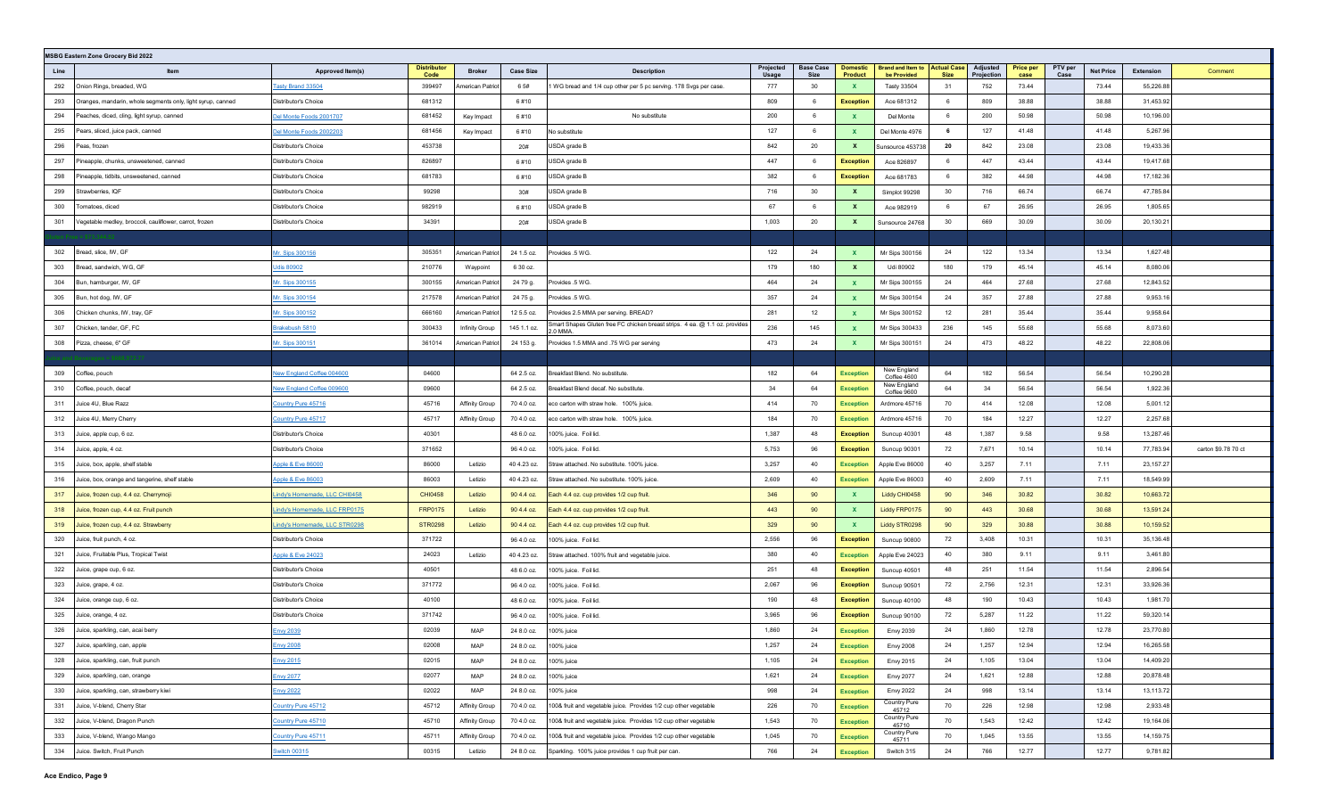## MSBG Eastern Zone Grocery Bid 2022

| Line | Item | Approved Item(s) | Distributor Code | Broker | Case Size | Description | Projected Usage | Base Case Size | Domestic Product | Brand and Item to be Provided | Actual Case Size | Adjusted Projection | Price per case | PTV per Case | Net Price | Extension | Comment |
|---|---|---|---|---|---|---|---|---|---|---|---|---|---|---|---|---|---|
| 292 | Onion Rings, breaded, WG | Tasty Brand 33504 | 399497 | American Patriot | 6 5# | 1 WG bread and 1/4 cup other per 5 pc serving. 178 Svgs per case. | 777 | 30 | X | Tasty 33504 | 31 | 752 | 73.44 | | 73.44 | 55,226.88 | |
| 293 | Oranges, mandarin, whole segments only, light syrup, canned | Distributor's Choice | 681312 | | 6 #10 | | 809 | 6 | Exception | Ace 681312 | 6 | 809 | 38.88 | | 38.88 | 31,453.92 | |
| 294 | Peaches, diced, cling, light syrup, canned | Del Monte Foods 2001707 | 681452 | Key Impact | 6 #10 | No substitute | 200 | 6 | X | Del Monte | 6 | 200 | 50.98 | | 50.98 | 10,196.00 | |
| 295 | Pears, sliced, juice pack, canned | Del Monte Foods 2002203 | 681456 | Key Impact | 6 #10 | No substitute | 127 | 6 | X | Del Monte 4976 | 6 | 127 | 41.48 | | 41.48 | 5,267.96 | |
| 296 | Peas, frozen | Distributor's Choice | 453738 | | 20# | USDA grade B | 842 | 20 | X | Sunsource 453738 | 20 | 842 | 23.08 | | 23.08 | 19,433.36 | |
| 297 | Pineapple, chunks, unsweetened, canned | Distributor's Choice | 826897 | | 6 #10 | USDA grade B | 447 | 6 | Exception | Ace 826897 | 6 | 447 | 43.44 | | 43.44 | 19,417.68 | |
| 298 | Pineapple, tidbits, unsweetened, canned | Distributor's Choice | 681783 | | 6 #10 | USDA grade B | 382 | 6 | Exception | Ace 681783 | 6 | 382 | 44.98 | | 44.98 | 17,182.36 | |
| 299 | Strawberries, IQF | Distributor's Choice | 99298 | | 30# | USDA grade B | 716 | 30 | X | Simplot 99298 | 30 | 716 | 66.74 | | 66.74 | 47,785.84 | |
| 300 | Tomatoes, diced | Distributor's Choice | 982919 | | 6 #10 | USDA grade B | 67 | 6 | X | Ace 982919 | 6 | 67 | 26.95 | | 26.95 | 1,805.65 | |
| 301 | Vegetable medley, broccoli, cauliflower, carrot, frozen | Distributor's Choice | 34391 | | 20# | USDA grade B | 1,003 | 20 | X | Sunsource 24768 | 30 | 669 | 30.09 | | 30.09 | 20,130.21 | |
| 302 | Bread, slice, IW, GF | Mr. Sips 300156 | 305351 | American Patriot | 24 1.5 oz. | Provides .5 WG. | 122 | 24 | X | Mr Sips 300156 | 24 | 122 | 13.34 | | 13.34 | 1,627.48 | |
| 303 | Bread, sandwich, WG, GF | Udis 80002 | 210776 | Waypoint | 6 30 oz. | | 179 | 180 | X | Udi 80002 | 180 | 179 | 45.14 | | 45.14 | 8,080.06 | |
| 304 | Bun, hamburger, IW, GF | Mr. Sips 300155 | 300155 | American Patriot | 24 79 g. | Provides .5 WG. | 464 | 24 | X | Mr Sips 300155 | 24 | 464 | 27.68 | | 27.68 | 12,843.52 | |
| 305 | Bun, hot dog, IW, GF | Mr. Sips 300154 | 217578 | American Patriot | 24 75 g. | Provides .5 WG. | 357 | 24 | X | Mr Sips 300154 | 24 | 357 | 27.88 | | 27.88 | 9,953.16 | |
| 306 | Chicken chunks, IW, tray, GF | Mr. Sips 300152 | 666160 | American Patriot | 12 5.5 oz. | Provides 2.5 MMA per serving. BREAD? | 281 | 12 | X | Mr Sips 300152 | 12 | 281 | 35.44 | | 35.44 | 9,958.64 | |
| 307 | Chicken, tender, GF, FC | Brakebush 5810 | 300433 | Infinity Group | 145 1.1 oz. | Smart Shapes Gluten free FC chicken breast strips. 4 ea. @ 1.1 oz. provides 2.0 MMA. | 236 | 145 | X | Mr Sips 300433 | 236 | 145 | 55.68 | | 55.68 | 8,073.60 | |
| 308 | Pizza, cheese, 6" GF | Mr. Sips 300151 | 361014 | American Patriot | 24 153 g. | Provides 1.5 MMA and .75 WG per serving | 473 | 24 | X | Mr Sips 300151 | 24 | 473 | 48.22 | | 48.22 | 22,808.06 | |
| 309 | Coffee, pouch | New England Coffee 004600 | 04600 | | 64 2.5 oz. | Breakfast Blend. No substitute. | 182 | 64 | Exception | New England Coffee 4600 | 64 | 182 | 56.54 | | 56.54 | 10,290.28 | |
| 310 | Coffee, pouch, decaf | New England Coffee 009600 | 09600 | | 64 2.5 oz. | Breakfast Blend decaf. No substitute. | 34 | 64 | Exception | New England Coffee 9600 | 64 | 34 | 56.54 | | 56.54 | 1,922.36 | |
| 311 | Juice 4U, Blue Razz | Country Pure 45716 | 45716 | Affinity Group | 70 4.0 oz. | eco carton with straw hole. 100% juice. | 414 | 70 | Exception | Ardmore 45716 | 70 | 414 | 12.08 | | 12.08 | 5,001.12 | |
| 312 | Juice 4U, Merry Cherry | Country Pure 45717 | 45717 | Affinity Group | 70 4.0 oz. | eco carton with straw hole. 100% juice. | 184 | 70 | Exception | Ardmore 45716 | 70 | 184 | 12.27 | | 12.27 | 2,257.68 | |
| 313 | Juice, apple cup, 6 oz. | Distributor's Choice | 40301 | | 48 6.0 oz. | 100% juice. Foil lid. | 1,387 | 48 | Exception | Suncup 40301 | 48 | 1,387 | 9.58 | | 9.58 | 13,287.46 | |
| 314 | Juice, apple, 4 oz. | Distributor's Choice | 371652 | | 96 4.0 oz. | 100% juice. Foil lid. | 5,753 | 96 | Exception | Suncup 90301 | 72 | 7,671 | 10.14 | | 10.14 | 77,783.94 | carton $9.78 70 ct |
| 315 | Juice, box, apple, shelf stable | Apple & Eve 86000 | 86000 | Letizio | 40 4.23 oz. | Straw attached. No substitute. 100% juice. | 3,257 | 40 | Exception | Apple Eve 86000 | 40 | 3,257 | 7.11 | | 7.11 | 23,157.27 | |
| 316 | Juice, box, orange and tangerine, shelf stable | Apple & Eve 86003 | 86003 | Letizio | 40 4.23 oz. | Straw attached. No substitute. 100% juice. | 2,609 | 40 | Exception | Apple Eve 86003 | 40 | 2,609 | 7.11 | | 7.11 | 18,549.99 | |
| 317 | Juice, frozen cup, 4.4 oz. Cherrymoji | Lindy's Homemade, LLC CHI0458 | CHI0458 | Letizio | 90 4.4 oz. | Each 4.4 oz. cup provides 1/2 cup fruit. | 346 | 90 | X | Liddy CHI0458 | 90 | 346 | 30.82 | | 30.82 | 10,663.72 | |
| 318 | Juice, frozen cup, 4.4 oz. Fruit punch | Lindy's Homemade, LLC FRP0175 | FRP0175 | Letizio | 90 4.4 oz. | Each 4.4 oz. cup provides 1/2 cup fruit. | 443 | 90 | X | Liddy FRP0175 | 90 | 443 | 30.68 | | 30.68 | 13,591.24 | |
| 319 | Juice, frozen cup, 4.4 oz. Strawberry | Lindy's Homemade, LLC STR0298 | STR0298 | Letizio | 90 4.4 oz. | Each 4.4 oz. cup provides 1/2 cup fruit. | 329 | 90 | X | Liddy STR0298 | 90 | 329 | 30.88 | | 30.88 | 10,159.52 | |
| 320 | Juice, fruit punch, 4 oz. | Distributor's Choice | 371722 | | 96 4.0 oz. | 100% juice. Foil lid. | 2,556 | 96 | Exception | Suncup 90800 | 72 | 3,408 | 10.31 | | 10.31 | 35,136.48 | |
| 321 | Juice, Fruitable Plus, Tropical Twist | Apple & Eve 24023 | 24023 | Letizio | 40 4.23 oz. | Straw attached. 100% fruit and vegetable juice. | 380 | 40 | Exception | Apple Eve 24023 | 40 | 380 | 9.11 | | 9.11 | 3,461.80 | |
| 322 | Juice, grape cup, 6 oz. | Distributor's Choice | 40501 | | 48 6.0 oz. | 100% juice. Foil lid. | 251 | 48 | Exception | Suncup 40501 | 48 | 251 | 11.54 | | 11.54 | 2,896.54 | |
| 323 | Juice, grape, 4 oz. | Distributor's Choice | 371772 | | 96 4.0 oz. | 100% juice. Foil lid. | 2,067 | 96 | Exception | Suncup 90501 | 72 | 2,756 | 12.31 | | 12.31 | 33,926.36 | |
| 324 | Juice, orange cup, 6 oz. | Distributor's Choice | 40100 | | 48 6.0 oz. | 100% juice. Foil lid. | 190 | 48 | Exception | Suncup 40100 | 48 | 190 | 10.43 | | 10.43 | 1,981.70 | |
| 325 | Juice, orange, 4 oz. | Distributor's Choice | 371742 | | 96 4.0 oz. | 100% juice. Foil lid. | 3,965 | 96 | Exception | Suncup 90100 | 72 | 5,287 | 11.22 | | 11.22 | 59,320.14 | |
| 326 | Juice, sparkling, can, acai berry | Envy 2039 | 02039 | MAP | 24 8.0 oz. | 100% juice | 1,860 | 24 | Exception | Envy 2039 | 24 | 1,860 | 12.78 | | 12.78 | 23,770.80 | |
| 327 | Juice, sparkling, can, apple | Envy 2008 | 02008 | MAP | 24 8.0 oz. | 100% juice | 1,257 | 24 | Exception | Envy 2008 | 24 | 1,257 | 12.94 | | 12.94 | 16,265.58 | |
| 328 | Juice, sparkling, can, fruit punch | Envy 2015 | 02015 | MAP | 24 8.0 oz. | 100% juice | 1,105 | 24 | Exception | Envy 2015 | 24 | 1,105 | 13.04 | | 13.04 | 14,409.20 | |
| 329 | Juice, sparkling, can, orange | Envy 2077 | 02077 | MAP | 24 8.0 oz. | 100% juice | 1,621 | 24 | Exception | Envy 2077 | 24 | 1,621 | 12.88 | | 12.88 | 20,878.48 | |
| 330 | Juice, sparkling, can, strawberry kiwi | Envy 2022 | 02022 | MAP | 24 8.0 oz. | 100% juice | 998 | 24 | Exception | Envy 2022 | 24 | 998 | 13.14 | | 13.14 | 13,113.72 | |
| 331 | Juice, V-blend, Cherry Star | Country Pure 45712 | 45712 | Affinity Group | 70 4.0 oz. | 100& fruit and vegetable juice. Provides 1/2 cup other vegetable | 226 | 70 | Exception | Country Pure 45712 | 70 | 226 | 12.98 | | 12.98 | 2,933.48 | |
| 332 | Juice, V-blend, Dragon Punch | Country Pure 45710 | 45710 | Affinity Group | 70 4.0 oz. | 100& fruit and vegetable juice. Provides 1/2 cup other vegetable | 1,543 | 70 | Exception | Country Pure 45710 | 70 | 1,543 | 12.42 | | 12.42 | 19,164.06 | |
| 333 | Juice, V-blend, Wango Mango | Country Pure 45711 | 45711 | Affinity Group | 70 4.0 oz. | 100& fruit and vegetable juice. Provides 1/2 cup other vegetable | 1,045 | 70 | Exception | Country Pure 45711 | 70 | 1,045 | 13.55 | | 13.55 | 14,159.75 | |
| 334 | Juice, Switch, Fruit Punch | Switch 00315 | 00315 | Letizio | 24 8.0 oz. | Sparkling. 100% juice provides 1 cup fruit per can. | 766 | 24 | Exception | Switch 315 | 24 | 766 | 12.77 | | 12.77 | 9,781.82 | |

Ace Endico, Page 9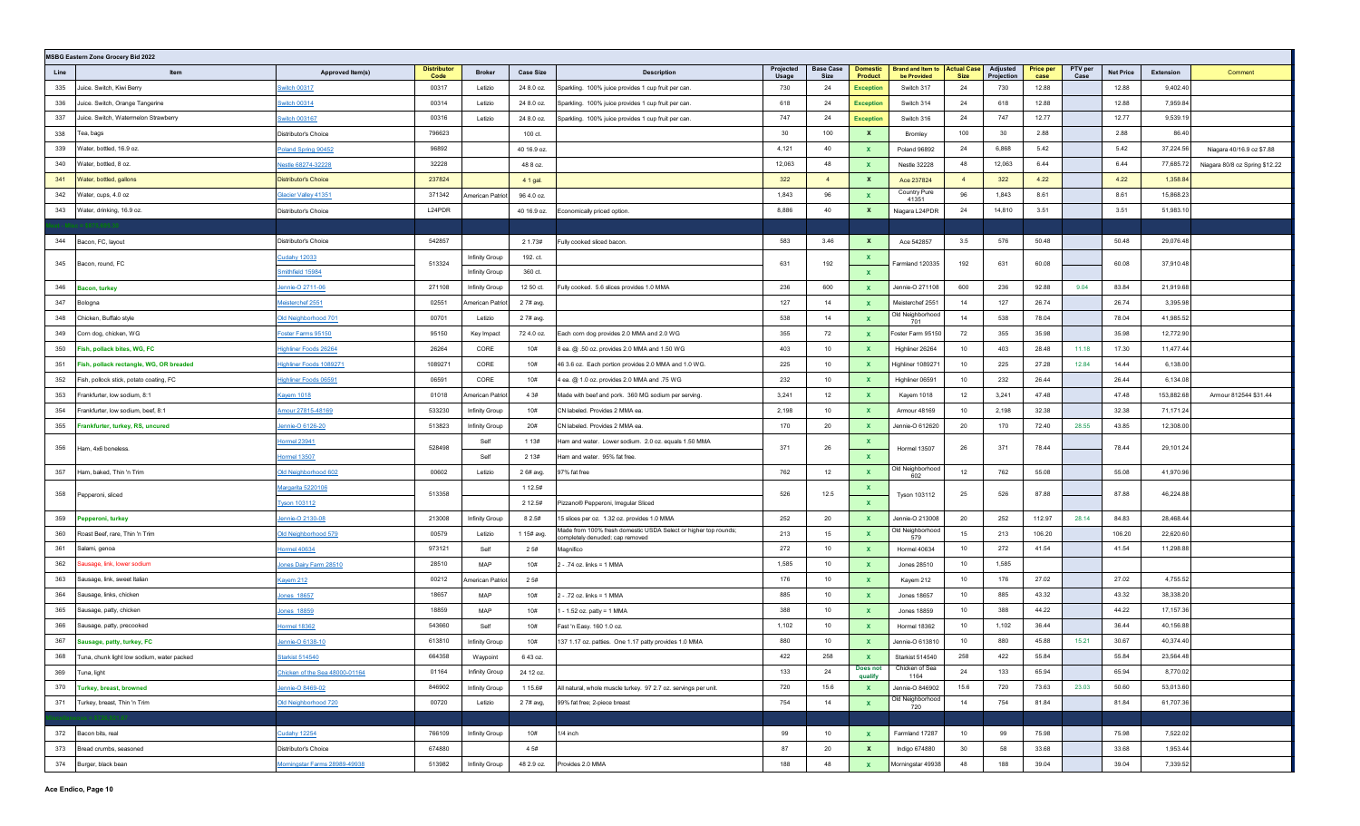| MSBG Eastern Zone Grocery Bid 2022 | | | | | | | | | | | | | | | | | | |
|---|---|---|---|---|---|---|---|---|---|---|---|---|---|---|---|---|---|---|
| Line | Item | Approved Item(s) | Distributor Code | Broker | Case Size | Description | Projected Usage | Base Case Size | Domestic Product | Brand and Item to be Provided | Actual Case Size | Adjusted Projection | Price per case | PTV per Case | Net Price | Extension | Comment |
| 335 | Juice, Switch, Kiwi Berry | Switch 00317 | 00317 | Letizio | 24 8.0 oz. | Sparkling. 100% juice provides 1 cup fruit per can. | 730 | 24 | Exception | Switch 317 | 24 | 730 | 12.88 | | 12.88 | 9,402.40 | |
| 336 | Juice, Switch, Orange Tangerine | Switch 00314 | 00314 | Letizio | 24 8.0 oz. | Sparkling. 100% juice provides 1 cup fruit per can. | 618 | 24 | Exception | Switch 314 | 24 | 618 | 12.88 | | 12.88 | 7,959.84 | |
| 337 | Juice, Switch, Watermelon Strawberry | Switch 003167 | 00316 | Letizio | 24 8.0 oz. | Sparkling. 100% juice provides 1 cup fruit per can. | 747 | 24 | Exception | Switch 316 | 24 | 747 | 12.77 | | 12.77 | 9,539.19 | |
| 338 | Tea, bags | Distributor's Choice | 796623 | | 100 ct. | | 30 | 100 | X | Bromley | 100 | 30 | 2.88 | | 2.88 | 86.40 | |
| 339 | Water, bottled, 16.9 oz. | Poland Spring 90452 | 96892 | | 40 16.9 oz. | | 4,121 | 40 | X | Poland 96892 | 24 | 6,868 | 5.42 | | 5.42 | 37,224.56 | Niagara 40/16.9 oz $7.88 |
| 340 | Water, bottled, 8 oz. | Nestle 68274-32228 | 32228 | | 48 8 oz. | | 12,063 | 48 | X | Nestle 32228 | 48 | 12,063 | 6.44 | | 6.44 | 77,685.72 | Niagara 80/8 oz Spring $12.22 |
| 341 | Water, bottled, gallons | Distributor's Choice | 237824 | | 4 1 gal. | | 322 | 4 | X | Ace 237824 | 4 | 322 | 4.22 | | 4.22 | 1,358.84 | |
| 342 | Water, cups, 4.0 oz | Glacier Valley 41351 | 371342 | American Patriot | 96 4.0 oz. | | 1,843 | 96 | X | Country Pure 41351 | 96 | 1,843 | 8.61 | | 8.61 | 15,868.23 | |
| 343 | Water, drinking, 16.9 oz. | Distributor's Choice | L24PDR | | 40 16.9 oz. | Economically priced option. | 8,886 | 40 | X | Niagara L24PDR | 24 | 14,810 | 3.51 | | 3.51 | 51,983.10 | |
| 344 | Bacon, FC, layout | Distributor's Choice | 542857 | | 2 1.73# | Fully cooked sliced bacon. | 583 | 3.46 | X | Ace 542857 | 3.5 | 576 | 50.48 | | 50.48 | 29,076.48 | |
| 345 | Bacon, round, FC | Cudahy 12033 | 513324 | Infinity Group | 192. ct. | | 631 | 192 | X | Farmland 120335 | 192 | 631 | 60.08 | | 60.08 | 37,910.48 | |
| | | Smithfield 15984 | | Infinity Group | 360 ct. | | | | X | | | | | | | | |
| 346 | Bacon, turkey | Jennie-O 2711-06 | 271108 | Infinity Group | 12 50 ct. | Fully cooked. 5.6 slices provides 1.0 MMA | 236 | 600 | X | Jennie-O 271108 | 600 | 236 | 92.88 | 9.04 | 83.84 | 21,919.68 | |
| 347 | Bologna | Meisterchef 2551 | 02551 | American Patriot | 2 7# avg. | | 127 | 14 | X | Meisterchef 2551 | 14 | 127 | 26.74 | | 26.74 | 3,395.98 | |
| 348 | Chicken, Buffalo style | Old Neighborhood 701 | 00701 | Letizio | 2 7# avg. | | 538 | 14 | X | Old Neighborhood 701 | 14 | 538 | 78.04 | | 78.04 | 41,985.52 | |
| 349 | Corn dog, chicken, WG | Foster Farms 95150 | 95150 | Key Impact | 72 4.0 oz. | Each corn dog provides 2.0 MMA and 2.0 WG | 355 | 72 | X | Foster Farm 95150 | 72 | 355 | 35.98 | | 35.98 | 12,772.90 | |
| 350 | Fish, pollack bites, WG, FC | Highliner Foods 26264 | 26264 | CORE | 10# | 8 ea. @ .50 oz. provides 2.0 MMA and 1.50 WG | 403 | 10 | X | Highliner 26264 | 10 | 403 | 28.48 | 11.18 | 17.30 | 11,477.44 | |
| 351 | Fish, pollock rectangle, WG, OR breaded | Highliner Foods 1089271 | 1089271 | CORE | 10# | 46 3.6 oz. Each portion provides 2.0 MMA and 1.0 WG. | 225 | 10 | X | Highliner 1089271 | 10 | 225 | 27.28 | 12.84 | 14.44 | 6,138.00 | |
| 352 | Fish, pollock stick, potato coating, FC | Highliner Foods 06591 | 06591 | CORE | 10# | 4 ea. @ 1.0 oz. provides 2.0 MMA and .75 WG | 232 | 10 | X | Highliner 06591 | 10 | 232 | 26.44 | | 26.44 | 6,134.08 | |
| 353 | Frankfurter, low sodium, 8:1 | Kayem 1018 | 01018 | American Patriot | 4 3# | Made with beef and pork. 360 MG sodium per serving. | 3,241 | 12 | X | Kayem 1018 | 12 | 3,241 | 47.48 | | 47.48 | 153,882.68 | Armour 812544 $31.44 |
| 354 | Frankfurter, low sodium, beef, 8:1 | Amour 27815-48169 | 533230 | Infinity Group | 10# | CN labeled. Provides 2 MMA ea. | 2,198 | 10 | X | Armour 48169 | 10 | 2,198 | 32.38 | | 32.38 | 71,171.24 | |
| 355 | Frankfurter, turkey, RS, uncured | Jennie-O 6126-20 | 513823 | Infinity Group | 20# | CN labeled. Provides 2 MMA ea. | 170 | 20 | X | Jennie-O 612620 | 20 | 170 | 72.40 | 28.55 | 43.85 | 12,308.00 | |
| 356 | Ham, 4x6 boneless. | Hormel 23941 | 528498 | Self | 1 13# | Ham and water. Lower sodium. 2.0 oz. equals 1.50 MMA | 371 | 26 | X | Hormel 13507 | 26 | 371 | 78.44 | | 78.44 | 29,101.24 | |
| | | Hormel 13507 | | Self | 2 13# | Ham and water. 95% fat free. | | | X | | | | | | | | |
| 357 | Ham, baked, Thin 'n Trim | Old Neighborhood 602 | 00602 | Letizio | 2 6# avg. | 97% fat free | 762 | 12 | X | Old Neighborhood 602 | 12 | 762 | 55.08 | | 55.08 | 41,970.96 | |
| 358 | Pepperoni, sliced | Margarita 5220106 | 513358 | | 1 12.5# | | 526 | 12.5 | X | Tyson 103112 | 25 | 526 | 87.88 | | 87.88 | 46,224.88 | |
| | | Tyson 103112 | | | 2 12.5# | Pizzano® Pepperoni, Irregular Sliced | | | X | | | | | | | | |
| 359 | Pepperoni, turkey | Jennie-O 2130-08 | 213008 | Infinity Group | 8 2.5# | 15 slices per oz. 1.32 oz. provides 1.0 MMA | 252 | 20 | X | Jennie-O 213008 | 20 | 252 | 112.97 | 28.14 | 84.83 | 28,468.44 | |
| 360 | Roast Beef, rare, Thin 'n Trim | Old Neighborhood 579 | 00579 | Letizio | 1 15# avg. | Made from 100% fresh domestic USDA Select or higher top rounds; completely denuded; cap removed | 213 | 15 | X | Old Neighborhood 579 | 15 | 213 | 106.20 | | 106.20 | 22,620.60 | |
| 361 | Salami, genoa | Hormel 40634 | 973121 | Self | 2 5# | Magnifico | 272 | 10 | X | Hormel 40634 | 10 | 272 | 41.54 | | 41.54 | 11,298.88 | |
| 362 | Sausage, link, lower sodium | Jones Dairy Farm 28510 | 28510 | MAP | 10# | 2 - .74 oz. links = 1 MMA | 1,585 | 10 | X | Jones 28510 | 10 | 1,585 | | | | | |
| 363 | Sausage, link, sweet Italian | Kayem 212 | 00212 | American Patriot | 2 5# | | 176 | 10 | X | Kayem 212 | 10 | 176 | 27.02 | | 27.02 | 4,755.52 | |
| 364 | Sausage, links, chicken | Jones 18657 | 18657 | MAP | 10# | 2 - .72 oz. links = 1 MMA | 885 | 10 | X | Jones 18657 | 10 | 885 | 43.32 | | 43.32 | 38,338.20 | |
| 365 | Sausage, patty, chicken | Jones 18859 | 18859 | MAP | 10# | 1 - 1.52 oz. patty = 1 MMA | 388 | 10 | X | Jones 18859 | 10 | 388 | 44.22 | | 44.22 | 17,157.36 | |
| 366 | Sausage, patty, precooked | Hormel 18362 | 543660 | Self | 10# | Fast 'n Easy. 160 1.0 oz. | 1,102 | 10 | X | Hormel 18362 | 10 | 1,102 | 36.44 | | 36.44 | 40,156.88 | |
| 367 | Sausage, patty, turkey, FC | Jennie-O 6138-10 | 613810 | Infinity Group | 10# | 137 1.17 oz. patties. One 1.17 patty provides 1.0 MMA | 880 | 10 | X | Jennie-O 613810 | 10 | 880 | 45.88 | 15.21 | 30.67 | 40,374.40 | |
| 368 | Tuna, chunk light low sodium, water packed | Starkist 514540 | 664358 | Waypoint | 6 43 oz. | | 422 | 258 | X | Starkist 514540 | 258 | 422 | 55.84 | | 55.84 | 23,564.48 | |
| 369 | Tuna, light | Chicken of the Sea 48000-01164 | 01164 | Infinity Group | 24 12 oz. | | 133 | 24 | Does not qualify | Chicken of Sea 1164 | 24 | 133 | 65.94 | | 65.94 | 8,770.02 | |
| 370 | Turkey, breast, browned | Jennie-O 8469-02 | 846902 | Infinity Group | 1 15.6# | All natural, whole muscle turkey. 97 2.7 oz. servings per unit. | 720 | 15.6 | X | Jennie-O 846902 | 15.6 | 720 | 73.63 | 23.03 | 50.60 | 53,013.60 | |
| 371 | Turkey, breast, Thin 'n Trim | Old Neighborhood 720 | 00720 | Letizio | 2 7# avg. | 99% fat free; 2-piece breast | 754 | 14 | X | Old Neighborhood 720 | 14 | 754 | 81.84 | | 81.84 | 61,707.36 | |
| 372 | Bacon bits, real | Cudahy 12254 | 766109 | Infinity Group | 10# | 1/4 inch | 99 | 10 | X | Farmland 17287 | 10 | 99 | 75.98 | | 75.98 | 7,522.02 | |
| 373 | Bread crumbs, seasoned | Distributor's Choice | 674880 | | 4 5# | | 87 | 20 | X | Indigo 674880 | 30 | 58 | 33.68 | | 33.68 | 1,953.44 | |
| 374 | Burger, black bean | Morningstar Farms 28989-49938 | 513982 | Infinity Group | 48 2.9 oz. | Provides 2.0 MMA | 188 | 48 | X | Morningstar 49938 | 48 | 188 | 39.04 | | 39.04 | 7,339.52 | |

Ace Endico, Page 10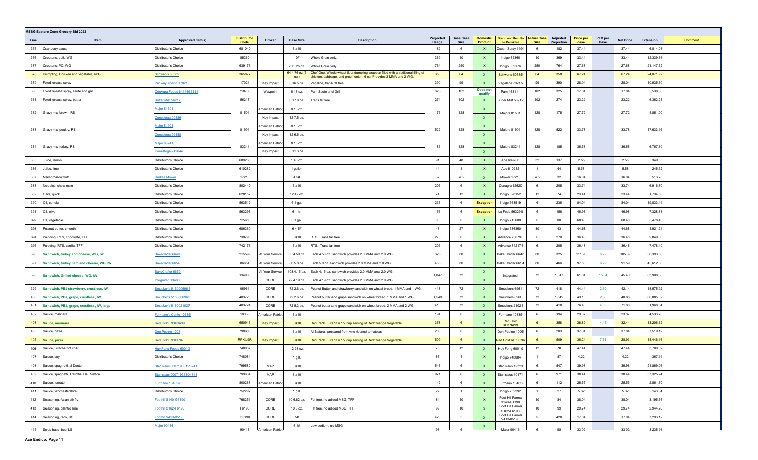**MSBG Eastern Zone Grocery Bid 2022**

| Line | Item | Approved Item(s) | Distributor Code | Broker | Case Size | Description | Projected Usage | Base Case Size | Domestic Product | Brand and Item to be Provided | Actual Case Size | Adjusted Projection | Price per case | PTV per Case | Net Price | Extension | Comment |
|---|---|---|---|---|---|---|---|---|---|---|---|---|---|---|---|---|---|
| 375 | Cranberry sauce | Distributor's Choice | 681040 | | 6 #10 | | 182 | 6 | X | Ocean Spray 1401 | 6 | 182 | 37.44 | | 37.44 | 6,814.08 | |
| 376 | Croutons, bulk, WG | Distributor's Choice | 85360 | | 10# | Whole Grain only. | 369 | 10 | X | Indigo 85360 | 10 | 369 | 33.44 | | 33.44 | 12,339.36 | |
| 377 | Croutons, PC, WG | Distributor's Choice | 639176 | | 250 .25 oz. | Whole Grain only. | 764 | 250 | X | Indigo 639176 | 250 | 764 | 27.68 | | 27.68 | 21,147.52 | |
| 378 | Dumpling, Chicken and vegetable, WG | Schwan's 60585 | 365877 | | 64 4.76 oz (6 ea.) | Chef One. Whole wheat flour dumpling wrapper filled with a traditional filling of chicken, cabbage, and green onion. 6 ea. Provides 2 MMA and 2 WG. | 358 | 64 | X | Schwans 60585 | 64 | 358 | 67.24 | | 67.24 | 24,071.92 | |
| 379 | Food release spray | Par way Tryson 17021 | 17021 | Key Impact | 6 16.5 oz. | Vegaline, trans fat free | 390 | 99 | X | Vegalene 70215 | 99 | 390 | 28.04 | | 28.04 | 10,935.60 | |
| 380 | Food release spray, saute and grill | ConAgra Foods 6414463111 | 718730 | Waypoint | 6 17 oz. | Pam Saute and Grill | 325 | 102 | Does not qualify | Pam 463111 | 102 | 325 | 17.04 | | 17.04 | 5,538.00 | |
| 381 | Food release spray, butter | Butter Mist 56217 | 56217 | | 6 17.0 oz. | Trans fat free | 274 | 102 | X | Butter Mist 56217 | 102 | 274 | 23.22 | | 23.22 | 6,362.28 | |
| 382 | Gravy mix, brown, RS | Major 81501<br>Conestoga 99486 | 81501 | American Patriot<br>Key Impact | 8 16 oz.<br>12 7.5 oz. | | 175 | 128 | X<br>X | Majors 81501 | 128 | 175 | 27.72 | | 27.72 | 4,851.00 | |
| 383 | Gravy mix, poultry, RS | Major 81901<br>Conestoga 99488 | 81901 | American Patriot<br>Key Impact | 8 16 oz.<br>12 6.5 oz. | | 522 | 128 | X<br>X | Majors 81901 | 128 | 522 | 33.78 | | 33.78 | 17,633.16 | |
| 384 | Gravy mix, turkey, RS | Major 83241<br>Conestoga 212644 | 83241 | American Patriot<br>Key Impact | 8 16 oz.<br>8 11.3 oz. | | 185 | 128 | X<br>X | Majors 83241 | 128 | 185 | 36.58 | | 36.58 | 6,767.30 | |
| 385 | Juice, lemon | Distributor's Choice | 689260 | | 1 48 oz. | | 91 | 48 | X | Ace 689260 | 32 | 137 | 2.55 | | 2.55 | 349.35 | |
| 386 | Juice, lime | Distributor's Choice | 610282 | | 1 gallon | | 44 | 1 | X | Ace 610282 | 1 | 44 | 5.58 | | 5.58 | 245.52 | |
| 387 | Marshmallow fluff | Durkee Mower | 17210 | | 4.5# | | 32 | 4.5 | X | Mower 17210 | 4.5 | 32 | 16.04 | | 16.04 | 513.28 | |
| 388 | Noodles, chow mein | Distributor's Choice | 802440 | | 6 #10 | | 205 | 6 | X | Conagra 12620 | 6 | 205 | 33.74 | | 33.74 | 6,916.70 | |
| 389 | Oats, quick | Distributor's Choice | 628152 | | 12 42 oz. | | 74 | 12 | X | Indigo 628152 | 12 | 74 | 23.44 | | 23.44 | 1,734.56 | |
| 390 | Oil, canola | Distributor's Choice | 563519 | | 6 1 gal. | | 236 | 6 | Exception | Indigo 563519 | 6 | 236 | 84.04 | | 84.04 | 19,833.44 | |
| 391 | Oil, olive | Distributor's Choice | 563298 | | 6 1 ltr. | | 156 | 6 | Exception | La Fede 563298 | 6 | 156 | 46.98 | | 46.98 | 7,328.88 | |
| 392 | Oil, vegetable | Distributor's Choice | 715680 | | 6 1 gal. | | 80 | 6 | X | Indigo 715680 | 6 | 80 | 68.48 | | 68.48 | 5,478.40 | |
| 393 | Peanut butter, smooth | Distributor's Choice | 686360 | | 6 4-5# | | 48 | 27 | X | Indigo 686360 | 30 | 43 | 44.68 | | 44.68 | 1,921.24 | |
| 394 | Pudding, RTS, chocolate, TFF | Distributor's Choice | 730790 | | 6 #10 | RTS. Trans fat free | 270 | 6 | X | Advance 730790 | 6 | 270 | 36.48 | | 36.48 | 9,849.60 | |
| 395 | Pudding, RTS, vanilla, TFF | Distributor's Choice | 742176 | | 6 #10 | RTS. Trans fat free | 205 | 6 | X | Advance 742176 | 6 | 205 | 36.48 | | 36.48 | 7,478.40 | |
| 396 | **Sandwich, turkey and cheese, WG, IW** | Bakecrafter 6648 | 215599 | At Your Service | 80 4.50 oz. | Each 4.50 oz. sandwich provides 2.0 MMA and 2.0 WG. | 325 | 80 | X | Bake Crafter 6648 | 80 | 325 | 111.98 | 6.29 | 105.69 | 36,393.50 | |
| 397 | **Sandwich, turkey ham and cheese, WG, IW** | Bakecrafter 6654 | 06654 | At Your Service | 80 5.0 oz. | Each 5.0 oz. sandwich provides 2.0 MMA and 2.0 WG. | 466 | 80 | X | Bake Crafter 6654 | 80 | 466 | 97.88 | 6.29 | 91.59 | 45,612.08 | |
| 398 | **Sandwich, Grilled cheese, WG, IW** | BakeCrafter 6659<br>Integrated 134000 | 134000 | At Your Service<br>CORE | 108 4.15 oz.<br>72 4.19 oz. | Each 4.15 oz. sandwich provides 2.0 MMA and 2.0 WG.<br>Each 4.19 oz. sandwich provides 2.0 MMA and 2.0 WG. | 1,047 | 72 | X<br>X | Integrated | 72 | 1,047 | 61.04 | 15.64 | 45.40 | 63,908.88 | |
| 399 | **Sandwich, PBJ strawberry, crustless, IW** | Smucker's 5150006961 | 06961 | CORE | 72 2.6 oz. | Peanut Butter and strawberry sandwich on wheat bread. 1 MMA and 1 WG. | 418 | 72 | X | Smuckers 6961 | 72 | 418 | 44.44 | 2.30 | 42.14 | 18,575.92 | |
| 400 | **Sandwich, PBJ, grape, crustless, IW** | Smucker's 5150006960 | 403723 | CORE | 72 2.6 oz. | Peanut butter and grape sandwich on wheat bread. 1 MMA and 1 WG. | 1,549 | 72 | X | Smuckers 6960 | 72 | 1,549 | 43.18 | 2.30 | 40.88 | 66,885.82 | |
| 401 | **Sandwich, PBJ, grape, crustless, IW, large** | Smucker's 5150021027 | 403724 | CORE | 72 5.3 oz. | Peanut butter and grape sandwich on wheat bread. 2 MMA and 2 WG. | 418 | 72 | X | Smuckers 21028 | 72 | 418 | 76.48 | 4.60 | 71.88 | 31,968.64 | |
| 402 | Sauce, marinara | Furmano's Conte 10335 | 10335 | American Patriot | 6 #10 | | 194 | 6 | X | Furmano 10335 | 6 | 194 | 23.37 | | 23.37 | 4,533.78 | |
| 403 | **Sauce, marinara** | Red Gold RPKNA99 | 650916 | Key Impact | 6 #10 | Red Pack. 3.0 oz = 1/2 cup serving of Red/Orange Vegetable. | 358 | 6 | X | Red Gold RPKNA99 | 6 | 358 | 36.89 | 4.45 | 32.44 | 13,206.62 | |
| 403 | Sauce, pizza | Don Pepino 1005 | 798606 | | 6 #10 | All Natural, prepared from vine ripened tomatoes | 203 | 6 | X | Don Pepino 1005 | 6 | 203 | 37.04 | | 37.04 | 7,519.12 | |
| 405 | **Sauce, pizza** | Red Gold RPKIL9R | RPKIL9R | Key Impact | 6 #10 | Red Pack. 3.0 oz = 1/2 cup serving of Red/Orange Vegetable. | 509 | 6 | X | Red Gold RPKIL9R | 6 | 509 | 36.24 | 7.31 | 28.93 | 18,446.16 | |
| 406 | Sauce, Siracha hot chili | Huy Fong Foods 60010 | 748067 | | 12 28 oz. | | 78 | 12 | X | Huy Fong 60010 | 12 | 78 | 47.44 | | 47.44 | 3,700.32 | |
| 407 | Sauce, soy | Distributor's Choice | 748084 | | 1 gal. | | 87 | 1 | X | Indigo 748084 | 1 | 87 | 4.22 | | 4.22 | 367.14 | |
| 408 | Sauce, spaghetti, al Dente | Stanislaus 00071933123241 | 799580 | MAP | 6 #10 | | 547 | 6 | X | Stanislaus 12324 | 6 | 547 | 39.98 | | 39.98 | 21,869.06 | |
| 409 | Sauce, spaghetti, Trarottia a la Rustica | Stanislaus 00071933101741 | 799634 | MAP | 6 #10 | | 971 | 6 | X | Stanislaus 10174 | 6 | 971 | 38.44 | | 38.44 | 37,325.24 | |
| 410 | Sauce, tomato | Furmano 10463-0 | 800268 | American Patriot | 6 #10 | | 112 | 6 | X | Furmano 10463 | 6 | 112 | 25.55 | | 25.55 | 2,861.60 | |
| 411 | Sauce, Worcestershire | Distributor's Choice | 752292 | | 1 gal. | | 27 | 1 | X | Indigo 752292 | 1 | 27 | 5.32 | | 5.32 | 143.64 | |
| 412 | Seasoning, Asian stir fry | Foothill S140-G1190 | 768251 | CORE | 10 6.82 oz. | Fat free, no added MSG, TFF | 84 | 10 | X | Foot Hill Farms S140-G1190 | 10 | 84 | 38.04 | | 38.04 | 3,195.36 | |
| 413 | Seasoning, cilantro lime | Foothill S162-F6190 | F6190 | CORE | 10 6 oz. | Fat free, no added MSG, TFF | 99 | 10 | X | Foot Hill Farms S162-F6190 | 10 | 99 | 29.74 | | 29.74 | 2,944.26 | |
| 414 | Seasoning, taco, RS | Foothill V413-05190 | O5190 | CORE | 5# | | 428 | 5 | X | Foot Hill Farms V413-05190 | 5 | 428 | 17.04 | | 17.04 | 7,293.12 | |
| 415 | Soup base, beef LS | Major 90416 | 90416 | American Patriot | 6 1# | Low sodium, no MSG | 98 | 6 | X | Major 90416 | 6 | 98 | 33.02 | | 33.02 | 3,235.96 | |

Ace Endico, Page 11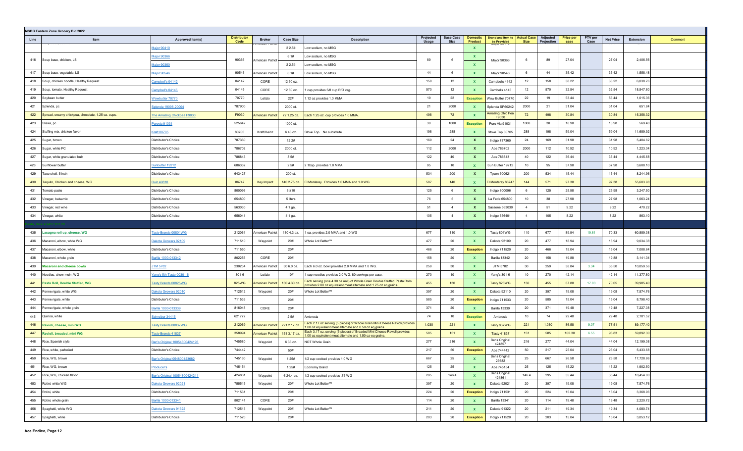**MSBG Eastern Zone Grocery Bid 2022**

| Line | Item | Approved Item(s) | Distributor Code | Broker | Case Size | Description | Projected Usage | Base Case Size | Domestic Product | Brand and Item to be Provided | Actual Case Size | Adjusted Projection | Price per case | PTV per Case | Net Price | Extension | Comment |
|---|---|---|---|---|---|---|---|---|---|---|---|---|---|---|---|---|---|
| | | Major 90410 | | | 2 2.5# | Low sodium, no MSG | | | X | | | | | | | | |
| 416 | Soup base, chicken, LS | Major 90366 | 90366 | American Patriot | 6 1# | Low sodium, no MSG | 89 | 6 | X | Major 90366 | 6 | 89 | 27.04 | | 27.04 | 2,406.56 | |
| | | Major 90380 | | | 2 2.5# | Low sodium, no MSG | | | X | | | | | | | | |
| 417 | Soup base, vegetable, LS | Major 90546 | 90546 | American Patriot | 6 1# | Low sodium, no MSG | 44 | 6 | X | Major 90546 | 6 | 44 | 35.42 | | 35.42 | 1,558.48 | |
| 418 | Soup, chicken noodle, Healthy Request | Campbell's 04142 | 04142 | CORE | 12 50 oz. | | 158 | 12 | X | Campbells 4142 | 12 | 158 | 38.22 | | 38.22 | 6,038.76 | |
| 419 | Soup, tomato, Healthy Request | Campbell's 04145 | 04145 | CORE | 12 50 oz. | 1 cup provides 5/8 cup R/O veg. | 570 | 12 | X | Cambells 4145 | 12 | 570 | 32.54 | | 32.54 | 18,547.80 | |
| 420 | Soybean butter | Wowbutter 70770 | 70770 | Letizio | 22# | 1.12 oz provides 1.0 MMA | 19 | 22 | Exception | Wow Butter 70770 | 22 | 19 | 53.44 | | 53.44 | 1,015.36 | |
| 421 | Splenda, pc | Splenda 19098-20004 | 787900 | | 2000 ct. | | 21 | 2000 | X | Splenda SP60242 | 2000 | 21 | 31.04 | | 31.04 | 651.84 | |
| 422 | Spread, creamy chickpea, chocolate, 1.25 oz. cups. | The Amazing Chickpea F9030 | F9030 | American Patriot | 72 1.25 oz. | Each 1.25 oz. cup provides 1.0 MMA. | 498 | 72 | X | Amazing Chic Pea F9030 | 72 | 498 | 30.84 | | 30.84 | 15,358.32 | |
| 423 | Stevia, pc | Purevia 91031 | 525642 | | 1000 ct. | | 30 | 1000 | Exception | Pure Via 91031 | 1000 | 30 | 18.98 | | 18.98 | 569.40 | |
| 424 | Stuffing mix, chicken flavor | Kraft 80705 | 80705 | Kraft/Heinz | 6 48 oz. | Stove Top. No substitute | 198 | 288 | X | Stove Top 80705 | 288 | 198 | 59.04 | | 59.04 | 11,689.92 | |
| 425 | Sugar, brown | Distributor's Choice | 787360 | | 12 2# | | 169 | 24 | X | Indigo 787360 | 24 | 169 | 31.98 | | 31.98 | 5,404.62 | |
| 426 | Sugar, white PC | Distributor's Choice | 786702 | | 2000 ct. | | 112 | 2000 | X | Ace 786702 | 2000 | 112 | 10.92 | | 10.92 | 1,223.04 | |
| 427 | Sugar, white granulated bulk | Distributor's Choice | 786843 | | 8 5# | | 122 | 40 | X | Ace 786843 | 40 | 122 | 36.44 | | 36.44 | 4,445.68 | |
| 428 | Sunflower butter | Sunbutter 19212 | 686332 | | 2 5# | 2 Tbsp. provides 1.0 MMA | 95 | 10 | X | Sun Butter 19212 | 10 | 95 | 37.98 | | 37.98 | 3,608.10 | |
| 429 | Taco shell, 5 inch | Distributor's Choice | 643427 | | 200 ct. | | 534 | 200 | X | Tyson 500621 | 200 | 534 | 15.44 | | 15.44 | 8,244.96 | |
| 430 | Taquito, Chicken and cheese, WG | Ruiz 40818 | 86747 | Key Impact | 140 2.75 oz. | El Monterey. Provides 1.0 MMA and 1.0 WG | 587 | 140 | X | El Monterey 86747 | 144 | 571 | 97.38 | | 97.38 | 55,603.98 | |
| 431 | Tomato paste | Distributor's Choice | 800096 | | 6 #10 | | 125 | 6 | X | Indigo 800096 | 6 | 125 | 25.98 | | 25.98 | 3,247.50 | |
| 432 | Vinegar, balsamic | Distributor's Choice | 654800 | | 5 liters | | 76 | 5 | X | La Fede 654800 | 10 | 38 | 27.98 | | 27.98 | 1,063.24 | |
| 433 | Vinegar, red wine | Distributor's Choice | 563030 | | 4 1 gal. | | 51 | 4 | X | Sassone 563030 | 4 | 51 | 9.22 | | 9.22 | 470.22 | |
| 434 | Vinegar, white | Distributor's Choice | 656041 | | 4 1 gal. | | 105 | 4 | X | Indigo 656401 | 4 | 105 | 8.22 | | 8.22 | 863.10 | |
| 435 | Lasagna roll up, cheese, WG | Tasty Brands 00801WG | 212061 | American Patriot | 110 4.3 oz. | 1 ea. provides 2.0 MMA and 1.0 WG | 677 | 110 | X | Tasty 801WG | 110 | 677 | 89.94 | 19.61 | 70.33 | 60,889.38 | |
| 436 | Macaroni, elbow, white WG | Dakota Growers 92109 | 711510 | Waypoint | 20# | Whole Lot Better™ | 477 | 20 | X | Dakota 92109 | 20 | 477 | 18.94 | | 18.94 | 9,034.38 | |
| 437 | Macaroni, elbow, white | Distributor's Choice | 711550 | | 20# | | 466 | 20 | Exception | Indigo 711520 | 20 | 466 | 15.04 | | 15.04 | 7,008.64 | |
| 438 | Macaroni, whole grain | Barilla 1000-013342 | 802256 | CORE | 20# | | 158 | 20 | X | Barilla 13342 | 20 | 158 | 19.88 | | 19.88 | 3,141.04 | |
| 439 | Macaroni and cheese bowls | JTM 5782 | 230234 | American Patriot | 30 6.0 oz. | Each 6.0 oz. bowl provides 2.0 MMA and 1.0 WG. | 259 | 30 | X | JTM 5782 | 30 | 259 | 38.84 | 3.34 | 35.50 | 10,059.56 | |
| 440 | Noodles, chow mein, WG | Yang's 5th Taste 00301-6 | 301-6 | Letizio | 10# | 1 cup noodles provides 2.0 WG. 80 servings per case. | 270 | 10 | X | Yang's 301-6 | 10 | 270 | 42.14 | | 42.14 | 11,377.80 | |
| 441 | Pasta Roll, Double Stuffed, WG | Tasty Brands 00825WG | 825WG | American Patriot | 130 4.30 oz. | Each serving (one 4.30 oz unit) of Whole Grain Double Stuffed Pasta Rolls provides 2.00 oz equivalent meat alternate and 1.25 oz eq grains. | 455 | 130 | X | Tasty 825WG | 130 | 455 | 87.88 | 17.83 | 70.05 | 39,985.40 | |
| 442 | Penne rigate, white WG | Dakota Growers 92010 | 712512 | Waypoint | 20# | Whole Lot Better™ | 397 | 20 | X | Dakota 92110 | 20 | 397 | 19.08 | | 19.08 | 7,574.76 | |
| 443 | Penne rigate, white | Distributor's Choice | 711533 | | 20# | | 585 | 20 | Exception | Indigo 711533 | 20 | 585 | 15.04 | | 15.04 | 8,798.40 | |
| 444 | Penne rigate, whole grain | Barilla 1000-013339 | 816048 | CORE | 20# | | 371 | 20 | X | Barilla 13339 | 20 | 371 | 19.48 | | 19.48 | 7,227.08 | |
| 445 | Quinoa, white | Schreiber 34415 | 621772 | | 2 5# | Ambrosia | 74 | 10 | Exception | Ambrosia | 10 | 74 | 29.48 | | 29.48 | 2,181.52 | |
| 446 | Ravioli, cheese, mini WG | Tasty Brands 00837WG | 212069 | American Patriot | 221 2.17 oz. | Each 2.17 oz serving (5 pieces) of Whole Grain Mini Cheese Ravioli provides 1.00 oz equivalent meat alternate and 0.50 oz eq grains. | 1,030 | 221 | X | Tasty 837WG | 221 | 1,030 | 86.58 | 9.07 | 77.51 | 89,177.40 | |
| 447 | Ravioli, breaded, mini WG | Tasty Brands 41837 | 358994 | American Patriot | 151 3.17 oz. | Each 3.17 oz. serving (5 pieces) of Breaded Mini Cheese Ravioli provides 1.00 oz equivalent meat alternate and 1.50 oz-eq grains. | 585 | 151 | X | Tasty 41837 | 151 | 585 | 102.38 | 6.55 | 95.83 | 59,892.30 | |
| 448 | Rice, Spanish style | Ben's Original 10054800424198 | 745580 | Waypoint | 6 36 oz. | NOT Whole Grain | 277 | 216 | X | Bens Original 424857 | 216 | 277 | 44.04 | | 44.04 | 12,199.08 | |
| 449 | Rice, white, parboiled | Distributor's Choice | 744442 | | 50# | | 217 | 50 | Exception | Ace 744442 | 50 | 217 | 25.04 | | 25.04 | 5,433.68 | |
| 450 | Rice, WG, brown | Ben's Original 054800423682 | 745160 | Waypoint | 1 25# | 1/2 cup cooked provides 1.0 WG | 667 | 25 | X | Bens Original 23682 | 25 | 667 | 26.58 | | 26.58 | 17,728.86 | |
| 451 | Rice, WG, brown | Producer's | 745154 | | 1 25# | Economy Brand | 125 | 25 | X | Ace 745154 | 25 | 125 | 15.22 | | 15.22 | 1,902.50 | |
| 452 | Rice, WG, chicken flavor | Ben's Original 10054800424211 | 424861 | Waypoint | 6 24.4 oz. | 1/2 cup cooked provides .75 WG | 295 | 146.4 | X | Bens Original 424861 | 146.4 | 295 | 35.44 | | 35.44 | 10,454.80 | |
| 453 | Rotini, white WG | Dakota Growers 92021 | 755515 | Waypoint | 20# | Whole Lot Better™ | 397 | 20 | X | Dakota 92021 | 20 | 397 | 19.08 | | 19.08 | 7,574.76 | |
| 454 | Rotini, white | Distributor's Choice | 711531 | | 20# | | 224 | 20 | Exception | Indigo 711531 | 20 | 224 | 15.04 | | 15.04 | 3,368.96 | |
| 455 | Rotini, whole grain | Barilla 1000-013341 | 802141 | CORE | 20# | | 114 | 20 | X | Barilla 13341 | 20 | 114 | 19.48 | | 19.48 | 2,220.72 | |
| 456 | Spaghetti, white WG | Dakota Growers 91322 | 712513 | Waypoint | 20# | Whole Lot Better™ | 211 | 20 | X | Dakota 91322 | 20 | 211 | 19.34 | | 19.34 | 4,080.74 | |
| 457 | Spaghetti, white | Distributor's Choice | 711520 | | 20# | | 203 | 20 | Exception | Indigo 711520 | 20 | 203 | 15.04 | | 15.04 | 3,053.12 | |

Ace Endico, Page 12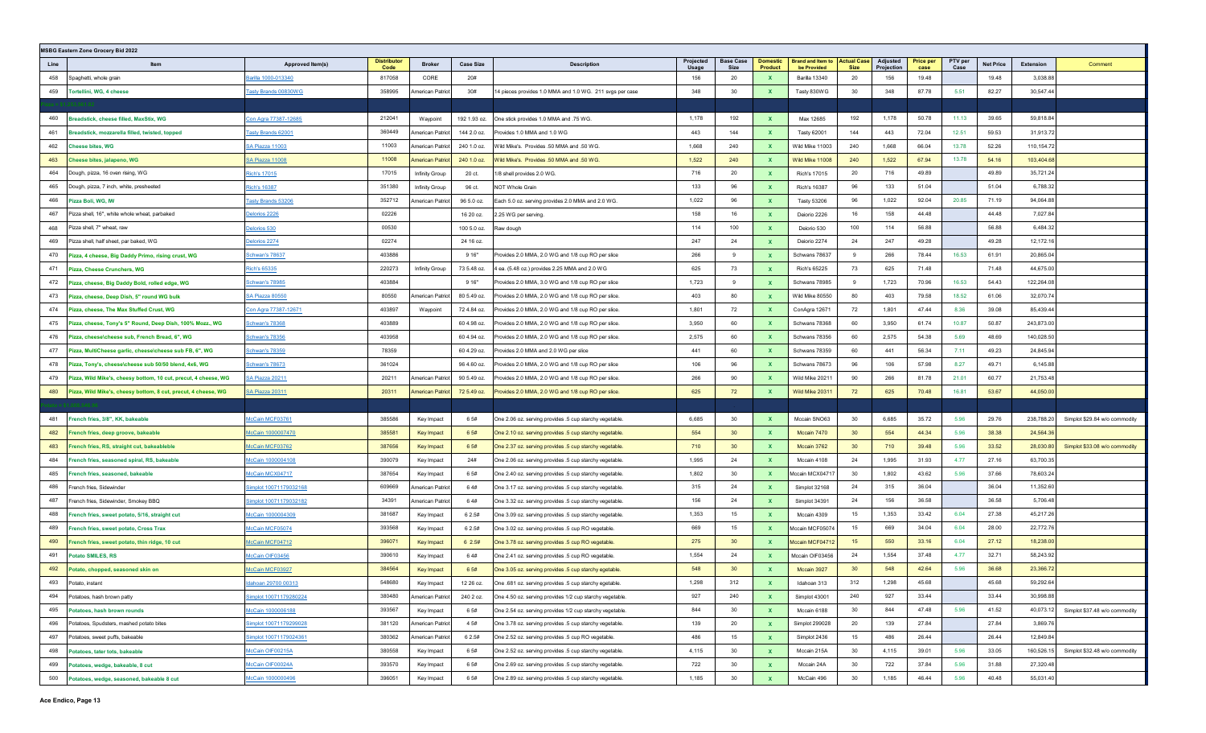## MSBG Eastern Zone Grocery Bid 2022

| Line | Item | Approved Item(s) | Distributor Code | Broker | Case Size | Description | Projected Usage | Base Case Size | Domestic Product | Brand and Item to be Provided | Actual Case Size | Adjusted Projection | Price per case | PTV per Case | Net Price | Extension | Comment |
|---|---|---|---|---|---|---|---|---|---|---|---|---|---|---|---|---|---|
| 458 | Spaghetti, whole grain | Barilla 1000-013340 | 817058 | CORE | 20# | | 156 | 20 | X | Barilla 13340 | 20 | 156 | 19.48 | | 19.48 | 3,038.88 | |
| 459 | Tortellini, WG, 4 cheese | Tasty Brands 00830WG | 358995 | American Patriot | 30# | 14 pieces provides 1.0 MMA and 1.0 WG. 211 svgs per case | 348 | 30 | X | Tasty 830WG | 30 | 348 | 87.78 | 5.51 | 82.27 | 30,547.44 | |
| | | | | | | | | | | | | | | | | | |
| 460 | Breadstick, cheese filled, MaxStix, WG | Con Agra 77387-12685 | 212041 | Waypoint | 192 1.93 oz. | One stick provides 1.0 MMA and .75 WG. | 1,178 | 192 | X | Max 12685 | 192 | 1,178 | 50.78 | 11.13 | 39.65 | 59,818.84 | |
| 461 | Breadstick, mozzarella filled, twisted, topped | Tasty Brands 62001 | 360449 | American Patriot | 144 2.0 oz. | Provides 1.0 MMA and 1.0 WG | 443 | 144 | X | Tasty 62001 | 144 | 443 | 72.04 | 12.51 | 59.53 | 31,913.72 | |
| 462 | Cheese bites, WG | SA Piazza 11003 | 11003 | American Patriot | 240 1.0 oz. | Wild Mike's. Provides .50 MMA and .50 WG. | 1,668 | 240 | X | Wild Mike 11003 | 240 | 1,668 | 66.04 | 13.78 | 52.26 | 110,154.72 | |
| 463 | Cheese bites, jalapeno, WG | SA Piazza 11008 | 11008 | American Patriot | 240 1.0 oz. | Wild Mike's. Provides .50 MMA and .50 WG. | 1,522 | 240 | X | Wild Mike 11008 | 240 | 1,522 | 67.94 | 13.78 | 54.16 | 103,404.68 | |
| 464 | Dough, pizza, 16 oven rising, WG | Rich's 17015 | 17015 | Infinity Group | 20 ct. | 1/8 shell provides 2.0 WG. | 716 | 20 | X | Rich's 17015 | 20 | 716 | 49.89 | | 49.89 | 35,721.24 | |
| 465 | Dough, pizza, 7 inch, white, presheeted | Rich's 16387 | 351380 | Infinity Group | 96 ct. | NOT Whole Grain | 133 | 96 | X | Rich's 16387 | 96 | 133 | 51.04 | | 51.04 | 6,788.32 | |
| 466 | Pizza Boli, WG, IW | Tasty Brands 53206 | 352712 | American Patriot | 96 5.0 oz. | Each 5.0 oz. serving provides 2.0 MMA and 2.0 WG. | 1,022 | 96 | X | Tasty 53206 | 96 | 1,022 | 92.04 | 20.85 | 71.19 | 94,064.88 | |
| 467 | Pizza shell, 16", white whole wheat, parbaked | Deiorios 2226 | 02226 | | 16 20 oz. | 2.25 WG per serving. | 158 | 16 | X | Deiorio 2226 | 16 | 158 | 44.48 | | 44.48 | 7,027.84 | |
| 468 | Pizza shell, 7" wheat, raw | Deiorios 530 | 00530 | | 100 5.0 oz. | Raw dough | 114 | 100 | X | Deiorio 530 | 100 | 114 | 56.88 | | 56.88 | 6,484.32 | |
| 469 | Pizza shell, half sheet, par baked, WG | Deiorios 2274 | 02274 | | 24 16 oz. | | 247 | 24 | X | Deiorio 2274 | 24 | 247 | 49.28 | | 49.28 | 12,172.16 | |
| 470 | Pizza, 4 cheese, Big Daddy Primo, rising crust, WG | Schwan's 78637 | 403886 | | 9 16" | Provides 2.0 MMA, 2.0 WG and 1/8 cup RO per slice | 266 | 9 | X | Schwans 78637 | 9 | 266 | 78.44 | 16.53 | 61.91 | 20,865.04 | |
| 471 | Pizza, Cheese Crunchers, WG | Rich's 65335 | 220273 | Infinity Group | 73 5.48 oz. | 4 ea. (5.48 oz.) provides 2.25 MMA and 2.0 WG | 625 | 73 | X | Rich's 65225 | 73 | 625 | 71.48 | | 71.48 | 44,675.00 | |
| 472 | Pizza, cheese, Big Daddy Bold, rolled edge, WG | Schwan's 78985 | 403884 | | 9 16" | Provides 2.0 MMA, 3.0 WG and 1/8 cup RO per slice | 1,723 | 9 | X | Schwans 78985 | 9 | 1,723 | 70.96 | 16.53 | 54.43 | 122,264.08 | |
| 473 | Pizza, cheese, Deep Dish, 5" round WG bulk | SA Piazza 80550 | 80550 | American Patriot | 80 5.49 oz. | Provides 2.0 MMA, 2.0 WG and 1/8 cup RO per slice | 403 | 80 | X | Wild Mike 80550 | 80 | 403 | 79.58 | 18.52 | 61.06 | 32,070.74 | |
| 474 | Pizza, cheese, The Max Stuffed Crust, WG | Con Agra 77387-12671 | 403897 | Waypoint | 72 4.84 oz. | Provides 2.0 MMA, 2.0 WG and 1/8 cup RO per slice. | 1,801 | 72 | X | ConAgra 12671 | 72 | 1,801 | 47.44 | 8.36 | 39.08 | 85,439.44 | |
| 475 | Pizza, cheese, Tony's 5" Round, Deep Dish, 100% Mozz., WG | Schwan's 78368 | 403889 | | 60 4.98 oz. | Provides 2.0 MMA, 2.0 WG and 1/8 cup RO per slice. | 3,950 | 60 | X | Schwans 78368 | 60 | 3,950 | 61.74 | 10.87 | 50.87 | 243,873.00 | |
| 476 | Pizza, cheese\cheese sub, French Bread, 6", WG | Schwan's 78356 | 403958 | | 60 4.94 oz. | Provides 2.0 MMA, 2.0 WG and 1/8 cup RO per slice. | 2,575 | 60 | X | Schwans 78356 | 60 | 2,575 | 54.38 | 5.69 | 48.69 | 140,028.50 | |
| 477 | Pizza, MultiCheese garlic, cheese\cheese sub FB, 6", WG | Schwan's 78359 | 78359 | | 60 4.29 oz. | Provides 2.0 MMA and 2.0 WG per slice | 441 | 60 | X | Schwans 78359 | 60 | 441 | 56.34 | 7.11 | 49.23 | 24,845.94 | |
| 478 | Pizza, Tony's, cheese\cheese sub 50/50 blend, 4x6, WG | Schwan's 78673 | 361024 | | 96 4.60 oz. | Provides 2.0 MMA, 2.0 WG and 1/8 cup RO per slice | 106 | 96 | X | Schwans 78673 | 96 | 106 | 57.98 | 8.27 | 49.71 | 6,145.88 | |
| 479 | Pizza, Wild Mike's, cheesy bottom, 10 cut, precut, 4 cheese, WG | SA Piazza 20211 | 20211 | American Patriot | 90 5.49 oz. | Provides 2.0 MMA, 2.0 WG and 1/8 cup RO per slice. | 266 | 90 | X | Wild Mike 20211 | 90 | 266 | 81.78 | 21.01 | 60.77 | 21,753.48 | |
| 480 | Pizza, Wild Mike's, cheesy bottom, 8 cut, precut, 4 cheese, WG | SA Piazza 20311 | 20311 | American Patriot | 72 5.49 oz. | Provides 2.0 MMA, 2.0 WG and 1/8 cup RO per slice. | 625 | 72 | X | Wild Mike 20311 | 72 | 625 | 70.48 | 16.81 | 53.67 | 44,050.00 | |
| | | | | | | | | | | | | | | | | | |
| 481 | French fries, 3/8", KK, bakeable | McCain MCF03761 | 385586 | Key Impact | 6 5# | One 2.06 oz. serving provides .5 cup starchy vegetable. | 6,685 | 30 | X | Mccain SNO63 | 30 | 6,685 | 35.72 | 5.96 | 29.76 | 238,788.20 | Simplot $29.84 w/o commodity |
| 482 | French fries, deep groove, bakeable | McCain 1000007470 | 385581 | Key Impact | 6 5# | One 2.10 oz. serving provides .5 cup starchy vegetable. | 554 | 30 | X | Mccain 7470 | 30 | 554 | 44.34 | 5.96 | 38.38 | 24,564.36 | |
| 483 | French fries, RS, straight cut, bakeableble | McCain MCF03762 | 387656 | Key Impact | 6 5# | One 2.37 oz. serving provides .5 cup starchy vegetable. | 710 | 30 | X | Mccain 3762 | 30 | 710 | 39.48 | 5.96 | 33.52 | 28,030.80 | Simplot $33.08 w/o commodity |
| 484 | French fries, seasoned spiral, RS, bakeable | McCain 1000004108 | 390079 | Key Impact | 24# | One 2.06 oz. serving provides .5 cup starchy vegetable. | 1,995 | 24 | X | Mccain 4108 | 24 | 1,995 | 31.93 | 4.77 | 27.16 | 63,700.35 | |
| 485 | French fries, seasoned, bakeable | McCain MCX04717 | 387654 | Key Impact | 6 5# | One 2.40 oz. serving provides .5 cup starchy vegetable. | 1,802 | 30 | X | Mccain MCX04717 | 30 | 1,802 | 43.62 | 5.96 | 37.66 | 78,603.24 | |
| 486 | French fries, Sidewinder | Simplot 10071179032168 | 609669 | American Patriot | 6 4# | One 3.17 oz. serving provides .5 cup starchy vegetable. | 315 | 24 | X | Simplot 32168 | 24 | 315 | 36.04 | | 36.04 | 11,352.60 | |
| 487 | French fries, Sidewinder, Smokey BBQ | Simplot 10071179032182 | 34391 | American Patriot | 6 4# | One 3.32 oz. serving provides .5 cup starchy vegetable. | 156 | 24 | X | Simplot 34391 | 24 | 156 | 36.58 | | 36.58 | 5,706.48 | |
| 488 | French fries, sweet potato, 5/16, straight cut | McCain 1000004309 | 381687 | Key Impact | 6 2.5# | One 3.09 oz. serving provides .5 cup starchy vegetable. | 1,353 | 15 | X | Mccain 4309 | 15 | 1,353 | 33.42 | 6.04 | 27.38 | 45,217.26 | |
| 489 | French fries, sweet potato, Cross Trax | McCain MCF05074 | 393568 | Key Impact | 6 2.5# | One 3.02 oz. serving provides .5 cup RO vegetable. | 669 | 15 | X | Mccain MCF05074 | 15 | 669 | 34.04 | 6.04 | 28.00 | 22,772.76 | |
| 490 | French fries, sweet potato, thin ridge, 10 cut | McCain MCF04712 | 396071 | Key Impact | 6 2.5# | One 3.78 oz. serving provides .5 cup RO vegetable. | 275 | 30 | X | Mccain MCF04712 | 15 | 550 | 33.16 | 6.04 | 27.12 | 18,238.00 | |
| 491 | Potato SMILES, RS | McCain OIF03456 | 390610 | Key Impact | 6 4# | One 2.41 oz. serving provides .5 cup RO vegetable. | 1,554 | 24 | X | Mccain OIF03456 | 24 | 1,554 | 37.48 | 4.77 | 32.71 | 58,243.92 | |
| 492 | Potato, chopped, seasoned skin on | McCain MCF03927 | 384564 | Key Impact | 6 5# | One 3.05 oz. serving provides .5 cup starchy egetable. | 548 | 30 | X | Mccain 3927 | 30 | 548 | 42.64 | 5.96 | 36.68 | 23,366.72 | |
| 493 | Potato, instant | Idahoan 29700 00313 | 548680 | Key Impact | 12 26 oz. | One .681 oz. serving provides .5 cup starchy egetable. | 1,298 | 312 | X | Idahoan 313 | 312 | 1,298 | 45.68 | | 45.68 | 59,292.64 | |
| 494 | Potatoes, hash brown patty | Simplot 10071179280224 | 380480 | American Patriot | 240 2 oz. | One 4.50 oz. serving provides 1/2 cup starchy vegetable. | 927 | 240 | X | Simplot 43001 | 240 | 927 | 33.44 | | 33.44 | 30,998.88 | |
| 495 | Potatoes, hash brown rounds | McCain 1000006188 | 393567 | Key Impact | 6 5# | One 2.54 oz. serving provides 1/2 cup starchy vegetable. | 844 | 30 | X | Mccain 6188 | 30 | 844 | 47.48 | 5.96 | 41.52 | 40,073.12 | Simplot $37.48 w/o commodity |
| 496 | Potatoes, Spudsters, mashed potato bites | Simplot 10071179299028 | 381120 | American Patriot | 4 5# | One 3.78 oz. serving provides .5 cup starchy vegetable. | 139 | 20 | X | Simplot 299028 | 20 | 139 | 27.84 | | 27.84 | 3,869.76 | |
| 497 | Potatoes, sweet puffs, bakeable | Simplot 10071179024361 | 380362 | American Patriot | 6 2.5# | One 2.52 oz. serving provides .5 cup RO vegetable. | 486 | 15 | X | Simplot 2436 | 15 | 486 | 26.44 | | 26.44 | 12,849.84 | |
| 498 | Potatoes, tater tots, bakeable | McCain OIF00215A | 380558 | Key Impact | 6 5# | One 2.52 oz. serving provides .5 cup starchy vegetable. | 4,115 | 30 | X | Mccain 215A | 30 | 4,115 | 39.01 | 5.96 | 33.05 | 160,526.15 | Simplot $32.48 w/o commodity |
| 499 | Potatoes, wedge, bakeable, 8 cut | McCain OIF00024A | 393570 | Key Impact | 6 5# | One 2.69 oz. serving provides .5 cup starchy vegetable. | 722 | 30 | X | Mccain 24A | 30 | 722 | 37.84 | 5.96 | 31.88 | 27,320.48 | |
| 500 | Potatoes, wedge, seasoned, bakeable 8 cut | McCain 1000000496 | 396051 | Key Impact | 6 5# | One 2.89 oz. serving provides .5 cup starchy vegetable. | 1,185 | 30 | X | McCain 496 | 30 | 1,185 | 46.44 | 5.96 | 40.48 | 55,031.40 | |

**Ace Endico, Page 13**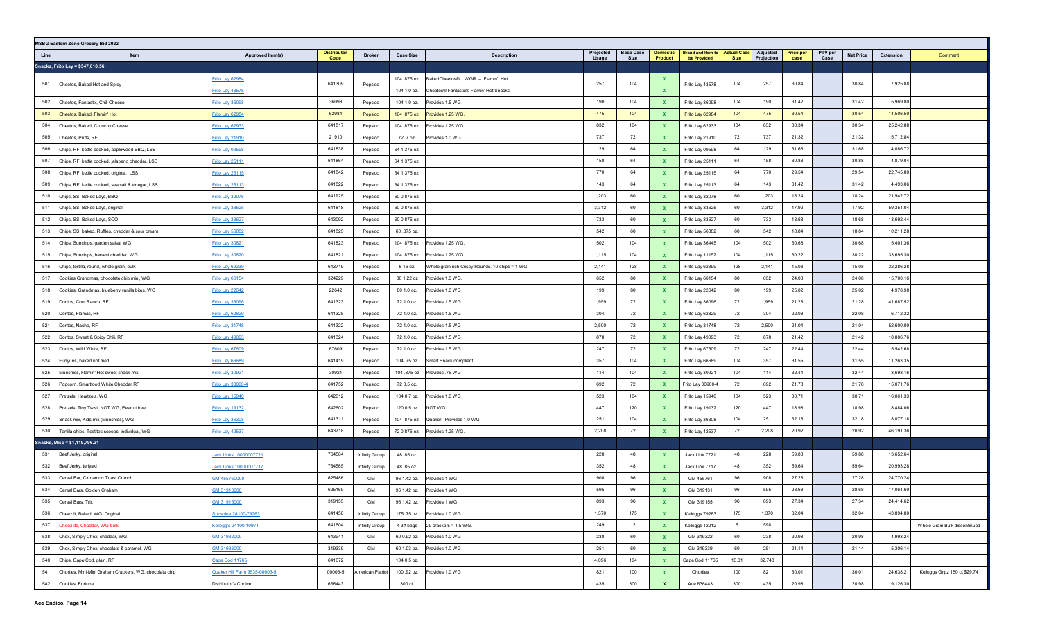| MSBG Eastern Zone Grocery Bid 2022 | | | | | | | | | | | | | | | | | | |
|---|---|---|---|---|---|---|---|---|---|---|---|---|---|---|---|---|---|---|
| Line | Item | Approved Item(s) | Distributor Code | Broker | Case Size | Description | Projected Usage | Base Case Size | Domestic Product | Brand and Item to be Provided | Actual Case Size | Adjusted Projection | Price per case | PTV per Case | Net Price | Extension | Comment |
| Snacks, Frito Lay = $547,018.56 | | | | | | | | | | | | | | | | | |
| 501 | Cheetos, Baked Hot and Spicy | Frito Lay 62984 | 641309 | Pepsico | 104 .875 oz. | BakedCheetos® WGR – Flamin' Hot | 257 | 104 | X | Frito Lay 43578 | 104 | 257 | 30.84 | | 30.84 | 7,925.88 | |
| | | Frito Lay 43578 | | | 104 1.0 oz. | Cheetos® Fantastix® Flamin' Hot Snacks | | | X | | | | | | | | |
| 502 | Cheetos, Fantastix, Chili Cheese | Frito Lay 36098 | 36098 | Pepsico | 104 1.0 oz. | Provides 1.5 WG | 190 | 104 | X | Frito Lay 36098 | 104 | 190 | 31.42 | | 31.42 | 5,969.80 | |
| 503 | Cheetos, Baked, Flamin' Hot | Frito Lay 62984 | 62984 | Pepsico | 104 .875 oz. | Provides 1.25 WG. | 475 | 104 | X | Frito Lay 62984 | 104 | 475 | 30.54 | | 30.54 | 14,506.50 | |
| 504 | Cheetos, Baked, Crunchy Cheese | Frito Lay 62933 | 641817 | Pepsico | 104 .875 oz. | Provides 1.25 WG. | 832 | 104 | X | Frito Lay 62933 | 104 | 832 | 30.34 | | 30.34 | 25,242.88 | |
| 505 | Cheetos, Puffs, RF | Frito Lay 21910 | 21910 | Pepsico | 72 .7 oz. | Provides 1.0 WG | 737 | 72 | X | Frito Lay 21910 | 72 | 737 | 21.32 | | 21.32 | 15,712.84 | |
| 506 | Chips, RF, kettle cooked, applewood BBQ, LSS | Frito Lay 09598 | 641838 | Pepsico | 64 1.375 oz. | | 129 | 64 | X | Frito Lay 09598 | 64 | 129 | 31.68 | | 31.68 | 4,086.72 | |
| 507 | Chips, RF, kettle cooked, jalapeno cheddar, LSS | Frito Lay 25111 | 641864 | Pepsico | 64 1.375 oz. | | 158 | 64 | X | Frito Lay 25111 | 64 | 158 | 30.88 | | 30.88 | 4,879.04 | |
| 508 | Chips, RF, kettle cooked, original, LSS | Frito Lay 25115 | 641842 | Pepsico | 64 1.375 oz. | | 770 | 64 | X | Frito Lay 25115 | 64 | 770 | 29.54 | | 29.54 | 22,745.80 | |
| 509 | Chips, RF, kettle cooked, sea salt & vinegar, LSS | Frito Lay 25113 | 641822 | Pepsico | 64 1.375 oz. | | 143 | 64 | X | Frito Lay 25113 | 64 | 143 | 31.42 | | 31.42 | 4,493.06 | |
| 510 | Chips, SS, Baked Lays, BBQ | Frito Lay 32078 | 641925 | Pepsico | 60 0.875 oz. | | 1,203 | 60 | X | Frito Lay 32078 | 60 | 1,203 | 18.24 | | 18.24 | 21,942.72 | |
| 511 | Chips, SS, Baked Lays, original | Frito Lay 33625 | 641818 | Pepsico | 60 0.875 oz. | | 3,312 | 60 | X | Frito Lay 33625 | 60 | 3,312 | 17.92 | | 17.92 | 59,351.04 | |
| 512 | Chips, SS, Baked Lays, SCO | Frito Lay 33627 | 643092 | Pepsico | 60 0.875 oz. | | 733 | 60 | X | Frito Lay 33627 | 60 | 733 | 18.68 | | 18.68 | 13,692.44 | |
| 513 | Chips, SS, baked, Ruffles, cheddar & sour cream | Frito Lay 56882 | 641825 | Pepsico | 60 .875 oz. | | 542 | 60 | X | Frito Lay 56882 | 60 | 542 | 18.84 | | 18.84 | 10,211.28 | |
| 514 | Chips, Sunchips, garden salsa, WG | Frito Lay 30821 | 641823 | Pepsico | 104 .875 oz. | Provides 1.25 WG. | 502 | 104 | X | Frito Lay 36445 | 104 | 502 | 30.68 | | 30.68 | 15,401.36 | |
| 515 | Chips, Sunchips, harvest cheddar, WG | Frito Lay 30820 | 641821 | Pepsico | 104 .875 oz. | Provides 1.25 WG. | 1,115 | 104 | X | Frito Lay 11152 | 104 | 1,115 | 30.22 | | 30.22 | 33,695.30 | |
| 516 | Chips, tortilla, round, whole grain, bulk | Frito Lay 62339 | 643719 | Pepsico | 8 16 oz. | Whole grain rich Crispy Rounds. 10 chips = 1 WG | 2,141 | 128 | X | Frito Lay 62399 | 128 | 2,141 | 15.08 | | 15.08 | 32,286.28 | |
| 517 | Cookies Grandmas, chocolate chip mini, WG | Frito Lay 66154 | 324229 | Pepsico | 80 1.22 oz. | Provides 1.0 WG. | 652 | 80 | X | Frito Lay 66154 | 80 | 652 | 24.08 | | 24.08 | 15,700.16 | |
| 518 | Cookies, Grandmas, blueberry vanilla bites, WG | Frito Lay 22642 | 22642 | Pepsico | 80 1.0 oz. | Provides 1.0 WG | 199 | 80 | X | Frito Lay 22642 | 80 | 199 | 25.02 | | 25.02 | 4,978.98 | |
| 519 | Doritos, Cool Ranch, RF | Frito Lay 36096 | 641323 | Pepsico | 72 1.0 oz. | Provides 1.5 WG | 1,959 | 72 | X | Frito Lay 36096 | 72 | 1,959 | 21.28 | | 21.28 | 41,687.52 | |
| 520 | Doritos, Flamas, RF | Frito Lay 62829 | 641325 | Pepsico | 72 1.0 oz. | Provides 1.5 WG | 304 | 72 | X | Frito Lay 62829 | 72 | 304 | 22.08 | | 22.08 | 6,712.32 | |
| 521 | Doritos, Nacho, RF | Frito Lay 31748 | 641322 | Pepsico | 72 1.0 oz. | Provides 1.5 WG | 2,500 | 72 | X | Frito Lay 31748 | 72 | 2,500 | 21.04 | | 21.04 | 52,600.00 | |
| 522 | Doritos, Sweet & Spicy Chili, RF | Frito Lay 49093 | 641324 | Pepsico | 72 1.0 oz. | Provides 1.5 WG | 878 | 72 | X | Frito Lay 49093 | 72 | 878 | 21.42 | | 21.42 | 18,806.76 | |
| 523 | Doritos, Wild White, RF | Frito Lay 67609 | 67609 | Pepsico | 72 1.0 oz. | Provides 1.5 WG | 247 | 72 | X | Frito Lay 67609 | 72 | 247 | 22.44 | | 22.44 | 5,542.68 | |
| 524 | Funyuns, baked not fried | Frito Lay 66689 | 641419 | Pepsico | 104 .75 oz. | Smart Snack compliant | 357 | 104 | X | Frito Lay 66689 | 104 | 357 | 31.55 | | 31.55 | 11,263.35 | |
| 525 | Munchies, Flamin' Hot sweet snack mix | Frito Lay 30921 | 30921 | Pepsico | 104 .875 oz | Provides .75 WG | 114 | 104 | X | Frito Lay 30921 | 104 | 114 | 32.44 | | 32.44 | 3,698.16 | |
| 526 | Popcorn, Smartfood White Cheddar RF | Frito Lay 30900-4 | 641752 | Pepsico | 72 0.5 oz. | | 692 | 72 | X | Frito Lay 30900-4 | 72 | 692 | 21.78 | | 21.78 | 15,071.76 | |
| 527 | Pretzels, Heartzels, WG | Frito Lay 15940 | 642612 | Pepsico | 104 0.7 oz. | Provides 1.0 WG | 523 | 104 | X | Frito Lay 15940 | 104 | 523 | 30.71 | | 30.71 | 16,061.33 | |
| 528 | Pretzels, Tiny Twist, NOT WG, Peanut free | Frito Lay 19132 | 642602 | Pepsico | 120 0.5 oz. | NOT WG | 447 | 120 | X | Frito Lay 19132 | 120 | 447 | 18.98 | | 18.98 | 8,484.06 | |
| 529 | Snack mix, Kids mix (Munchies), WG | Frito Lay 36308 | 641311 | Pepsico | 104 .875 oz. | Quaker. Provides 1.0 WG | 251 | 104 | X | Frito Lay 36308 | 104 | 251 | 32.18 | | 32.18 | 8,077.18 | |
| 530 | Tortilla chips, Tostitos scoops, individual, WG | Frito Lay 42537 | 643718 | Pepsico | 72 0.875 oz. | Provides 1.25 WG. | 2,208 | 72 | X | Frito Lay 42537 | 72 | 2,208 | 20.92 | | 20.92 | 46,191.36 | |
| Snacks, Misc = $1,119,796.21 | | | | | | | | | | | | | | | | | |
| 531 | Beef Jerky, original | Jack Links 10000007721 | 764564 | Infinity Group | 48 .85 oz. | | 228 | 48 | X | Jack Link 7721 | 48 | 228 | 59.88 | | 59.88 | 13,652.64 | |
| 532 | Beef Jerky, teriyaki | Jack Links 10000007717 | 764565 | Infinity Group | 48 .85 oz. | | 352 | 48 | X | Jack Link 7717 | 48 | 352 | 59.64 | | 59.64 | 20,993.28 | |
| 533 | Cereal Bar, Cinnamon Toast Crunch | GM 455760000 | 625486 | GM | 96 1.42 oz. | Provides 1 WG | 908 | 96 | X | GM 455761 | 96 | 908 | 27.28 | | 27.28 | 24,770.24 | |
| 534 | Cereal Bars, Golden Graham | GM 31913000 | 625169 | GM | 96 1.42 oz. | Provides 1 WG | 595 | 96 | X | GM 319131 | 96 | 595 | 28.68 | | 28.68 | 17,064.60 | |
| 535 | Cereal Bars, Trix | GM 31915000 | 319155 | GM | 96 1.42 oz. | Provides 1 WG | 893 | 96 | X | GM 319155 | 96 | 893 | 27.34 | | 27.34 | 24,414.62 | |
| 536 | Cheez It, Baked, WG, Original | Sunshine 24100-79263 | 641450 | Infinity Group | 175 .75 oz. | Provides 1.0 WG | 1,370 | 175 | X | Kelloggs 79263 | 175 | 1,370 | 32.04 | | 32.04 | 43,894.80 | |
| 537 | Cheez-its, Cheddar, WG bulk | Kellogg's 24100 10971 | 641604 | Infinity Group | 4 3# bags | 29 crackers = 1.5 WG. | 249 | 12 | X | Kelloggs 12212 | 5 | 598 | | | | | Whole Grain Bulk discontinued |
| 538 | Chex, Simply Chex, cheddar, WG | GM 31932000 | 643941 | GM | 60 0.92 oz. | Provides 1.0 WG | 238 | 60 | X | GM 319322 | 60 | 238 | 20.98 | | 20.98 | 4,993.24 | |
| 539 | Chex, Simply Chex, chocolate & caramel, WG | GM 31933000 | 319339 | GM | 60 1.03 oz. | Provides 1.0 WG | 251 | 60 | X | GM 319339 | 60 | 251 | 21.14 | | 21.14 | 5,306.14 | |
| 540 | Chips, Cape Cod, plain, RF | Cape Cod 11765 | 641672 | | 104 0.5 oz. | | 4,096 | 104 | X | Cape Cod 11765 | 13.01 | 32,743 | | | | | |
| 541 | Chortles, Mini-Mini Graham Crackers, WG, chocolate chip | Quaker Hill Farm 9535-00003-5 | 00003-5 | American Patriot | 100 .92 oz. | Provides 1.0 WG | 821 | 100 | X | Chortles | 100 | 821 | 30.01 | | 30.01 | 24,638.21 | Kelloggs Gripz 150 ct $29.74 |
| 542 | Cookies, Fortune | Distributor's Choice | 636443 | | 300 ct. | | 435 | 300 | X | Ace 636443 | 300 | 435 | 20.98 | | 20.98 | 9,126.30 | |

**Ace Endico, Page 14**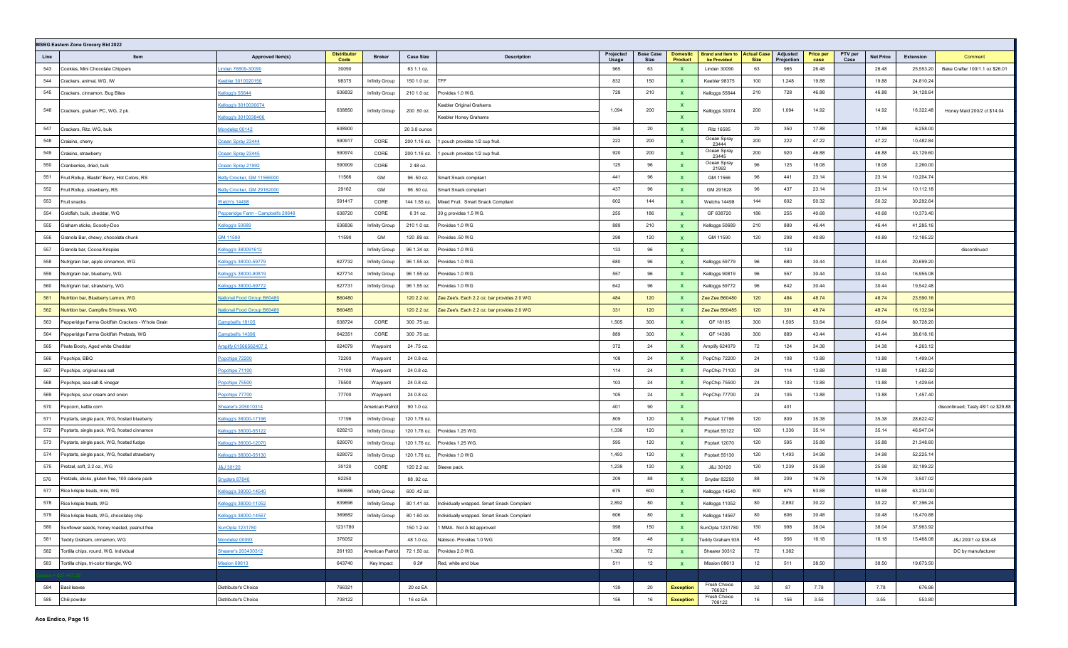**MSBG Eastern Zone Grocery Bid 2022**

| Line | Item | Approved Item(s) | Distributor Code | Broker | Case Size | Description | Projected Usage | Base Case Size | Domestic Product | Brand and Item to be Provided | Actual Case Size | Adjusted Projection | Price per case | PTV per Case | Net Price | Extension | Comment |
|---|---|---|---|---|---|---|---|---|---|---|---|---|---|---|---|---|---|
| 543 | Cookies, Mini Chocolate Chippers | Linden 76809-30090 | 30090 | | 63 1.1 oz. | | 965 | 63 | X | Linden 30090 | 63 | 965 | 26.48 | | 26.48 | 25,553.20 | Bake Crafter 100/1.1 oz $26.01 |
| 544 | Crackers, animal, WG, IW | Keebler 3010020158 | 98375 | Infinity Group | 150 1.0 oz. | TFF | 832 | 150 | X | Keebler 98375 | 100 | 1,248 | 19.88 | | 19.88 | 24,810.24 | |
| 545 | Crackers, cinnamon, Bug Bites | Kellogg's 55644 | 636832 | Infinity Group | 210 1.0 oz. | Provides 1.0 WG. | 728 | 210 | X | Kelloggs 55644 | 210 | 728 | 46.88 | | 46.88 | 34,128.64 | |
| 546 | Crackers, graham PC, WG, 2 pk. | Kellogg's 3010030074<br>Kellogg's 3010038406 | 638850 | Infinity Group | 200 .50 oz. | Keebler Original Grahams<br>Keebler Honey Grahams | 1,094 | 200 | X<br>X | Kelloggs 30074 | 200 | 1,094 | 14.92 | | 14.92 | 16,322.48 | Honey Maid 200/2 ct $14.04 |
| 547 | Crackers, Ritz, WG, bulk | Mondelez 00142 | 638900 | | 20 3.8 ounce | | 350 | 20 | X | Ritz 16585 | 20 | 350 | 17.88 | | 17.88 | 6,258.00 | |
| 548 | Craisins, cherry | Ocean Spray 23444 | 590917 | CORE | 200 1.16 oz. | 1 pouch provides 1/2 cup fruit. | 222 | 200 | X | Ocean Spray 23444 | 200 | 222 | 47.22 | | 47.22 | 10,482.84 | |
| 549 | Craisins, strawberry | Ocean Spray 23445 | 590974 | CORE | 200 1.16 oz. | 1 pouch provides 1/2 cup fruit. | 920 | 200 | X | Ocean Spray 23445 | 200 | 920 | 46.88 | | 46.88 | 43,129.60 | |
| 550 | Cranberries, dried, bulk | Ocean Spray 21992 | 590909 | CORE | 2 48 oz. | | 125 | 96 | X | Ocean Spray 21992 | 96 | 125 | 18.08 | | 18.08 | 2,260.00 | |
| 551 | Fruit Rollup, Blastin' Berry, Hot Colors, RS | Betty Crocker, GM 11566000 | 11566 | GM | 96 .50 oz. | Smart Snack compliant | 441 | 96 | X | GM 11566 | 96 | 441 | 23.14 | | 23.14 | 10,204.74 | |
| 552 | Fruit Rollup, strawberry, RS | Betty Crocker, GM 29162000 | 29162 | GM | 96 .50 oz. | Smart Snack compliant | 437 | 96 | X | GM 291628 | 96 | 437 | 23.14 | | 23.14 | 10,112.18 | |
| 553 | Fruit snacks | Welch's 14498 | 591417 | CORE | 144 1.55 oz. | Mixed Fruit. Smart Snack Compliant | 602 | 144 | X | Welchs 14498 | 144 | 602 | 50.32 | | 50.32 | 30,292.64 | |
| 554 | Goldfish, bulk, cheddar, WG | Pepperidge Farm - Campbell's 20648 | 638720 | CORE | 6 31 oz. | 30 g provides 1.5 WG. | 255 | 186 | X | GF 638720 | 186 | 255 | 40.68 | | 40.68 | 10,373.40 | |
| 555 | Graham sticks, Scooby-Doo | Kellogg's 50689 | 636836 | Infinity Group | 210 1.0 oz. | Provides 1.0 WG | 889 | 210 | X | Kelloggs 50689 | 210 | 889 | 46.44 | | 46.44 | 41,285.16 | |
| 556 | Granola Bar, chewy, chocolate chunk | GM 11590 | 11590 | GM | 120 .89 oz. | Provides .50 WG | 298 | 120 | X | GM 11590 | 120 | 298 | 40.89 | | 40.89 | 12,185.22 | |
| 557 | Granola bar, Cocoa Krispies | Kellogg's 380091612 | | Infinity Group | 96 1.34 oz. | Provides 1.0 WG | 133 | 96 | X | | | 133 | | | | | discontinued |
| 558 | Nutrigrain bar, apple cinnamon, WG | Kellogg's 38000-59779 | 627732 | Infinity Group | 96 1.55 oz. | Provides 1.0 WG | 680 | 96 | X | Kelloggs 59779 | 96 | 680 | 30.44 | | 30.44 | 20,699.20 | |
| 559 | Nutrigrain bar, blueberry, WG | Kellogg's 38000-90819 | 627714 | Infinity Group | 96 1.55 oz. | Provides 1.0 WG | 557 | 96 | X | Kelloggs 90819 | 96 | 557 | 30.44 | | 30.44 | 16,955.08 | |
| 560 | Nutrigrain bar, strawberry, WG | Kellogg's 38000-59772 | 627731 | Infinity Group | 96 1.55 oz. | Provides 1.0 WG | 642 | 96 | X | Kelloggs 59772 | 96 | 642 | 30.44 | | 30.44 | 19,542.48 | |
| 561 | Nutrition bar, Blueberry Lemon, WG | National Food Group B60480 | B60480 | | 120 2.2 oz. | Zee Zee's. Each 2.2 oz. bar provides 2.0 WG | 484 | 120 | X | Zee Zee B60480 | 120 | 484 | 48.74 | | 48.74 | 23,590.16 | |
| 562 | Nutrition bar, Campfire S'mores, WG | National Food Group B60480 | B60485 | | 120 2.2 oz. | Zee Zee's. Each 2.2 oz. bar provides 2.0 WG | 331 | 120 | X | Zee Zee B60485 | 120 | 331 | 48.74 | | 48.74 | 16,132.94 | |
| 563 | Pepperidge Farms Goldfish Crackers - Whole Grain | Campbell's 18105 | 638724 | CORE | 300 .75 oz. | | 1,505 | 300 | X | GF 18105 | 300 | 1,505 | 53.64 | | 53.64 | 80,728.20 | |
| 564 | Pepperidge Farms Goldfish Pretzels, WG | Campbell's 14396 | 642351 | CORE | 300 .75 oz. | | 889 | 300 | X | GF 14396 | 300 | 889 | 43.44 | | 43.44 | 38,618.16 | |
| 565 | Pirate Booty, Aged white Cheddar | Amplify 01566562407 2 | 624079 | Waypoint | 24 .75 oz. | | 372 | 24 | X | Amplify 624079 | 72 | 124 | 34.38 | | 34.38 | 4,263.12 | |
| 566 | Popchips, BBQ | Popchips 72200 | 72200 | Waypoint | 24 0.8 oz. | | 108 | 24 | X | PopChip 72200 | 24 | 108 | 13.88 | | 13.88 | 1,499.04 | |
| 567 | Popchips, original sea salt | Popchips 71100 | 71100 | Waypoint | 24 0.8 oz. | | 114 | 24 | X | PopChip 71100 | 24 | 114 | 13.88 | | 13.88 | 1,582.32 | |
| 568 | Popchips, sea salt & vinegar | Popchips 75500 | 75500 | Waypoint | 24 0.8 oz. | | 103 | 24 | X | PopChip 75500 | 24 | 103 | 13.88 | | 13.88 | 1,429.64 | |
| 569 | Popchips, sour cream and onion | Popchips 77700 | 77700 | Waypoint | 24 0.8 oz. | | 105 | 24 | X | PopChip 77700 | 24 | 105 | 13.88 | | 13.88 | 1,457.40 | |
| 570 | Popcorn, kettle corn | Shearer's 205010314 | | American Patriot | 90 1.0 oz. | | 401 | 90 | X | | | 401 | | | | | discontinued; Tasty 48/1 oz $29.88 |
| 571 | Poptarts, single pack, WG, frosted blueberry | Kellogg's 38000-17196 | 17196 | Infinity Group | 120 1.76 oz. | | 809 | 120 | X | Poptart 17196 | 120 | 809 | 35.38 | | 35.38 | 28,622.42 | |
| 572 | Poptarts, single pack, WG, frosted cinnamon | Kellogg's 38000-55122 | 628213 | Infinity Group | 120 1.76 oz. | Provides 1.25 WG. | 1,336 | 120 | X | Poptart 55122 | 120 | 1,336 | 35.14 | | 35.14 | 46,947.04 | |
| 573 | Poptarts, single pack, WG, frosted fudge | Kellogg's 38000-12070 | 626070 | Infinity Group | 120 1.76 oz. | Provides 1.25 WG. | 595 | 120 | X | Poptart 12070 | 120 | 595 | 35.88 | | 35.88 | 21,348.60 | |
| 574 | Poptarts, single pack, WG, frosted strawberry | Kellogg's 38000-55130 | 628072 | Infinity Group | 120 1.76 oz. | Provides 1.0 WG | 1,493 | 120 | X | Poptart 55130 | 120 | 1,493 | 34.98 | | 34.98 | 52,225.14 | |
| 575 | Pretzel, soft, 2.2 oz., WG | J&J 30120 | 30120 | CORE | 120 2.2 oz. | Sleeve pack. | 1,239 | 120 | X | J&J 30120 | 120 | 1,239 | 25.98 | | 25.98 | 32,189.22 | |
| 576 | Pretzels, sticks, gluten free, 100 calorie pack | Snyders 87840 | 82250 | | 88 .92 oz. | | 209 | 88 | X | Snyder 82250 | 88 | 209 | 16.78 | | 16.78 | 3,507.02 | |
| 577 | Rice krispie treats, mini, WG | Kellogg's 38000-14540 | 369686 | Infinity Group | 600 .42 oz. | | 675 | 600 | X | Kelloggs 14540 | 600 | 675 | 93.68 | | 93.68 | 63,234.00 | |
| 578 | Rice krispie treats, WG | Kellogg's 38000-11052 | 639696 | Infinity Group | 80 1.41 oz. | Individually wrapped. Smart Snack Compliant | 2,892 | 80 | X | Kelloggs 11052 | 80 | 2,892 | 30.22 | | 30.22 | 87,396.24 | |
| 579 | Rice krispie treats, WG, chocolatey chip | Kellogg's 38000-14567 | 369682 | Infinity Group | 80 1.60 oz. | Individually wrapped. Smart Snack Compliant | 606 | 80 | X | Kelloggs 14567 | 80 | 606 | 30.48 | | 30.48 | 18,470.88 | |
| 580 | Sunflower seeds, honey roasted, peanut free | SunOpta 1231780 | 1231780 | | 150 1.2 oz. | 1 MMA. Not A list approved | 998 | 150 | X | SunOpta 1231780 | 150 | 998 | 38.04 | | 38.04 | 37,963.92 | |
| 581 | Teddy Graham, cinnamon, WG | Mondelez 00093 | 378052 | | 48 1.0 oz. | Nabisco. Provides 1.0 WG | 956 | 48 | X | Teddy Graham 935 | 48 | 956 | 16.18 | | 16.18 | 15,468.08 | J&J 200/1 oz $36.48 |
| 582 | Tortilla chips, round, WG, Individual | Shearer's 203430312 | 261193 | American Patriot | 72 1.50 oz. | Provides 2.0 WG. | 1,362 | 72 | X | Shearer 30312 | 72 | 1,362 | | | | | DC by manufacturer |
| 583 | Tortilla chips, tri-color triangle, WG | Mission 08613 | 643740 | Key Impact | 6 2# | Red, white and blue | 511 | 12 | X | Mission 08613 | 12 | 511 | 38.50 | | 38.50 | 19,673.50 | |
| | | | | | | | | | | | | | | | | | |
| 584 | Basil leaves | Distributor's Choice | 766321 | | 20 oz EA | | 139 | 20 | Exception | Fresh Choice 766321 | 32 | 87 | 7.78 | | 7.78 | 676.86 | |
| 585 | Chili powder | Distributor's Choice | 708122 | | 16 oz EA | | 156 | 16 | Exception | Fresh Choice 708122 | 16 | 156 | 3.55 | | 3.55 | 553.80 | |

Ace Endico, Page 15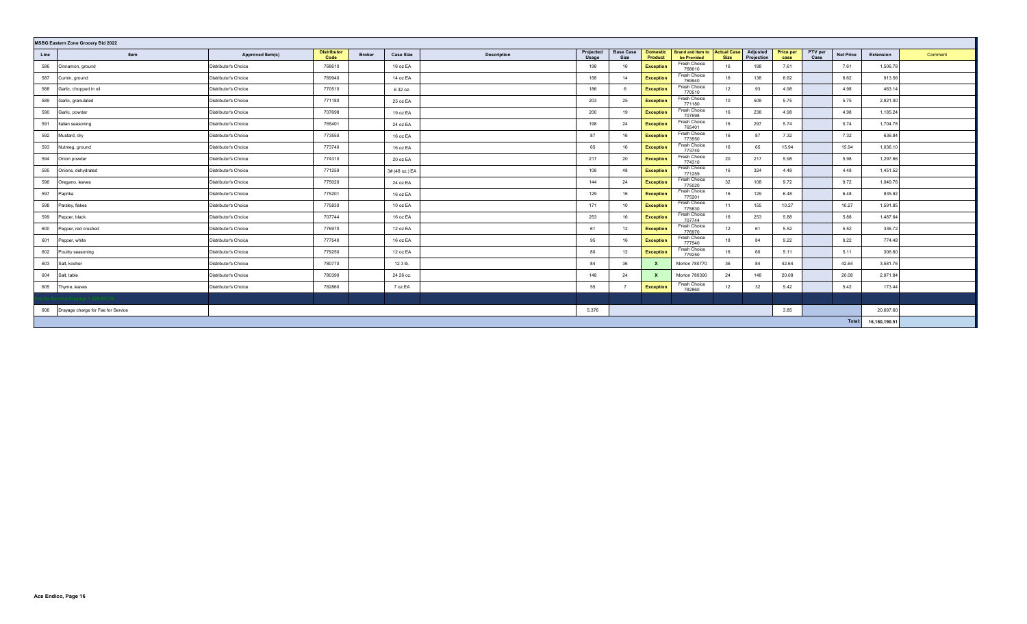**MSBG Eastern Zone Grocery Bid 2022**

| Line | Item | Approved Item(s) | Distributor Code | Broker | Case Size | Description | Projected Usage | Base Case Size | Domestic Product | Brand and Item to be Provided | Actual Case Size | Adjusted Projection | Price per case | PTV per Case | Net Price | Extension | Comment |
|---|---|---|---|---|---|---|---|---|---|---|---|---|---|---|---|---|---|
| 586 | Cinnamon, ground | Distributor's Choice | 768610 | | 16 oz EA | | 198 | 16 | Exception | Fresh Choice 768610 | 16 | 198 | 7.61 | | 7.61 | 1,506.78 | |
| 587 | Cumin, ground | Distributor's Choice | 769940 | | 14 oz EA | | 158 | 14 | Exception | Fresh Choice 769940 | 16 | 138 | 6.62 | | 6.62 | 913.56 | |
| 588 | Garlic, chopped in oil | Distributor's Choice | 770510 | | 6 32 oz. | | 186 | 6 | Exception | Fresh Choice 770510 | 12 | 93 | 4.98 | | 4.98 | 463.14 | |
| 589 | Garlic, granulated | Distributor's Choice | 771180 | | 25 oz EA | | 203 | 25 | Exception | Fresh Choice 771180 | 10 | 508 | 5.75 | | 5.75 | 2,921.00 | |
| 590 | Garlic, powder | Distributor's Choice | 707698 | | 19 oz EA | | 200 | 19 | Exception | Fresh Choice 707698 | 16 | 238 | 4.98 | | 4.98 | 1,185.24 | |
| 591 | Italian seasoning | Distributor's Choice | 765401 | | 24 oz EA | | 198 | 24 | Exception | Fresh Choice 765401 | 16 | 297 | 5.74 | | 5.74 | 1,704.78 | |
| 592 | Mustard, dry | Distributor's Choice | 773550 | | 16 oz EA | | 87 | 16 | Exception | Fresh Choice 773550 | 16 | 87 | 7.32 | | 7.32 | 636.84 | |
| 593 | Nutmeg, ground | Distributor's Choice | 773740 | | 16 oz EA | | 65 | 16 | Exception | Fresh Choice 773740 | 16 | 65 | 15.94 | | 15.94 | 1,036.10 | |
| 594 | Onion powder | Distributor's Choice | 774310 | | 20 oz EA | | 217 | 20 | Exception | Fresh Choice 774310 | 20 | 217 | 5.98 | | 5.98 | 1,297.66 | |
| 595 | Onions, dehydrated | Distributor's Choice | 771259 | | 3# (48 oz.) EA | | 108 | 48 | Exception | Fresh Choice 771259 | 16 | 324 | 4.48 | | 4.48 | 1,451.52 | |
| 596 | Oregano, leaves | Distributor's Choice | 775020 | | 24 oz EA | | 144 | 24 | Exception | Fresh Choice 775020 | 32 | 108 | 9.72 | | 9.72 | 1,049.76 | |
| 597 | Paprika | Distributor's Choice | 775201 | | 16 oz EA | | 129 | 16 | Exception | Fresh Choice 775201 | 16 | 129 | 6.48 | | 6.48 | 835.92 | |
| 598 | Parsley, flakes | Distributor's Choice | 775830 | | 10 oz EA | | 171 | 10 | Exception | Fresh Choice 775830 | 11 | 155 | 10.27 | | 10.27 | 1,591.85 | |
| 599 | Pepper, black | Distributor's Choice | 707744 | | 16 oz EA | | 253 | 16 | Exception | Fresh Choice 707744 | 16 | 253 | 5.88 | | 5.88 | 1,487.64 | |
| 600 | Pepper, red crushed | Distributor's Choice | 776970 | | 12 oz EA | | 61 | 12 | Exception | Fresh Choice 776970 | 12 | 61 | 5.52 | | 5.52 | 336.72 | |
| 601 | Pepper, white | Distributor's Choice | 777540 | | 16 oz EA | | 95 | 16 | Exception | Fresh Choice 777540 | 18 | 84 | 9.22 | | 9.22 | 774.48 | |
| 602 | Poultry seasoning | Distributor's Choice | 779250 | | 12 oz EA | | 80 | 12 | Exception | Fresh Choice 779250 | 16 | 60 | 5.11 | | 5.11 | 306.60 | |
| 603 | Salt, kosher | Distributor's Choice | 780770 | | 12 3 lb. | | 84 | 36 | X | Morton 780770 | 36 | 84 | 42.64 | | 42.64 | 3,581.76 | |
| 604 | Salt, table | Distributor's Choice | 780390 | | 24 26 oz. | | 148 | 24 | X | Morton 780390 | 24 | 148 | 20.08 | | 20.08 | 2,971.84 | |
| 605 | Thyme, leaves | Distributor's Choice | 782860 | | 7 oz EA | | 55 | 7 | Exception | Fresh Choice 782860 | 12 | 32 | 5.42 | | 5.42 | 173.44 | |
| | | | | | | | | | | | | | | | | | |
| 606 | Drayage charge for Fee for Service | | | | | | 5,376 | | | | | | 3.85 | | | 20,697.60 | |
| | | | | | | | | | | | | | | | Total: | 16,180,190.51 | |

Ace Endico, Page 16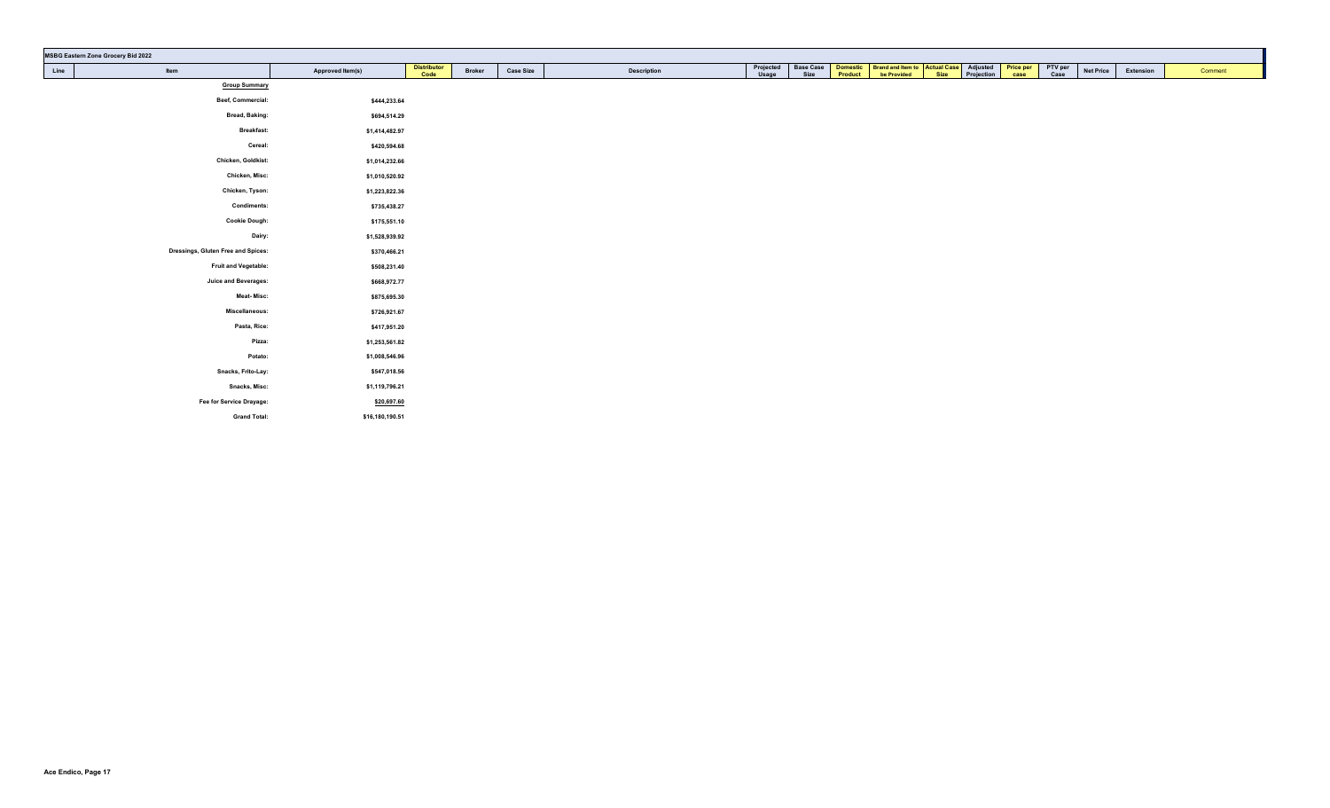**MSBG Eastern Zone Grocery Bid 2022**

| Line | Item | Approved Item(s) | Distributor Code | Broker | Case Size | Description | Projected Usage | Base Case Size | Domestic Product | Brand and Item to be Provided | Actual Case Size | Adjusted Projection | Price per case | PTV per Case | Net Price | Extension | Comment |
|---|---|---|---|---|---|---|---|---|---|---|---|---|---|---|---|---|---|
| | **Group Summary** | | | | | | | | | | | | | | | | |
| | **Beef, Commercial:** | **$444,233.64** | | | | | | | | | | | | | | | |
| | **Bread, Baking:** | **$694,514.29** | | | | | | | | | | | | | | | |
| | **Breakfast:** | **$1,414,482.97** | | | | | | | | | | | | | | | |
| | **Cereal:** | **$420,594.68** | | | | | | | | | | | | | | | |
| | **Chicken, Goldkist:** | **$1,014,232.66** | | | | | | | | | | | | | | | |
| | **Chicken, Misc:** | **$1,010,520.92** | | | | | | | | | | | | | | | |
| | **Chicken, Tyson:** | **$1,223,822.36** | | | | | | | | | | | | | | | |
| | **Condiments:** | **$735,438.27** | | | | | | | | | | | | | | | |
| | **Cookie Dough:** | **$175,551.10** | | | | | | | | | | | | | | | |
| | **Dairy:** | **$1,528,939.92** | | | | | | | | | | | | | | | |
| | **Dressings, Gluten Free and Spices:** | **$370,466.21** | | | | | | | | | | | | | | | |
| | **Fruit and Vegetable:** | **$508,231.40** | | | | | | | | | | | | | | | |
| | **Juice and Beverages:** | **$668,972.77** | | | | | | | | | | | | | | | |
| | **Meat- Misc:** | **$875,695.30** | | | | | | | | | | | | | | | |
| | **Miscellaneous:** | **$726,921.67** | | | | | | | | | | | | | | | |
| | **Pasta, Rice:** | **$417,951.20** | | | | | | | | | | | | | | | |
| | **Pizza:** | **$1,253,561.82** | | | | | | | | | | | | | | | |
| | **Potato:** | **$1,008,546.96** | | | | | | | | | | | | | | | |
| | **Snacks, Frito-Lay:** | **$547,018.56** | | | | | | | | | | | | | | | |
| | **Snacks, Misc:** | **$1,119,796.21** | | | | | | | | | | | | | | | |
| | **Fee for Service Drayage:** | **$20,697.60** | | | | | | | | | | | | | | | |
| | **Grand Total:** | **$16,180,190.51** | | | | | | | | | | | | | | | |

**Ace Endico, Page 17**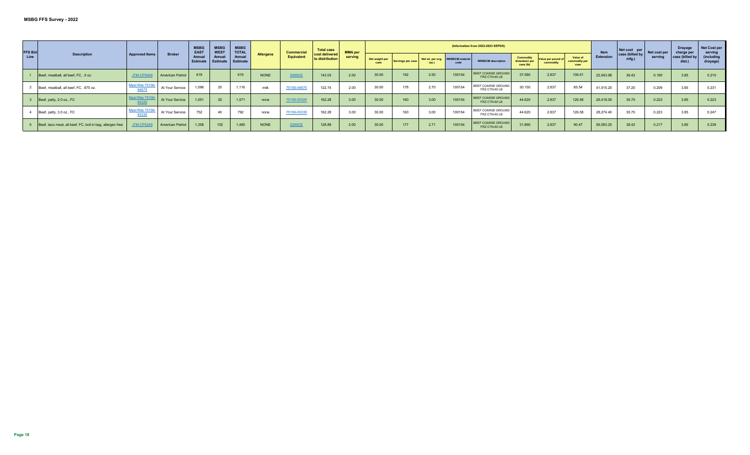**MSBG FFS Survey - 2022**

| FFS Bid Line | Description | Approved Items | Broker | MSBG EAST Annual Estimate | MSBG WEST Annual Estimate | MSBG TOTAL Annual Estimate | Allergens | Commercial Equivalent | Total case cost delivered to distribution | MMA per serving | (Information from 2022-2023 SEPDS) | | | | | | | | Item Extension | Net cost per case (billed by mfg.) | Net cost per serving | Drayage charge per case (billed by dist.) | Net Cost per serving (including drayage) |
|---|---|---|---|---|---|---|---|---|---|---|---|---|---|---|---|---|---|---|---|---|---|---|---|
| | | | | | | | | | | | Net weight per case | Servings per case | Net wt. per svg. (oz.) | WEBSCM material code | WEBSCM description | Commodity drawdown per case (lb) | Value per pound of commodity | Value of commodity per case | | | | | |
| 1 | Beef, meatball, all beef, FC, .5 oz. | JTM CP5049 | American Patriot | 619 | | 619 | NONE | 5049CE | 143.03 | 2.00 | 30.00 | 192 | 2.50 | 100154 | BEEF COARSE GROUND FRZ CTN-60 LB | 37.580 | 2.837 | 106.61 | 22,543.98 | 36.42 | 0.190 | 3.85 | 0.210 |
| 2 | Beef, meatball, all beef, FC, .675 oz. | Maid Rite 75156-94675 | At Your Service | 1,096 | 20 | 1,116 | milk | 75156-04675 | 122.74 | 2.00 | 30.00 | 178 | 2.70 | 100154 | BEEF COARSE GROUND FRZ CTN-60 LB | 30.150 | 2.837 | 85.54 | 41,515.20 | 37.20 | 0.209 | 3.85 | 0.231 |
| 3 | Beef, patty, 2.0 oz., FC | Maid Rite 75156-93320 | At Your Service | 1,551 | 20 | 1,571 | none | 75156-03320 | 162.28 | 3.00 | 30.00 | 160 | 3.00 | 100154 | BEEF COARSE GROUND FRZ CTN-60 LB | 44.620 | 2.837 | 126.58 | 26,418.00 | 35.70 | 0.223 | 3.85 | 0.223 |
| 4 | Beef, patty, 3.0 oz., FC | Maid Rite 75156-93330 | At Your Service | 752 | 40 | 792 | none | 75156-03330 | 162.28 | 3.00 | 30.00 | 160 | 3.00 | 100154 | BEEF COARSE GROUND FRZ CTN-60 LB | 44.620 | 2.837 | 126.58 | 28,274.40 | 35.70 | 0.223 | 3.85 | 0.247 |
| 5 | Beef, taco meat, all beef, FC, boil in bag, allergen free | JTM CP5249 | American Patriot | 1,358 | 102 | 1,460 | NONE | 5249CE | 128.89 | 2.00 | 30.00 | 177 | 2.71 | 100154 | BEEF COARSE GROUND FRZ CTN-60 LB | 31.890 | 2.837 | 90.47 | 56,093.20 | 38.42 | 0.217 | 3.85 | 0.239 |